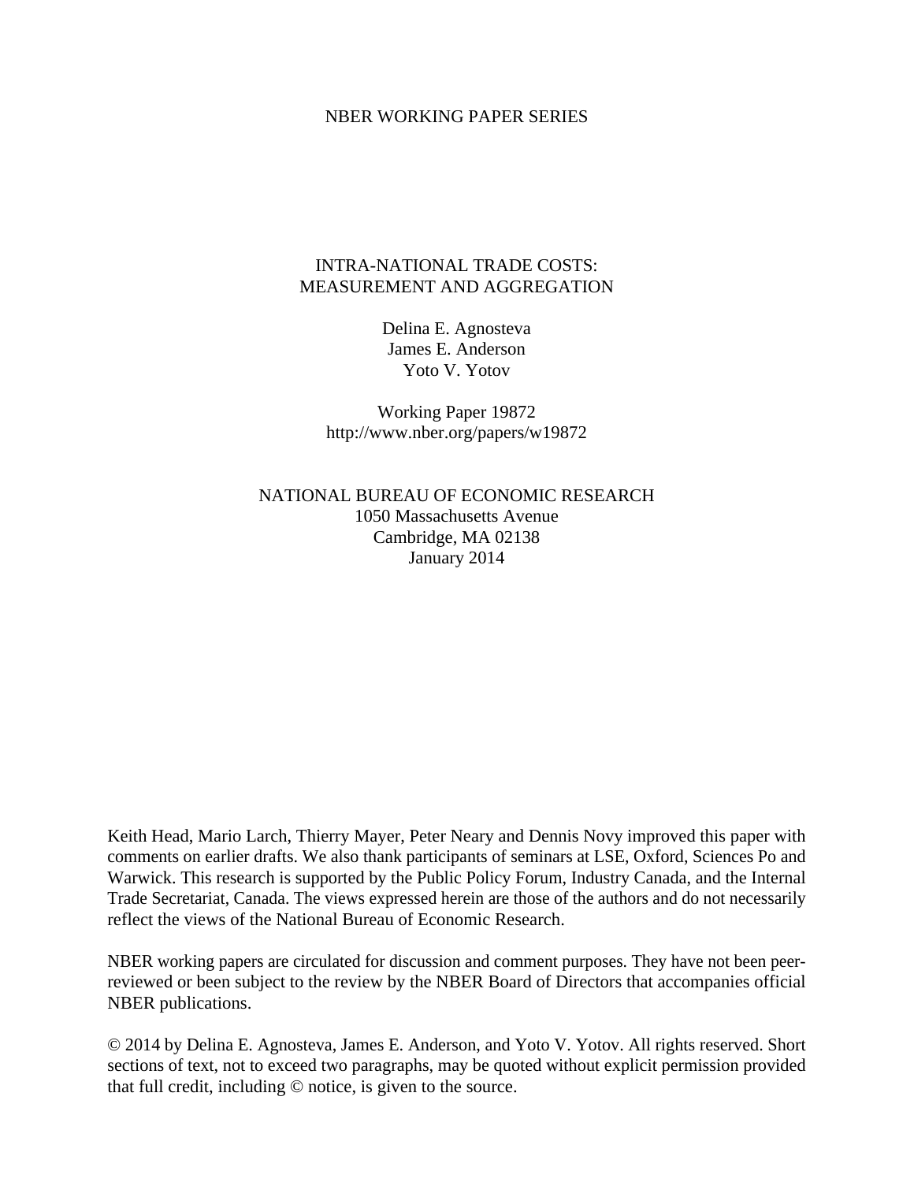NBER WORKING PAPER SERIES

# INTRA-NATIONAL TRADE COSTS: MEASUREMENT AND AGGREGATION

Delina E. Agnosteva
James E. Anderson
Yoto V. Yotov

Working Paper 19872
http://www.nber.org/papers/w19872

NATIONAL BUREAU OF ECONOMIC RESEARCH
1050 Massachusetts Avenue
Cambridge, MA 02138
January 2014

Keith Head, Mario Larch, Thierry Mayer, Peter Neary and Dennis Novy improved this paper with comments on earlier drafts. We also thank participants of seminars at LSE, Oxford, Sciences Po and Warwick. This research is supported by the Public Policy Forum, Industry Canada, and the Internal Trade Secretariat, Canada. The views expressed herein are those of the authors and do not necessarily reflect the views of the National Bureau of Economic Research.

NBER working papers are circulated for discussion and comment purposes. They have not been peer-reviewed or been subject to the review by the NBER Board of Directors that accompanies official NBER publications.

© 2014 by Delina E. Agnosteva, James E. Anderson, and Yoto V. Yotov. All rights reserved. Short sections of text, not to exceed two paragraphs, may be quoted without explicit permission provided that full credit, including © notice, is given to the source.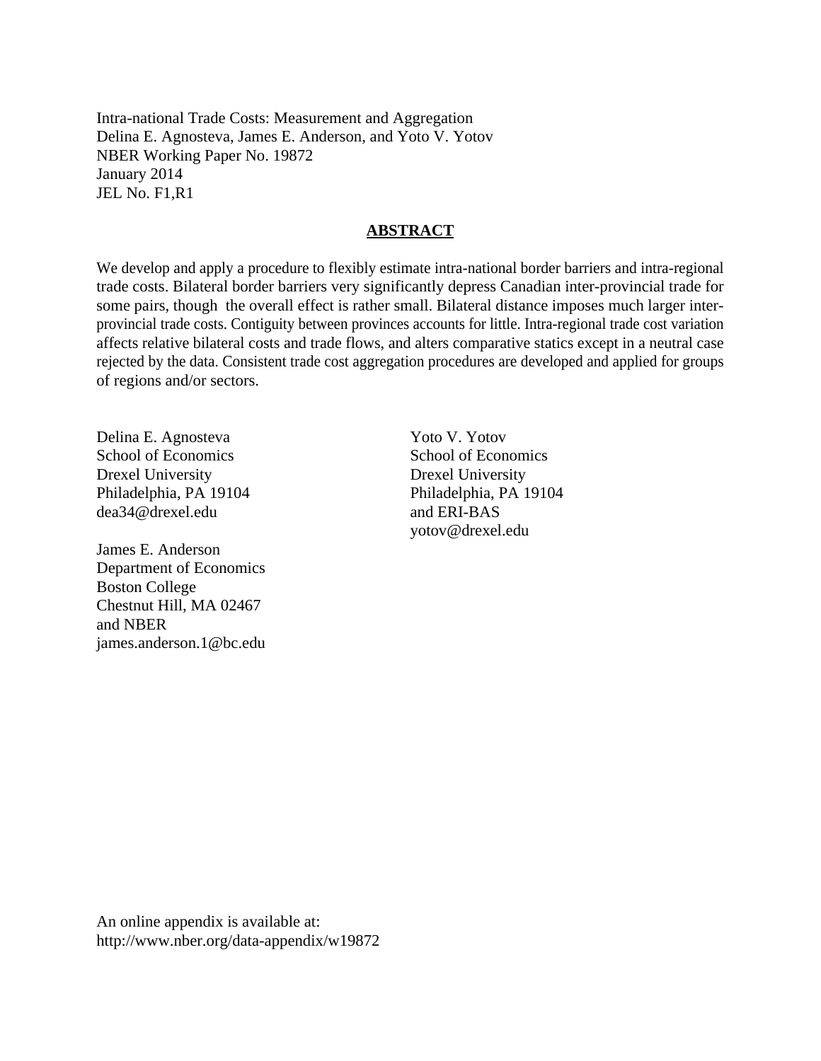Intra-national Trade Costs: Measurement and Aggregation
Delina E. Agnosteva, James E. Anderson, and Yoto V. Yotov
NBER Working Paper No. 19872
January 2014
JEL No. F1,R1

## ABSTRACT

We develop and apply a procedure to flexibly estimate intra-national border barriers and intra-regional trade costs. Bilateral border barriers very significantly depress Canadian inter-provincial trade for some pairs, though the overall effect is rather small. Bilateral distance imposes much larger inter-provincial trade costs. Contiguity between provinces accounts for little. Intra-regional trade cost variation affects relative bilateral costs and trade flows, and alters comparative statics except in a neutral case rejected by the data. Consistent trade cost aggregation procedures are developed and applied for groups of regions and/or sectors.

Delina E. Agnosteva
School of Economics
Drexel University
Philadelphia, PA 19104
dea34@drexel.edu

James E. Anderson
Department of Economics
Boston College
Chestnut Hill, MA 02467
and NBER
james.anderson.1@bc.edu

Yoto V. Yotov
School of Economics
Drexel University
Philadelphia, PA 19104
and ERI-BAS
yotov@drexel.edu

An online appendix is available at:
http://www.nber.org/data-appendix/w19872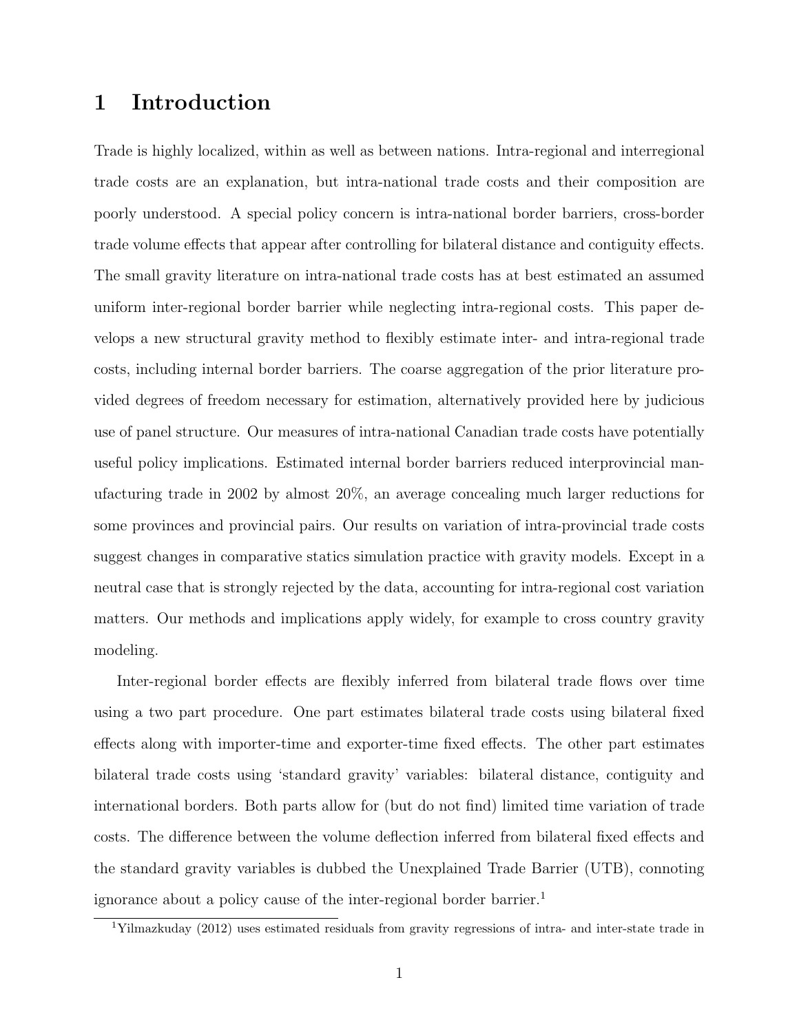# 1 Introduction

Trade is highly localized, within as well as between nations. Intra-regional and interregional trade costs are an explanation, but intra-national trade costs and their composition are poorly understood. A special policy concern is intra-national border barriers, cross-border trade volume effects that appear after controlling for bilateral distance and contiguity effects. The small gravity literature on intra-national trade costs has at best estimated an assumed uniform inter-regional border barrier while neglecting intra-regional costs. This paper develops a new structural gravity method to flexibly estimate inter- and intra-regional trade costs, including internal border barriers. The coarse aggregation of the prior literature provided degrees of freedom necessary for estimation, alternatively provided here by judicious use of panel structure. Our measures of intra-national Canadian trade costs have potentially useful policy implications. Estimated internal border barriers reduced interprovincial manufacturing trade in 2002 by almost 20%, an average concealing much larger reductions for some provinces and provincial pairs. Our results on variation of intra-provincial trade costs suggest changes in comparative statics simulation practice with gravity models. Except in a neutral case that is strongly rejected by the data, accounting for intra-regional cost variation matters. Our methods and implications apply widely, for example to cross country gravity modeling.

Inter-regional border effects are flexibly inferred from bilateral trade flows over time using a two part procedure. One part estimates bilateral trade costs using bilateral fixed effects along with importer-time and exporter-time fixed effects. The other part estimates bilateral trade costs using 'standard gravity' variables: bilateral distance, contiguity and international borders. Both parts allow for (but do not find) limited time variation of trade costs. The difference between the volume deflection inferred from bilateral fixed effects and the standard gravity variables is dubbed the Unexplained Trade Barrier (UTB), connoting ignorance about a policy cause of the inter-regional border barrier.[1]

[1]Yilmazkuday (2012) uses estimated residuals from gravity regressions of intra- and inter-state trade in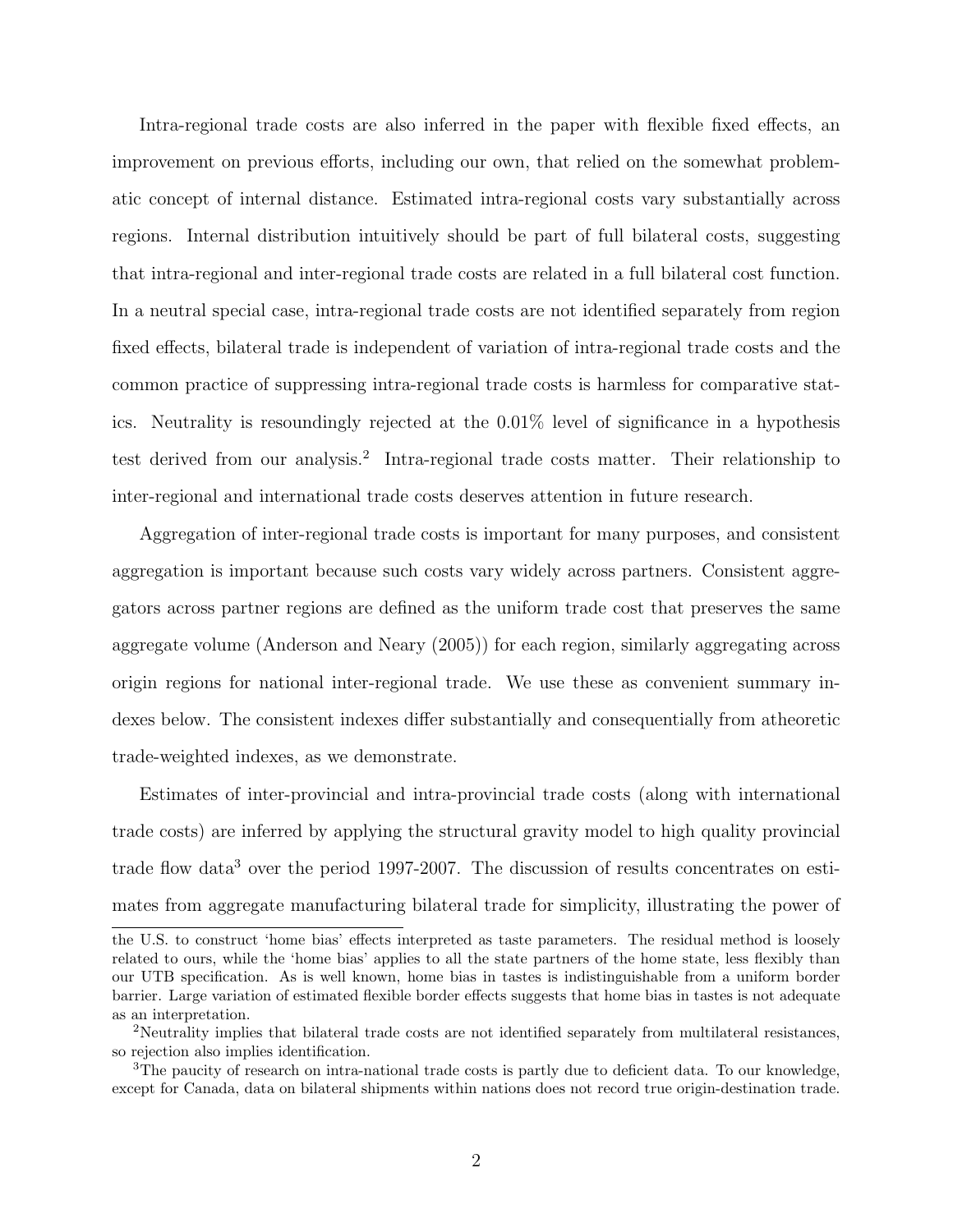Intra-regional trade costs are also inferred in the paper with flexible fixed effects, an improvement on previous efforts, including our own, that relied on the somewhat problematic concept of internal distance. Estimated intra-regional costs vary substantially across regions. Internal distribution intuitively should be part of full bilateral costs, suggesting that intra-regional and inter-regional trade costs are related in a full bilateral cost function. In a neutral special case, intra-regional trade costs are not identified separately from region fixed effects, bilateral trade is independent of variation of intra-regional trade costs and the common practice of suppressing intra-regional trade costs is harmless for comparative statics. Neutrality is resoundingly rejected at the 0.01% level of significance in a hypothesis test derived from our analysis.[2] Intra-regional trade costs matter. Their relationship to inter-regional and international trade costs deserves attention in future research.

Aggregation of inter-regional trade costs is important for many purposes, and consistent aggregation is important because such costs vary widely across partners. Consistent aggregators across partner regions are defined as the uniform trade cost that preserves the same aggregate volume (Anderson and Neary (2005)) for each region, similarly aggregating across origin regions for national inter-regional trade. We use these as convenient summary indexes below. The consistent indexes differ substantially and consequentially from atheoretic trade-weighted indexes, as we demonstrate.

Estimates of inter-provincial and intra-provincial trade costs (along with international trade costs) are inferred by applying the structural gravity model to high quality provincial trade flow data[3] over the period 1997-2007. The discussion of results concentrates on estimates from aggregate manufacturing bilateral trade for simplicity, illustrating the power of

---

the U.S. to construct 'home bias' effects interpreted as taste parameters. The residual method is loosely related to ours, while the 'home bias' applies to all the state partners of the home state, less flexibly than our UTB specification. As is well known, home bias in tastes is indistinguishable from a uniform border barrier. Large variation of estimated flexible border effects suggests that home bias in tastes is not adequate as an interpretation.

[2] Neutrality implies that bilateral trade costs are not identified separately from multilateral resistances, so rejection also implies identification.

[3] The paucity of research on intra-national trade costs is partly due to deficient data. To our knowledge, except for Canada, data on bilateral shipments within nations does not record true origin-destination trade.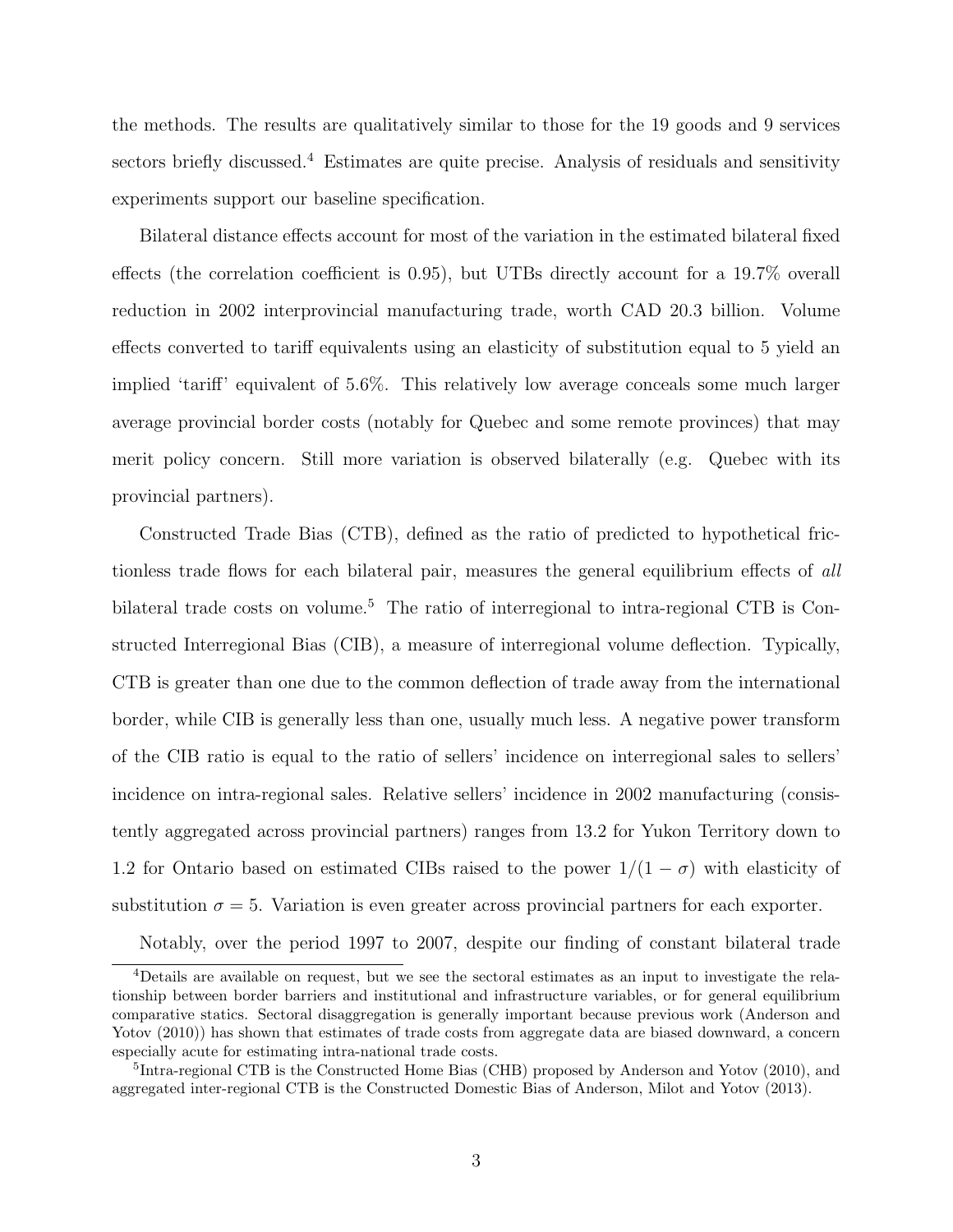the methods. The results are qualitatively similar to those for the 19 goods and 9 services sectors briefly discussed.[4] Estimates are quite precise. Analysis of residuals and sensitivity experiments support our baseline specification.

Bilateral distance effects account for most of the variation in the estimated bilateral fixed effects (the correlation coefficient is 0.95), but UTBs directly account for a 19.7% overall reduction in 2002 interprovincial manufacturing trade, worth CAD 20.3 billion. Volume effects converted to tariff equivalents using an elasticity of substitution equal to 5 yield an implied 'tariff' equivalent of 5.6%. This relatively low average conceals some much larger average provincial border costs (notably for Quebec and some remote provinces) that may merit policy concern. Still more variation is observed bilaterally (e.g. Quebec with its provincial partners).

Constructed Trade Bias (CTB), defined as the ratio of predicted to hypothetical frictionless trade flows for each bilateral pair, measures the general equilibrium effects of *all* bilateral trade costs on volume.[5] The ratio of interregional to intra-regional CTB is Constructed Interregional Bias (CIB), a measure of interregional volume deflection. Typically, CTB is greater than one due to the common deflection of trade away from the international border, while CIB is generally less than one, usually much less. A negative power transform of the CIB ratio is equal to the ratio of sellers' incidence on interregional sales to sellers' incidence on intra-regional sales. Relative sellers' incidence in 2002 manufacturing (consistently aggregated across provincial partners) ranges from 13.2 for Yukon Territory down to 1.2 for Ontario based on estimated CIBs raised to the power $1/(1-\sigma)$ with elasticity of substitution $\sigma = 5$. Variation is even greater across provincial partners for each exporter.

Notably, over the period 1997 to 2007, despite our finding of constant bilateral trade

---

[4] Details are available on request, but we see the sectoral estimates as an input to investigate the relationship between border barriers and institutional and infrastructure variables, or for general equilibrium comparative statics. Sectoral disaggregation is generally important because previous work (Anderson and Yotov (2010)) has shown that estimates of trade costs from aggregate data are biased downward, a concern especially acute for estimating intra-national trade costs.

[5] Intra-regional CTB is the Constructed Home Bias (CHB) proposed by Anderson and Yotov (2010), and aggregated inter-regional CTB is the Constructed Domestic Bias of Anderson, Milot and Yotov (2013).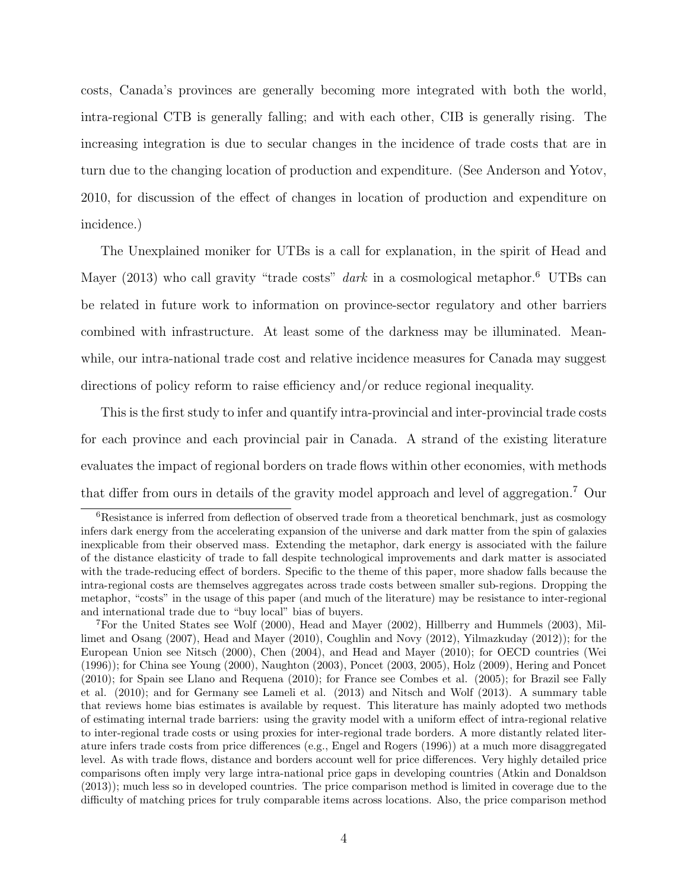costs, Canada's provinces are generally becoming more integrated with both the world, intra-regional CTB is generally falling; and with each other, CIB is generally rising. The increasing integration is due to secular changes in the incidence of trade costs that are in turn due to the changing location of production and expenditure. (See Anderson and Yotov, 2010, for discussion of the effect of changes in location of production and expenditure on incidence.)

The Unexplained moniker for UTBs is a call for explanation, in the spirit of Head and Mayer (2013) who call gravity "trade costs" *dark* in a cosmological metaphor.[6] UTBs can be related in future work to information on province-sector regulatory and other barriers combined with infrastructure. At least some of the darkness may be illuminated. Meanwhile, our intra-national trade cost and relative incidence measures for Canada may suggest directions of policy reform to raise efficiency and/or reduce regional inequality.

This is the first study to infer and quantify intra-provincial and inter-provincial trade costs for each province and each provincial pair in Canada. A strand of the existing literature evaluates the impact of regional borders on trade flows within other economies, with methods that differ from ours in details of the gravity model approach and level of aggregation.[7] Our

---

[6]Resistance is inferred from deflection of observed trade from a theoretical benchmark, just as cosmology infers dark energy from the accelerating expansion of the universe and dark matter from the spin of galaxies inexplicable from their observed mass. Extending the metaphor, dark energy is associated with the failure of the distance elasticity of trade to fall despite technological improvements and dark matter is associated with the trade-reducing effect of borders. Specific to the theme of this paper, more shadow falls because the intra-regional costs are themselves aggregates across trade costs between smaller sub-regions. Dropping the metaphor, "costs" in the usage of this paper (and much of the literature) may be resistance to inter-regional and international trade due to "buy local" bias of buyers.

[7]For the United States see Wolf (2000), Head and Mayer (2002), Hillberry and Hummels (2003), Millimet and Osang (2007), Head and Mayer (2010), Coughlin and Novy (2012), Yilmazkuday (2012)); for the European Union see Nitsch (2000), Chen (2004), and Head and Mayer (2010); for OECD countries (Wei (1996)); for China see Young (2000), Naughton (2003), Poncet (2003, 2005), Holz (2009), Hering and Poncet (2010); for Spain see Llano and Requena (2010); for France see Combes et al. (2005); for Brazil see Fally et al. (2010); and for Germany see Lameli et al. (2013) and Nitsch and Wolf (2013). A summary table that reviews home bias estimates is available by request. This literature has mainly adopted two methods of estimating internal trade barriers: using the gravity model with a uniform effect of intra-regional relative to inter-regional trade costs or using proxies for inter-regional trade borders. A more distantly related literature infers trade costs from price differences (e.g., Engel and Rogers (1996)) at a much more disaggregated level. As with trade flows, distance and borders account well for price differences. Very highly detailed price comparisons often imply very large intra-national price gaps in developing countries (Atkin and Donaldson (2013)); much less so in developed countries. The price comparison method is limited in coverage due to the difficulty of matching prices for truly comparable items across locations. Also, the price comparison method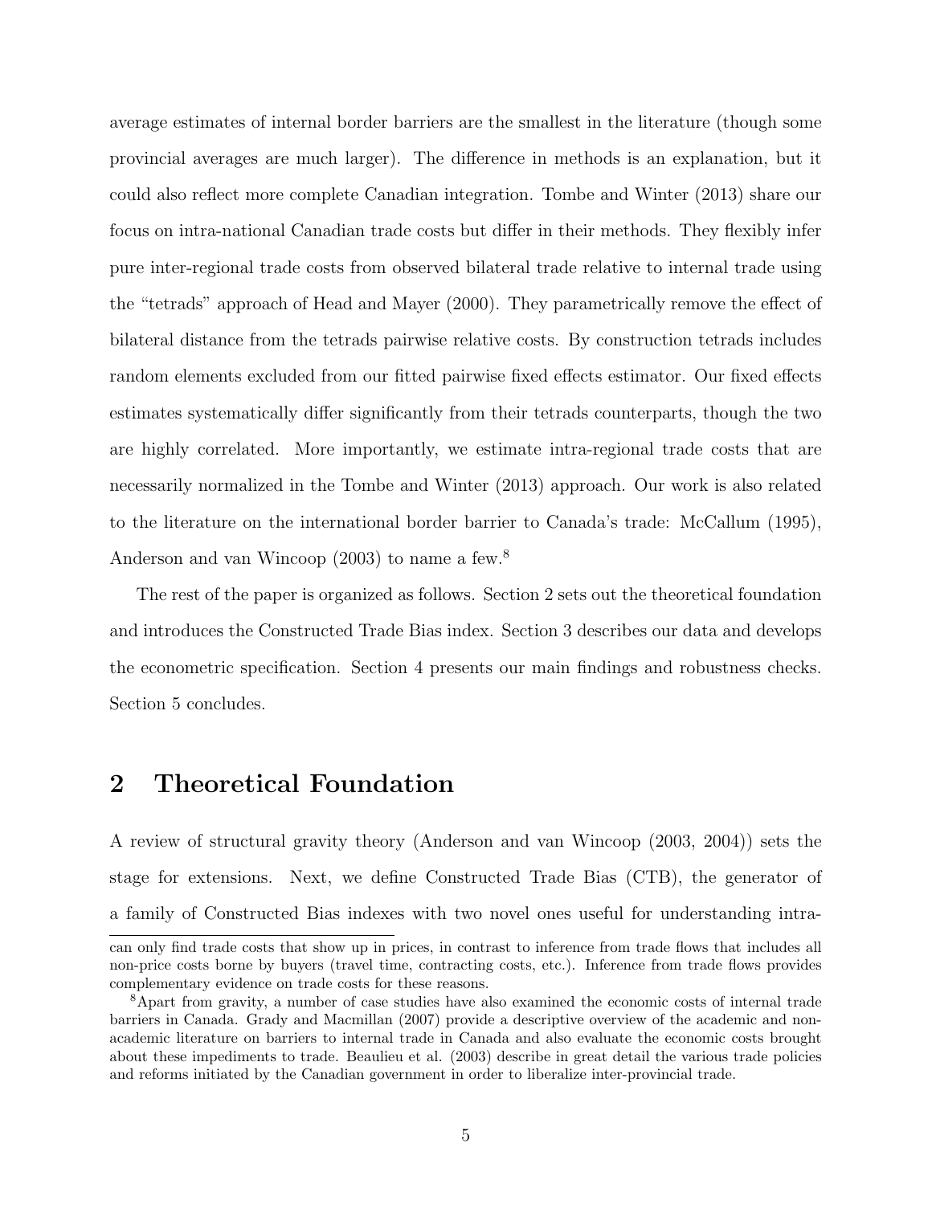average estimates of internal border barriers are the smallest in the literature (though some provincial averages are much larger). The difference in methods is an explanation, but it could also reflect more complete Canadian integration. Tombe and Winter (2013) share our focus on intra-national Canadian trade costs but differ in their methods. They flexibly infer pure inter-regional trade costs from observed bilateral trade relative to internal trade using the "tetrads" approach of Head and Mayer (2000). They parametrically remove the effect of bilateral distance from the tetrads pairwise relative costs. By construction tetrads includes random elements excluded from our fitted pairwise fixed effects estimator. Our fixed effects estimates systematically differ significantly from their tetrads counterparts, though the two are highly correlated. More importantly, we estimate intra-regional trade costs that are necessarily normalized in the Tombe and Winter (2013) approach. Our work is also related to the literature on the international border barrier to Canada's trade: McCallum (1995), Anderson and van Wincoop (2003) to name a few.[8]

The rest of the paper is organized as follows. Section 2 sets out the theoretical foundation and introduces the Constructed Trade Bias index. Section 3 describes our data and develops the econometric specification. Section 4 presents our main findings and robustness checks. Section 5 concludes.

## 2 Theoretical Foundation

A review of structural gravity theory (Anderson and van Wincoop (2003, 2004)) sets the stage for extensions. Next, we define Constructed Trade Bias (CTB), the generator of a family of Constructed Bias indexes with two novel ones useful for understanding intra-

---

can only find trade costs that show up in prices, in contrast to inference from trade flows that includes all non-price costs borne by buyers (travel time, contracting costs, etc.). Inference from trade flows provides complementary evidence on trade costs for these reasons.

[8] Apart from gravity, a number of case studies have also examined the economic costs of internal trade barriers in Canada. Grady and Macmillan (2007) provide a descriptive overview of the academic and non-academic literature on barriers to internal trade in Canada and also evaluate the economic costs brought about these impediments to trade. Beaulieu et al. (2003) describe in great detail the various trade policies and reforms initiated by the Canadian government in order to liberalize inter-provincial trade.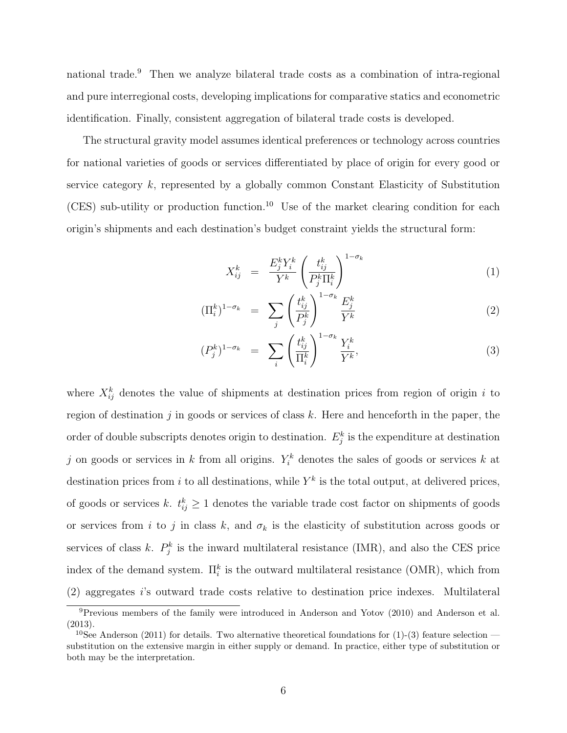national trade.[9] Then we analyze bilateral trade costs as a combination of intra-regional and pure interregional costs, developing implications for comparative statics and econometric identification. Finally, consistent aggregation of bilateral trade costs is developed.

The structural gravity model assumes identical preferences or technology across countries for national varieties of goods or services differentiated by place of origin for every good or service category $k$, represented by a globally common Constant Elasticity of Substitution (CES) sub-utility or production function.[10] Use of the market clearing condition for each origin's shipments and each destination's budget constraint yields the structural form:

$$X_{ij}^k = \frac{E_j^k Y_i^k}{Y^k}\left(\frac{t_{ij}^k}{P_j^k \Pi_i^k}\right)^{1-\sigma_k} \tag{1}$$

$$(\Pi_i^k)^{1-\sigma_k} = \sum_j \left(\frac{t_{ij}^k}{P_j^k}\right)^{1-\sigma_k} \frac{E_j^k}{Y^k} \tag{2}$$

$$(P_j^k)^{1-\sigma_k} = \sum_i \left(\frac{t_{ij}^k}{\Pi_i^k}\right)^{1-\sigma_k} \frac{Y_i^k}{Y^k}, \tag{3}$$

where $X_{ij}^k$ denotes the value of shipments at destination prices from region of origin $i$ to region of destination $j$ in goods or services of class $k$. Here and henceforth in the paper, the order of double subscripts denotes origin to destination. $E_j^k$ is the expenditure at destination $j$ on goods or services in $k$ from all origins. $Y_i^k$ denotes the sales of goods or services $k$ at destination prices from $i$ to all destinations, while $Y^k$ is the total output, at delivered prices, of goods or services $k$. $t_{ij}^k \geq 1$ denotes the variable trade cost factor on shipments of goods or services from $i$ to $j$ in class $k$, and $\sigma_k$ is the elasticity of substitution across goods or services of class $k$. $P_j^k$ is the inward multilateral resistance (IMR), and also the CES price index of the demand system. $\Pi_i^k$ is the outward multilateral resistance (OMR), which from (2) aggregates $i$'s outward trade costs relative to destination price indexes. Multilateral

[9] Previous members of the family were introduced in Anderson and Yotov (2010) and Anderson et al. (2013).

[10] See Anderson (2011) for details. Two alternative theoretical foundations for (1)-(3) feature selection — substitution on the extensive margin in either supply or demand. In practice, either type of substitution or both may be the interpretation.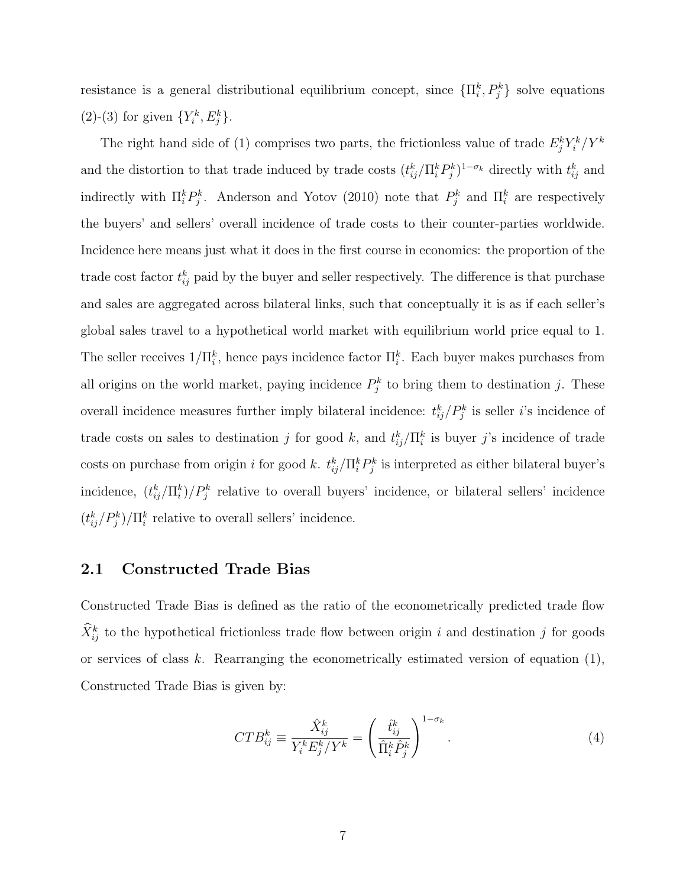resistance is a general distributional equilibrium concept, since $\{\Pi_i^k, P_j^k\}$ solve equations (2)-(3) for given $\{Y_i^k, E_j^k\}$.

The right hand side of (1) comprises two parts, the frictionless value of trade $E_j^k Y_i^k / Y^k$ and the distortion to that trade induced by trade costs $(t_{ij}^k / \Pi_i^k P_j^k)^{1-\sigma_k}$ directly with $t_{ij}^k$ and indirectly with $\Pi_i^k P_j^k$. Anderson and Yotov (2010) note that $P_j^k$ and $\Pi_i^k$ are respectively the buyers' and sellers' overall incidence of trade costs to their counter-parties worldwide. Incidence here means just what it does in the first course in economics: the proportion of the trade cost factor $t_{ij}^k$ paid by the buyer and seller respectively. The difference is that purchase and sales are aggregated across bilateral links, such that conceptually it is as if each seller's global sales travel to a hypothetical world market with equilibrium world price equal to 1. The seller receives $1/\Pi_i^k$, hence pays incidence factor $\Pi_i^k$. Each buyer makes purchases from all origins on the world market, paying incidence $P_j^k$ to bring them to destination $j$. These overall incidence measures further imply bilateral incidence: $t_{ij}^k / P_j^k$ is seller $i$'s incidence of trade costs on sales to destination $j$ for good $k$, and $t_{ij}^k / \Pi_i^k$ is buyer $j$'s incidence of trade costs on purchase from origin $i$ for good $k$. $t_{ij}^k / \Pi_i^k P_j^k$ is interpreted as either bilateral buyer's incidence, $(t_{ij}^k / \Pi_i^k)/P_j^k$ relative to overall buyers' incidence, or bilateral sellers' incidence $(t_{ij}^k / P_j^k)/\Pi_i^k$ relative to overall sellers' incidence.

## 2.1 Constructed Trade Bias

Constructed Trade Bias is defined as the ratio of the econometrically predicted trade flow $\widehat{X}_{ij}^k$ to the hypothetical frictionless trade flow between origin $i$ and destination $j$ for goods or services of class $k$. Rearranging the econometrically estimated version of equation (1), Constructed Trade Bias is given by:

$$CTB_{ij}^k \equiv \frac{\hat{X}_{ij}^k}{Y_i^k E_j^k / Y^k} = \left( \frac{\hat{t}_{ij}^k}{\hat{\Pi}_i^k \hat{P}_j^k} \right)^{1-\sigma_k}. \tag{4}$$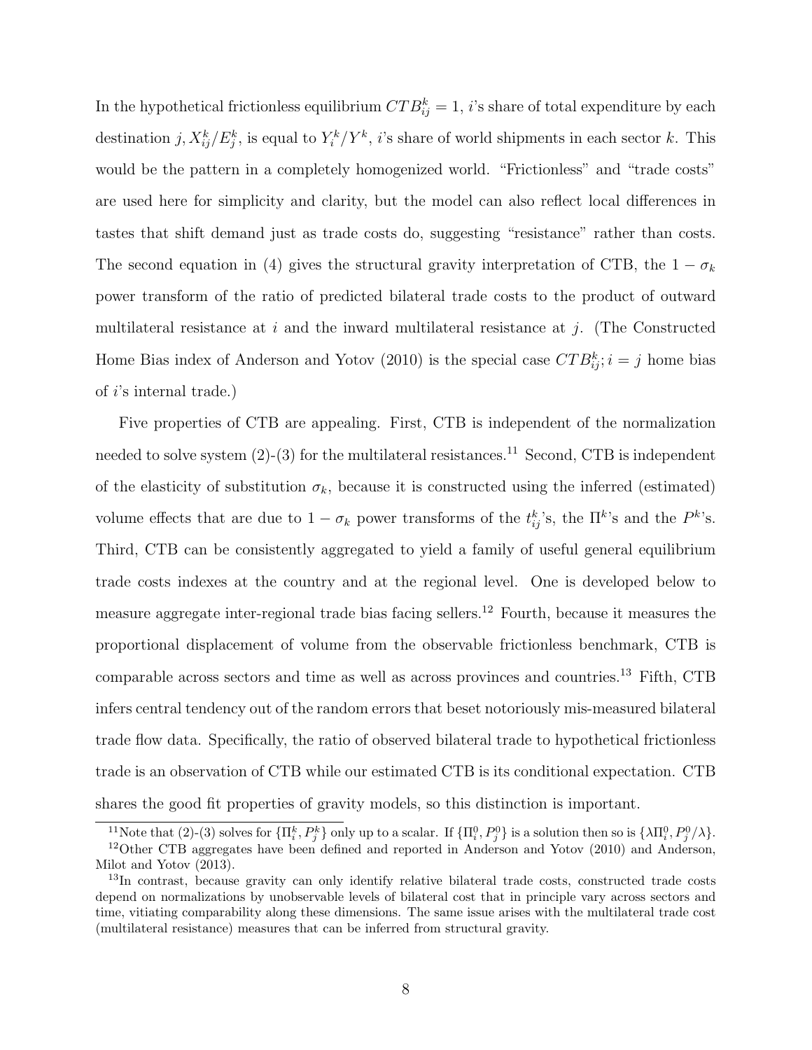In the hypothetical frictionless equilibrium $CTB_{ij}^k = 1$, $i$'s share of total expenditure by each destination $j$, $X_{ij}^k/E_j^k$, is equal to $Y_i^k/Y^k$, $i$'s share of world shipments in each sector $k$. This would be the pattern in a completely homogenized world. "Frictionless" and "trade costs" are used here for simplicity and clarity, but the model can also reflect local differences in tastes that shift demand just as trade costs do, suggesting "resistance" rather than costs. The second equation in (4) gives the structural gravity interpretation of CTB, the $1 - \sigma_k$ power transform of the ratio of predicted bilateral trade costs to the product of outward multilateral resistance at $i$ and the inward multilateral resistance at $j$. (The Constructed Home Bias index of Anderson and Yotov (2010) is the special case $CTB_{ij}^k; i = j$ home bias of $i$'s internal trade.)

Five properties of CTB are appealing. First, CTB is independent of the normalization needed to solve system (2)-(3) for the multilateral resistances.[11] Second, CTB is independent of the elasticity of substitution $\sigma_k$, because it is constructed using the inferred (estimated) volume effects that are due to $1 - \sigma_k$ power transforms of the $t_{ij}^k$'s, the $\Pi^k$'s and the $P^k$'s. Third, CTB can be consistently aggregated to yield a family of useful general equilibrium trade costs indexes at the country and at the regional level. One is developed below to measure aggregate inter-regional trade bias facing sellers.[12] Fourth, because it measures the proportional displacement of volume from the observable frictionless benchmark, CTB is comparable across sectors and time as well as across provinces and countries.[13] Fifth, CTB infers central tendency out of the random errors that beset notoriously mis-measured bilateral trade flow data. Specifically, the ratio of observed bilateral trade to hypothetical frictionless trade is an observation of CTB while our estimated CTB is its conditional expectation. CTB shares the good fit properties of gravity models, so this distinction is important.

[11]Note that (2)-(3) solves for $\{\Pi_i^k, P_j^k\}$ only up to a scalar. If $\{\Pi_i^0, P_j^0\}$ is a solution then so is $\{\lambda\Pi_i^0, P_j^0/\lambda\}$.

[12]Other CTB aggregates have been defined and reported in Anderson and Yotov (2010) and Anderson, Milot and Yotov (2013).

[13]In contrast, because gravity can only identify relative bilateral trade costs, constructed trade costs depend on normalizations by unobservable levels of bilateral cost that in principle vary across sectors and time, vitiating comparability along these dimensions. The same issue arises with the multilateral trade cost (multilateral resistance) measures that can be inferred from structural gravity.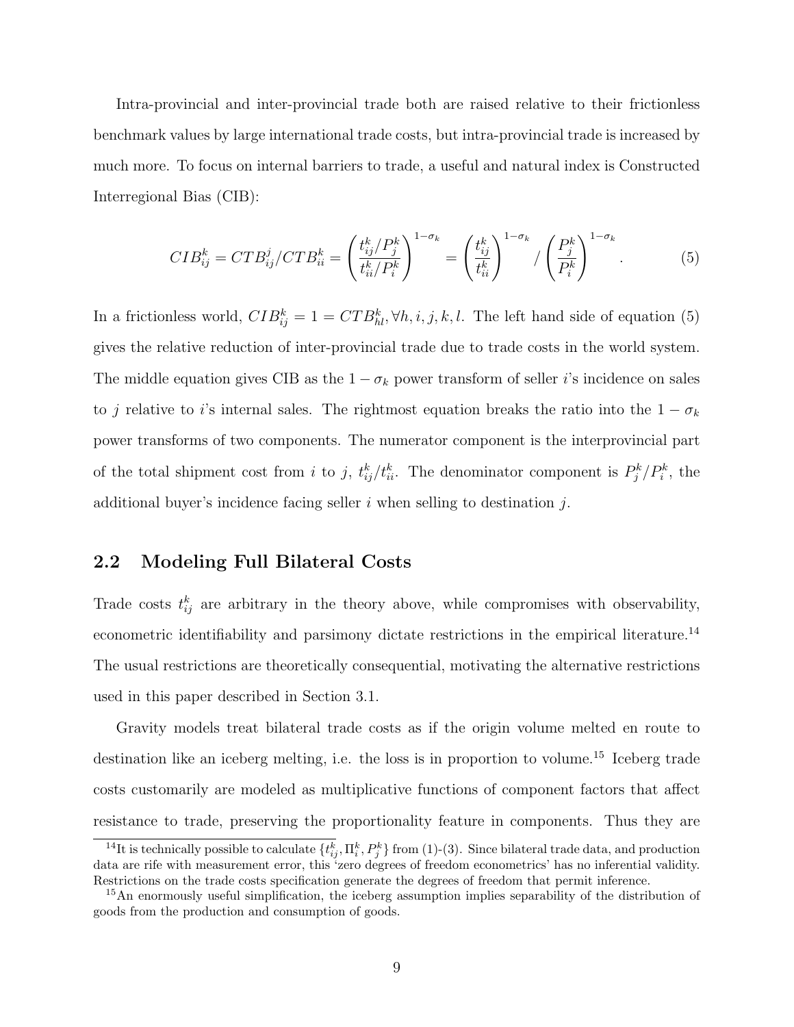Intra-provincial and inter-provincial trade both are raised relative to their frictionless benchmark values by large international trade costs, but intra-provincial trade is increased by much more. To focus on internal barriers to trade, a useful and natural index is Constructed Interregional Bias (CIB):

$$CIB_{ij}^k = CTB_{ij}^j / CTB_{ii}^k = \left( \frac{t_{ij}^k / P_j^k}{t_{ii}^k / P_i^k} \right)^{1-\sigma_k} = \left( \frac{t_{ij}^k}{t_{ii}^k} \right)^{1-\sigma_k} / \left( \frac{P_j^k}{P_i^k} \right)^{1-\sigma_k}. \tag{5}$$

In a frictionless world, $CIB_{ij}^k = 1 = CTB_{hl}^k, \forall h, i, j, k, l$. The left hand side of equation (5) gives the relative reduction of inter-provincial trade due to trade costs in the world system. The middle equation gives CIB as the $1 - \sigma_k$ power transform of seller $i$'s incidence on sales to $j$ relative to $i$'s internal sales. The rightmost equation breaks the ratio into the $1 - \sigma_k$ power transforms of two components. The numerator component is the interprovincial part of the total shipment cost from $i$ to $j$, $t_{ij}^k / t_{ii}^k$. The denominator component is $P_j^k / P_i^k$, the additional buyer's incidence facing seller $i$ when selling to destination $j$.

## 2.2 Modeling Full Bilateral Costs

Trade costs $t_{ij}^k$ are arbitrary in the theory above, while compromises with observability, econometric identifiability and parsimony dictate restrictions in the empirical literature.[14] The usual restrictions are theoretically consequential, motivating the alternative restrictions used in this paper described in Section 3.1.

Gravity models treat bilateral trade costs as if the origin volume melted en route to destination like an iceberg melting, i.e. the loss is in proportion to volume.[15] Iceberg trade costs customarily are modeled as multiplicative functions of component factors that affect resistance to trade, preserving the proportionality feature in components. Thus they are

[14] It is technically possible to calculate $\{t_{ij}^k, \Pi_i^k, P_j^k\}$ from (1)-(3). Since bilateral trade data, and production data are rife with measurement error, this 'zero degrees of freedom econometrics' has no inferential validity. Restrictions on the trade costs specification generate the degrees of freedom that permit inference.

[15] An enormously useful simplification, the iceberg assumption implies separability of the distribution of goods from the production and consumption of goods.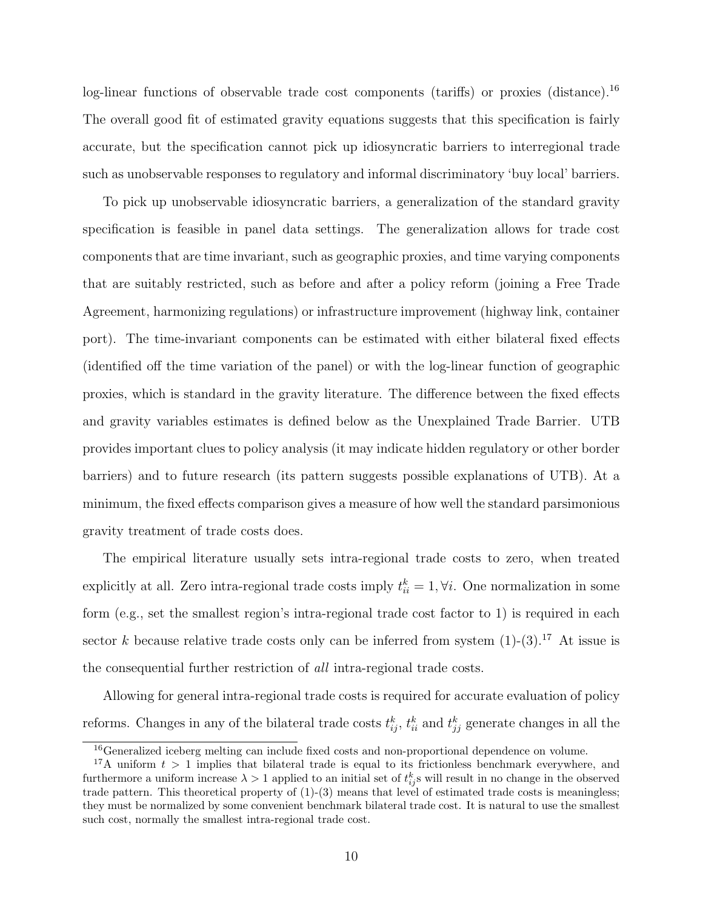log-linear functions of observable trade cost components (tariffs) or proxies (distance).[16] The overall good fit of estimated gravity equations suggests that this specification is fairly accurate, but the specification cannot pick up idiosyncratic barriers to interregional trade such as unobservable responses to regulatory and informal discriminatory 'buy local' barriers.

To pick up unobservable idiosyncratic barriers, a generalization of the standard gravity specification is feasible in panel data settings. The generalization allows for trade cost components that are time invariant, such as geographic proxies, and time varying components that are suitably restricted, such as before and after a policy reform (joining a Free Trade Agreement, harmonizing regulations) or infrastructure improvement (highway link, container port). The time-invariant components can be estimated with either bilateral fixed effects (identified off the time variation of the panel) or with the log-linear function of geographic proxies, which is standard in the gravity literature. The difference between the fixed effects and gravity variables estimates is defined below as the Unexplained Trade Barrier. UTB provides important clues to policy analysis (it may indicate hidden regulatory or other border barriers) and to future research (its pattern suggests possible explanations of UTB). At a minimum, the fixed effects comparison gives a measure of how well the standard parsimonious gravity treatment of trade costs does.

The empirical literature usually sets intra-regional trade costs to zero, when treated explicitly at all. Zero intra-regional trade costs imply $t_{ii}^k = 1, \forall i$. One normalization in some form (e.g., set the smallest region's intra-regional trade cost factor to 1) is required in each sector $k$ because relative trade costs only can be inferred from system (1)-(3).[17] At issue is the consequential further restriction of *all* intra-regional trade costs.

Allowing for general intra-regional trade costs is required for accurate evaluation of policy reforms. Changes in any of the bilateral trade costs $t_{ij}^k$, $t_{ii}^k$ and $t_{jj}^k$ generate changes in all the

[16] Generalized iceberg melting can include fixed costs and non-proportional dependence on volume.

[17] A uniform $t > 1$ implies that bilateral trade is equal to its frictionless benchmark everywhere, and furthermore a uniform increase $\lambda > 1$ applied to an initial set of $t_{ij}^k$s will result in no change in the observed trade pattern. This theoretical property of (1)-(3) means that level of estimated trade costs is meaningless; they must be normalized by some convenient benchmark bilateral trade cost. It is natural to use the smallest such cost, normally the smallest intra-regional trade cost.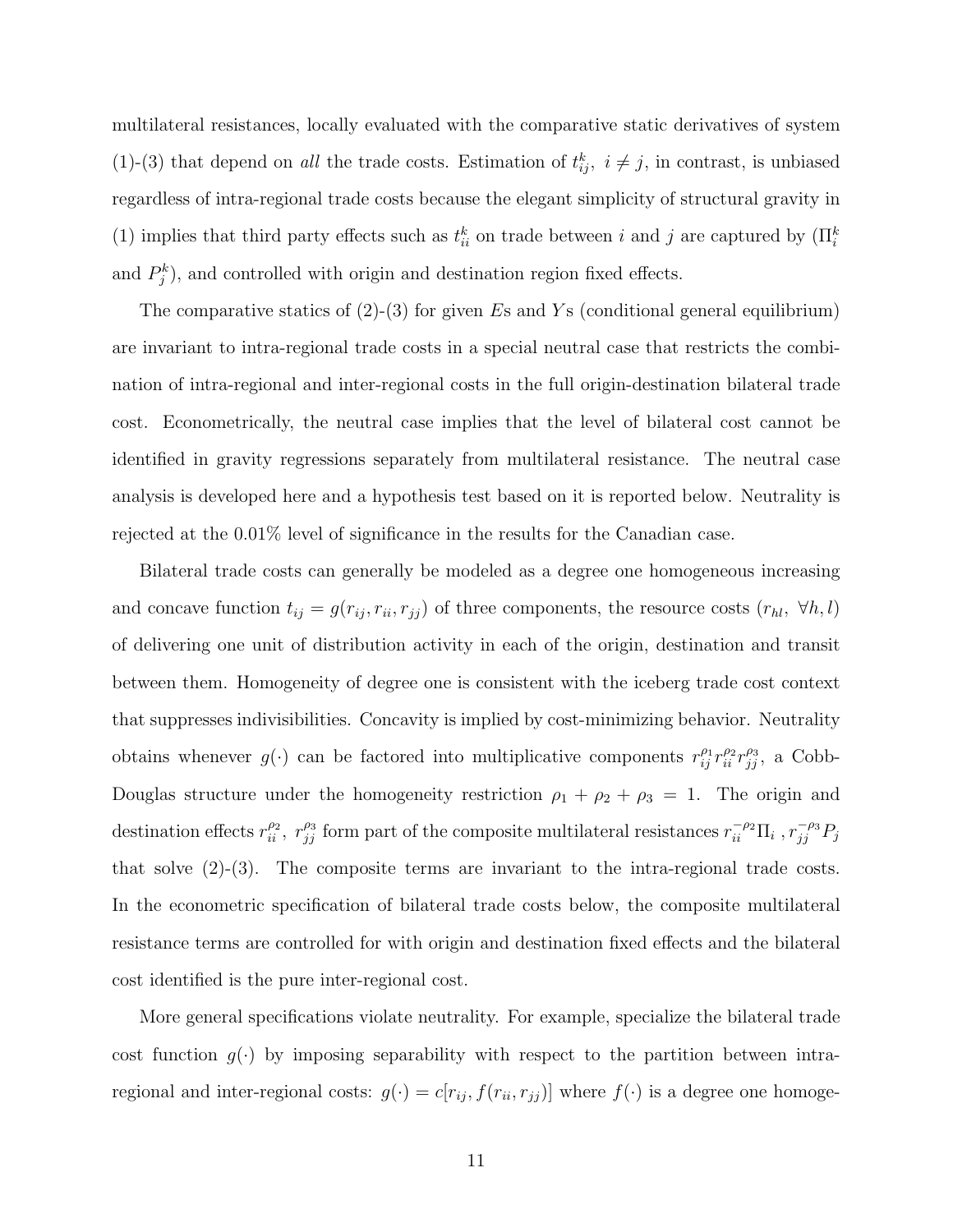multilateral resistances, locally evaluated with the comparative static derivatives of system (1)-(3) that depend on *all* the trade costs. Estimation of $t_{ij}^k,\ i \neq j$, in contrast, is unbiased regardless of intra-regional trade costs because the elegant simplicity of structural gravity in (1) implies that third party effects such as $t_{ii}^k$ on trade between $i$ and $j$ are captured by ($\Pi_i^k$ and $P_j^k$), and controlled with origin and destination region fixed effects.

The comparative statics of (2)-(3) for given $E$s and $Y$s (conditional general equilibrium) are invariant to intra-regional trade costs in a special neutral case that restricts the combination of intra-regional and inter-regional costs in the full origin-destination bilateral trade cost. Econometrically, the neutral case implies that the level of bilateral cost cannot be identified in gravity regressions separately from multilateral resistance. The neutral case analysis is developed here and a hypothesis test based on it is reported below. Neutrality is rejected at the 0.01% level of significance in the results for the Canadian case.

Bilateral trade costs can generally be modeled as a degree one homogeneous increasing and concave function $t_{ij} = g(r_{ij}, r_{ii}, r_{jj})$ of three components, the resource costs ($r_{hl},\ \forall h, l$) of delivering one unit of distribution activity in each of the origin, destination and transit between them. Homogeneity of degree one is consistent with the iceberg trade cost context that suppresses indivisibilities. Concavity is implied by cost-minimizing behavior. Neutrality obtains whenever $g(\cdot)$ can be factored into multiplicative components $r_{ij}^{\rho_1} r_{ii}^{\rho_2} r_{jj}^{\rho_3}$, a Cobb-Douglas structure under the homogeneity restriction $\rho_1 + \rho_2 + \rho_3 = 1$. The origin and destination effects $r_{ii}^{\rho_2},\ r_{jj}^{\rho_3}$ form part of the composite multilateral resistances $r_{ii}^{-\rho_2}\Pi_i$ , $r_{jj}^{-\rho_3}P_j$ that solve (2)-(3). The composite terms are invariant to the intra-regional trade costs. In the econometric specification of bilateral trade costs below, the composite multilateral resistance terms are controlled for with origin and destination fixed effects and the bilateral cost identified is the pure inter-regional cost.

More general specifications violate neutrality. For example, specialize the bilateral trade cost function $g(\cdot)$ by imposing separability with respect to the partition between intra-regional and inter-regional costs: $g(\cdot) = c[r_{ij}, f(r_{ii}, r_{jj})]$ where $f(\cdot)$ is a degree one homoge-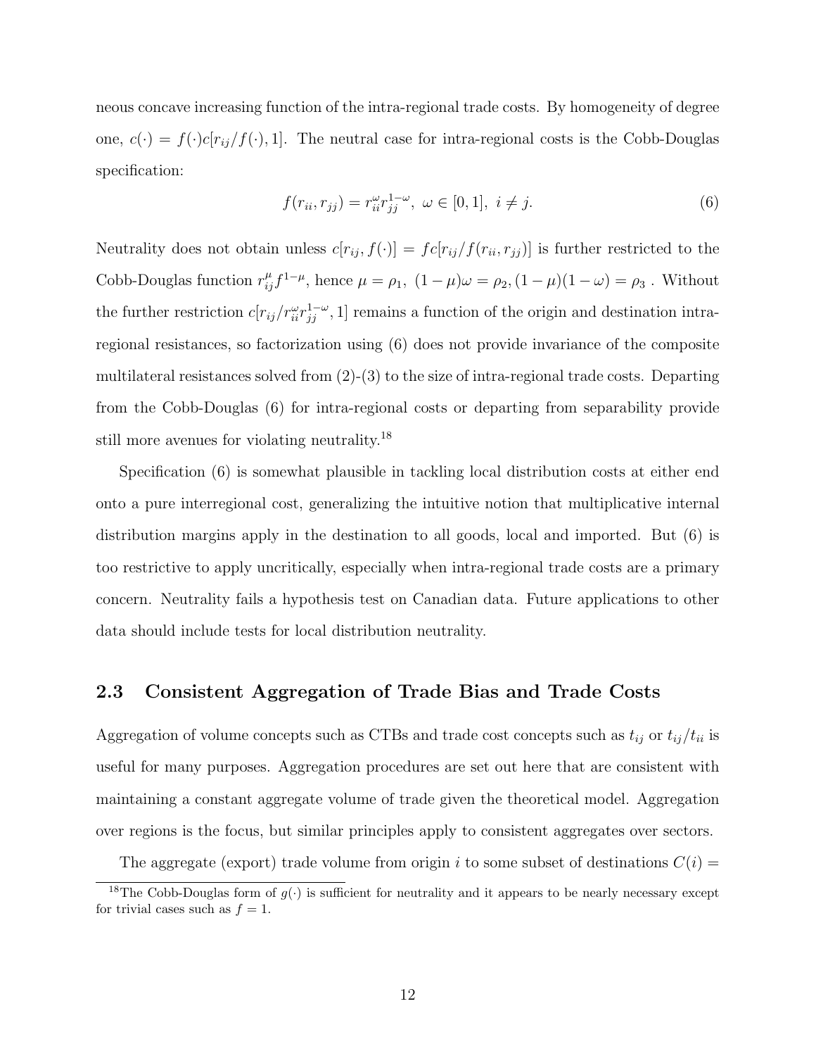neous concave increasing function of the intra-regional trade costs. By homogeneity of degree one, $c(\cdot) = f(\cdot)c[r_{ij}/f(\cdot), 1]$. The neutral case for intra-regional costs is the Cobb-Douglas specification:

$$f(r_{ii}, r_{jj}) = r_{ii}^{\omega} r_{jj}^{1-\omega},\ \omega \in [0, 1],\ i \neq j. \tag{6}$$

Neutrality does not obtain unless $c[r_{ij}, f(\cdot)] = fc[r_{ij}/f(r_{ii}, r_{jj})]$ is further restricted to the Cobb-Douglas function $r_{ij}^{\mu} f^{1-\mu}$, hence $\mu = \rho_1,\ (1-\mu)\omega = \rho_2, (1-\mu)(1-\omega) = \rho_3$ . Without the further restriction $c[r_{ij}/r_{ii}^{\omega} r_{jj}^{1-\omega}, 1]$ remains a function of the origin and destination intra-regional resistances, so factorization using (6) does not provide invariance of the composite multilateral resistances solved from (2)-(3) to the size of intra-regional trade costs. Departing from the Cobb-Douglas (6) for intra-regional costs or departing from separability provide still more avenues for violating neutrality.[18]

Specification (6) is somewhat plausible in tackling local distribution costs at either end onto a pure interregional cost, generalizing the intuitive notion that multiplicative internal distribution margins apply in the destination to all goods, local and imported. But (6) is too restrictive to apply uncritically, especially when intra-regional trade costs are a primary concern. Neutrality fails a hypothesis test on Canadian data. Future applications to other data should include tests for local distribution neutrality.

## 2.3 Consistent Aggregation of Trade Bias and Trade Costs

Aggregation of volume concepts such as CTBs and trade cost concepts such as $t_{ij}$ or $t_{ij}/t_{ii}$ is useful for many purposes. Aggregation procedures are set out here that are consistent with maintaining a constant aggregate volume of trade given the theoretical model. Aggregation over regions is the focus, but similar principles apply to consistent aggregates over sectors.

The aggregate (export) trade volume from origin $i$ to some subset of destinations $C(i) =$

[18]The Cobb-Douglas form of $g(\cdot)$ is sufficient for neutrality and it appears to be nearly necessary except for trivial cases such as $f = 1$.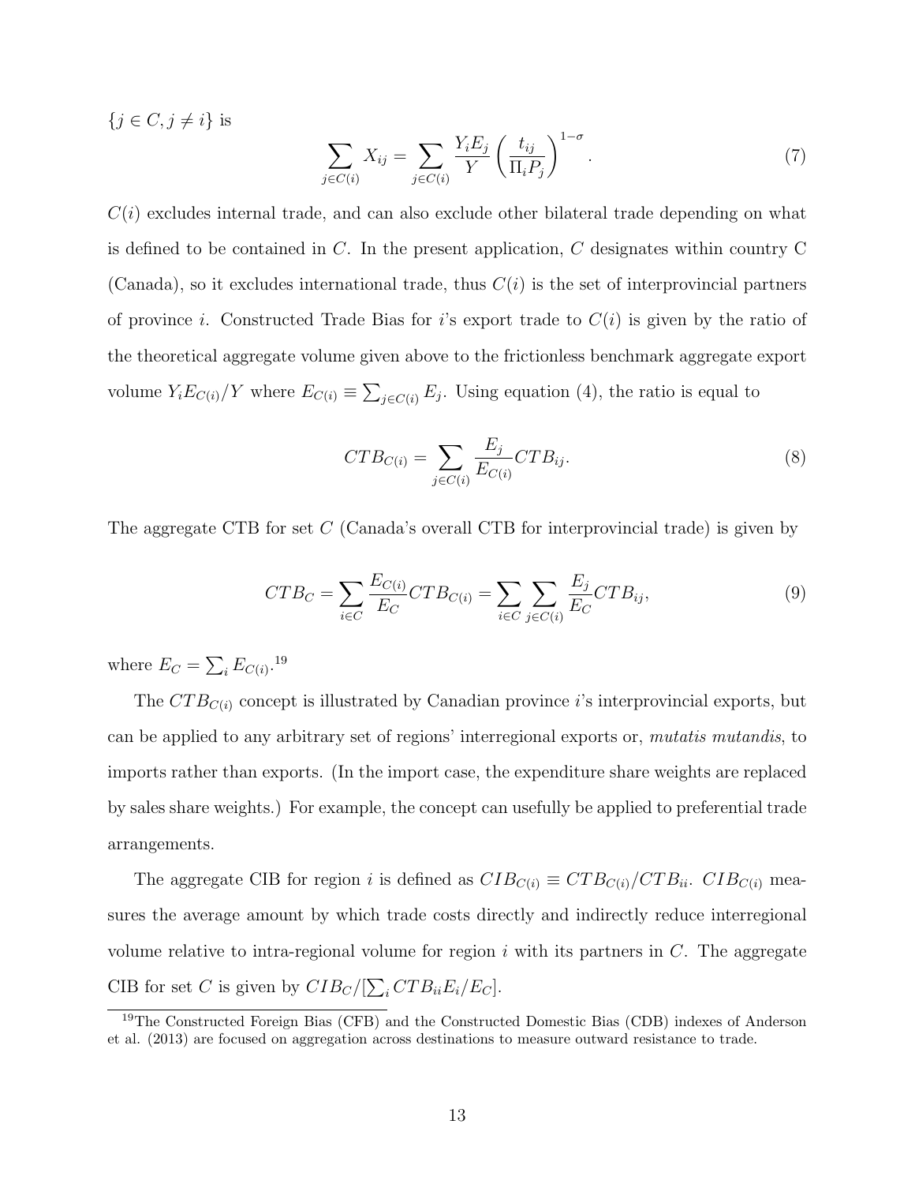$\{j \in C, j \neq i\}$ is

$$\sum_{j \in C(i)} X_{ij} = \sum_{j \in C(i)} \frac{Y_i E_j}{Y} \left( \frac{t_{ij}}{\Pi_i P_j} \right)^{1-\sigma}. \tag{7}$$

$C(i)$ excludes internal trade, and can also exclude other bilateral trade depending on what is defined to be contained in $C$. In the present application, $C$ designates within country C (Canada), so it excludes international trade, thus $C(i)$ is the set of interprovincial partners of province $i$. Constructed Trade Bias for $i$'s export trade to $C(i)$ is given by the ratio of the theoretical aggregate volume given above to the frictionless benchmark aggregate export volume $Y_i E_{C(i)}/Y$ where $E_{C(i)} \equiv \sum_{j \in C(i)} E_j$. Using equation (4), the ratio is equal to

$$CTB_{C(i)} = \sum_{j \in C(i)} \frac{E_j}{E_{C(i)}} CTB_{ij}. \tag{8}$$

The aggregate CTB for set $C$ (Canada's overall CTB for interprovincial trade) is given by

$$CTB_C = \sum_{i \in C} \frac{E_{C(i)}}{E_C} CTB_{C(i)} = \sum_{i \in C} \sum_{j \in C(i)} \frac{E_j}{E_C} CTB_{ij}, \tag{9}$$

where $E_C = \sum_i E_{C(i)}$.[19]

The $CTB_{C(i)}$ concept is illustrated by Canadian province $i$'s interprovincial exports, but can be applied to any arbitrary set of regions' interregional exports or, *mutatis mutandis*, to imports rather than exports. (In the import case, the expenditure share weights are replaced by sales share weights.) For example, the concept can usefully be applied to preferential trade arrangements.

The aggregate CIB for region $i$ is defined as $CIB_{C(i)} \equiv CTB_{C(i)}/CTB_{ii}$. $CIB_{C(i)}$ measures the average amount by which trade costs directly and indirectly reduce interregional volume relative to intra-regional volume for region $i$ with its partners in $C$. The aggregate CIB for set $C$ is given by $CIB_C/[\sum_i CTB_{ii} E_i / E_C]$.

[19] The Constructed Foreign Bias (CFB) and the Constructed Domestic Bias (CDB) indexes of Anderson et al. (2013) are focused on aggregation across destinations to measure outward resistance to trade.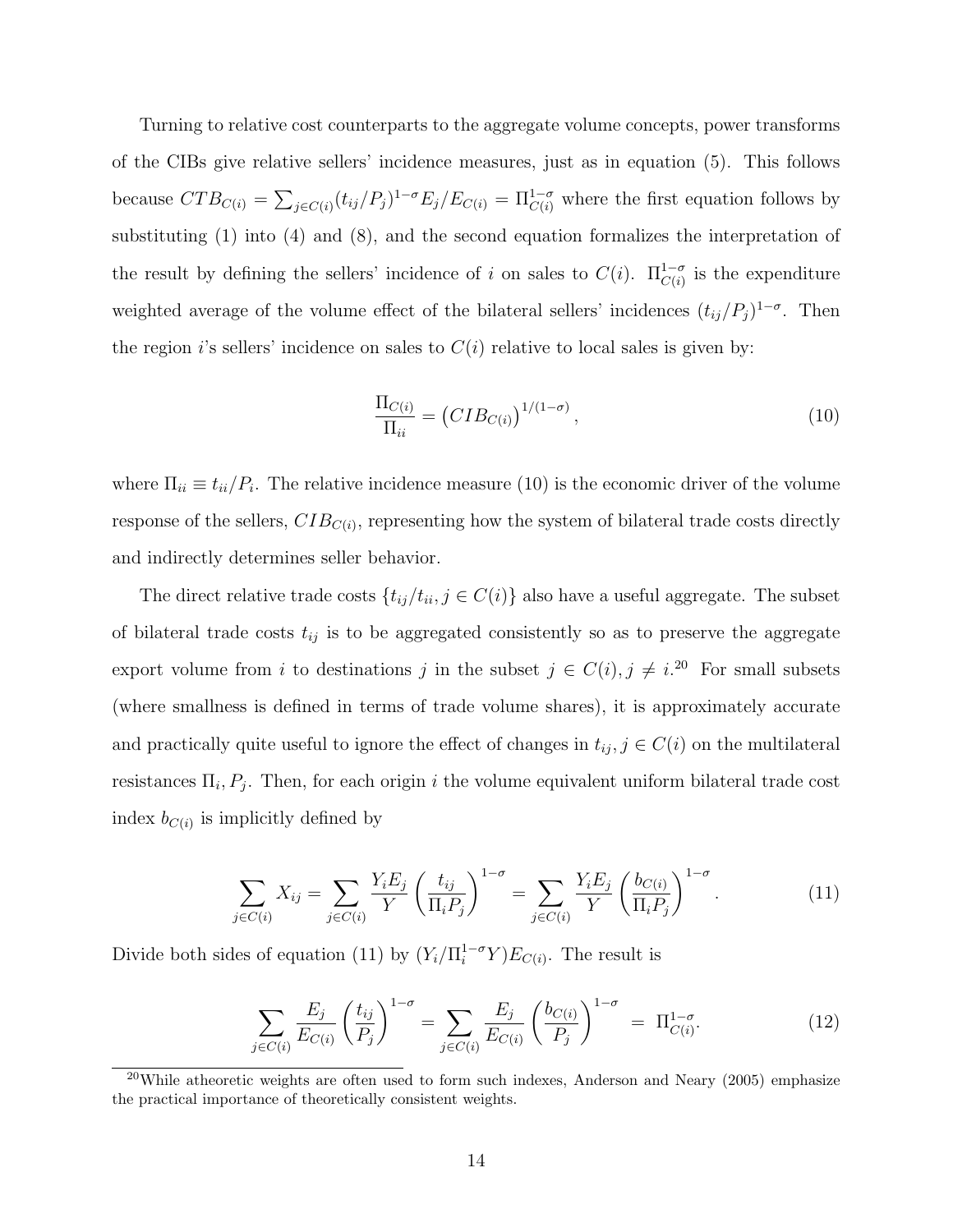Turning to relative cost counterparts to the aggregate volume concepts, power transforms of the CIBs give relative sellers' incidence measures, just as in equation (5). This follows because $CTB_{C(i)} = \sum_{j \in C(i)} (t_{ij}/P_j)^{1-\sigma} E_j / E_{C(i)} = \Pi_{C(i)}^{1-\sigma}$ where the first equation follows by substituting (1) into (4) and (8), and the second equation formalizes the interpretation of the result by defining the sellers' incidence of $i$ on sales to $C(i)$. $\Pi_{C(i)}^{1-\sigma}$ is the expenditure weighted average of the volume effect of the bilateral sellers' incidences $(t_{ij}/P_j)^{1-\sigma}$. Then the region $i$'s sellers' incidence on sales to $C(i)$ relative to local sales is given by:

$$\frac{\Pi_{C(i)}}{\Pi_{ii}} = \left(CIB_{C(i)}\right)^{1/(1-\sigma)}, \tag{10}$$

where $\Pi_{ii} \equiv t_{ii}/P_i$. The relative incidence measure (10) is the economic driver of the volume response of the sellers, $CIB_{C(i)}$, representing how the system of bilateral trade costs directly and indirectly determines seller behavior.

The direct relative trade costs $\{t_{ij}/t_{ii}, j \in C(i)\}$ also have a useful aggregate. The subset of bilateral trade costs $t_{ij}$ is to be aggregated consistently so as to preserve the aggregate export volume from $i$ to destinations $j$ in the subset $j \in C(i), j \neq i$.[20] For small subsets (where smallness is defined in terms of trade volume shares), it is approximately accurate and practically quite useful to ignore the effect of changes in $t_{ij}, j \in C(i)$ on the multilateral resistances $\Pi_i, P_j$. Then, for each origin $i$ the volume equivalent uniform bilateral trade cost index $b_{C(i)}$ is implicitly defined by

$$\sum_{j \in C(i)} X_{ij} = \sum_{j \in C(i)} \frac{Y_i E_j}{Y} \left(\frac{t_{ij}}{\Pi_i P_j}\right)^{1-\sigma} = \sum_{j \in C(i)} \frac{Y_i E_j}{Y} \left(\frac{b_{C(i)}}{\Pi_i P_j}\right)^{1-\sigma}. \tag{11}$$

Divide both sides of equation (11) by $(Y_i/\Pi_i^{1-\sigma} Y) E_{C(i)}$. The result is

$$\sum_{j \in C(i)} \frac{E_j}{E_{C(i)}} \left(\frac{t_{ij}}{P_j}\right)^{1-\sigma} = \sum_{j \in C(i)} \frac{E_j}{E_{C(i)}} \left(\frac{b_{C(i)}}{P_j}\right)^{1-\sigma} = \Pi_{C(i)}^{1-\sigma}. \tag{12}$$

[20]While atheoretic weights are often used to form such indexes, Anderson and Neary (2005) emphasize the practical importance of theoretically consistent weights.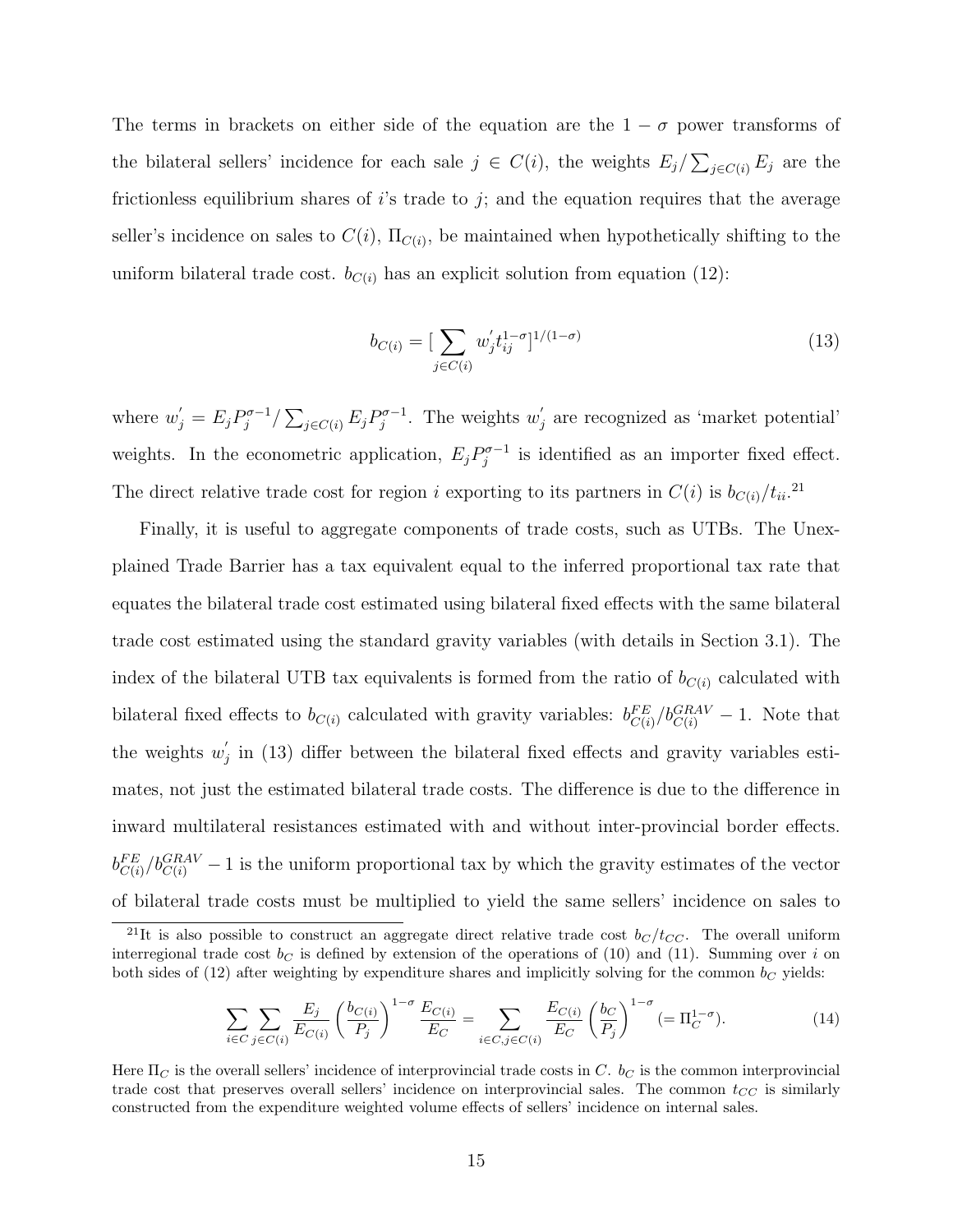The terms in brackets on either side of the equation are the $1 - \sigma$ power transforms of the bilateral sellers' incidence for each sale $j \in C(i)$, the weights $E_j / \sum_{j \in C(i)} E_j$ are the frictionless equilibrium shares of $i$'s trade to $j$; and the equation requires that the average seller's incidence on sales to $C(i)$, $\Pi_{C(i)}$, be maintained when hypothetically shifting to the uniform bilateral trade cost. $b_{C(i)}$ has an explicit solution from equation (12):

$$b_{C(i)} = [\sum_{j \in C(i)} w_j' t_{ij}^{1-\sigma}]^{1/(1-\sigma)} \tag{13}$$

where $w_j' = E_j P_j^{\sigma-1} / \sum_{j \in C(i)} E_j P_j^{\sigma-1}$. The weights $w_j'$ are recognized as 'market potential' weights. In the econometric application, $E_j P_j^{\sigma-1}$ is identified as an importer fixed effect. The direct relative trade cost for region $i$ exporting to its partners in $C(i)$ is $b_{C(i)}/t_{ii}$.[21]

Finally, it is useful to aggregate components of trade costs, such as UTBs. The Unexplained Trade Barrier has a tax equivalent equal to the inferred proportional tax rate that equates the bilateral trade cost estimated using bilateral fixed effects with the same bilateral trade cost estimated using the standard gravity variables (with details in Section 3.1). The index of the bilateral UTB tax equivalents is formed from the ratio of $b_{C(i)}$ calculated with bilateral fixed effects to $b_{C(i)}$ calculated with gravity variables: $b_{C(i)}^{FE}/b_{C(i)}^{GRAV} - 1$. Note that the weights $w_j'$ in (13) differ between the bilateral fixed effects and gravity variables estimates, not just the estimated bilateral trade costs. The difference is due to the difference in inward multilateral resistances estimated with and without inter-provincial border effects. $b_{C(i)}^{FE}/b_{C(i)}^{GRAV} - 1$ is the uniform proportional tax by which the gravity estimates of the vector of bilateral trade costs must be multiplied to yield the same sellers' incidence on sales to

[21] It is also possible to construct an aggregate direct relative trade cost $b_C/t_{CC}$. The overall uniform interregional trade cost $b_C$ is defined by extension of the operations of (10) and (11). Summing over $i$ on both sides of (12) after weighting by expenditure shares and implicitly solving for the common $b_C$ yields:

$$\sum_{i \in C} \sum_{j \in C(i)} \frac{E_j}{E_{C(i)}} \left( \frac{b_{C(i)}}{P_j} \right)^{1-\sigma} \frac{E_{C(i)}}{E_C} = \sum_{i \in C, j \in C(i)} \frac{E_{C(i)}}{E_C} \left( \frac{b_C}{P_j} \right)^{1-\sigma} (= \Pi_C^{1-\sigma}). \tag{14}$$

Here $\Pi_C$ is the overall sellers' incidence of interprovincial trade costs in $C$. $b_C$ is the common interprovincial trade cost that preserves overall sellers' incidence on interprovincial sales. The common $t_{CC}$ is similarly constructed from the expenditure weighted volume effects of sellers' incidence on internal sales.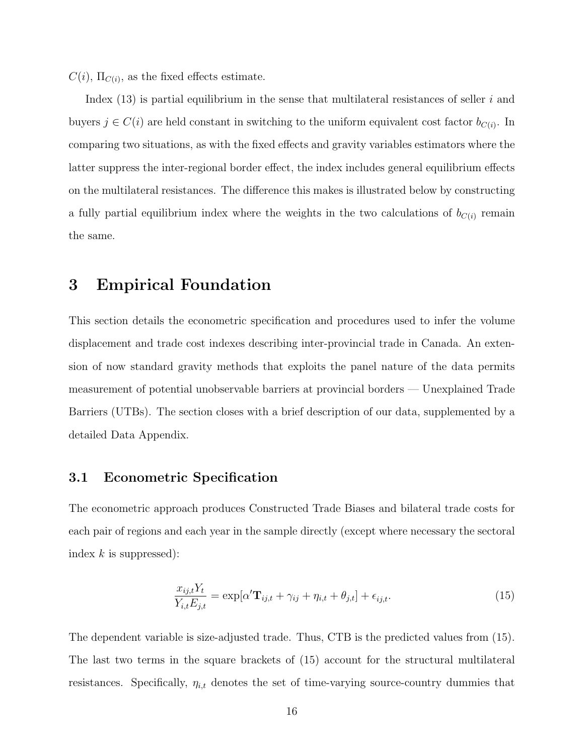$C(i)$, $\Pi_{C(i)}$, as the fixed effects estimate.

Index (13) is partial equilibrium in the sense that multilateral resistances of seller $i$ and buyers $j \in C(i)$ are held constant in switching to the uniform equivalent cost factor $b_{C(i)}$. In comparing two situations, as with the fixed effects and gravity variables estimators where the latter suppress the inter-regional border effect, the index includes general equilibrium effects on the multilateral resistances. The difference this makes is illustrated below by constructing a fully partial equilibrium index where the weights in the two calculations of $b_{C(i)}$ remain the same.

# 3 Empirical Foundation

This section details the econometric specification and procedures used to infer the volume displacement and trade cost indexes describing inter-provincial trade in Canada. An extension of now standard gravity methods that exploits the panel nature of the data permits measurement of potential unobservable barriers at provincial borders — Unexplained Trade Barriers (UTBs). The section closes with a brief description of our data, supplemented by a detailed Data Appendix.

## 3.1 Econometric Specification

The econometric approach produces Constructed Trade Biases and bilateral trade costs for each pair of regions and each year in the sample directly (except where necessary the sectoral index $k$ is suppressed):

$$\frac{x_{ij,t}Y_t}{Y_{i,t}E_{j,t}} = \exp[\alpha' \mathbf{T}_{ij,t} + \gamma_{ij} + \eta_{i,t} + \theta_{j,t}] + \epsilon_{ij,t}. \tag{15}$$

The dependent variable is size-adjusted trade. Thus, CTB is the predicted values from (15). The last two terms in the square brackets of (15) account for the structural multilateral resistances. Specifically, $\eta_{i,t}$ denotes the set of time-varying source-country dummies that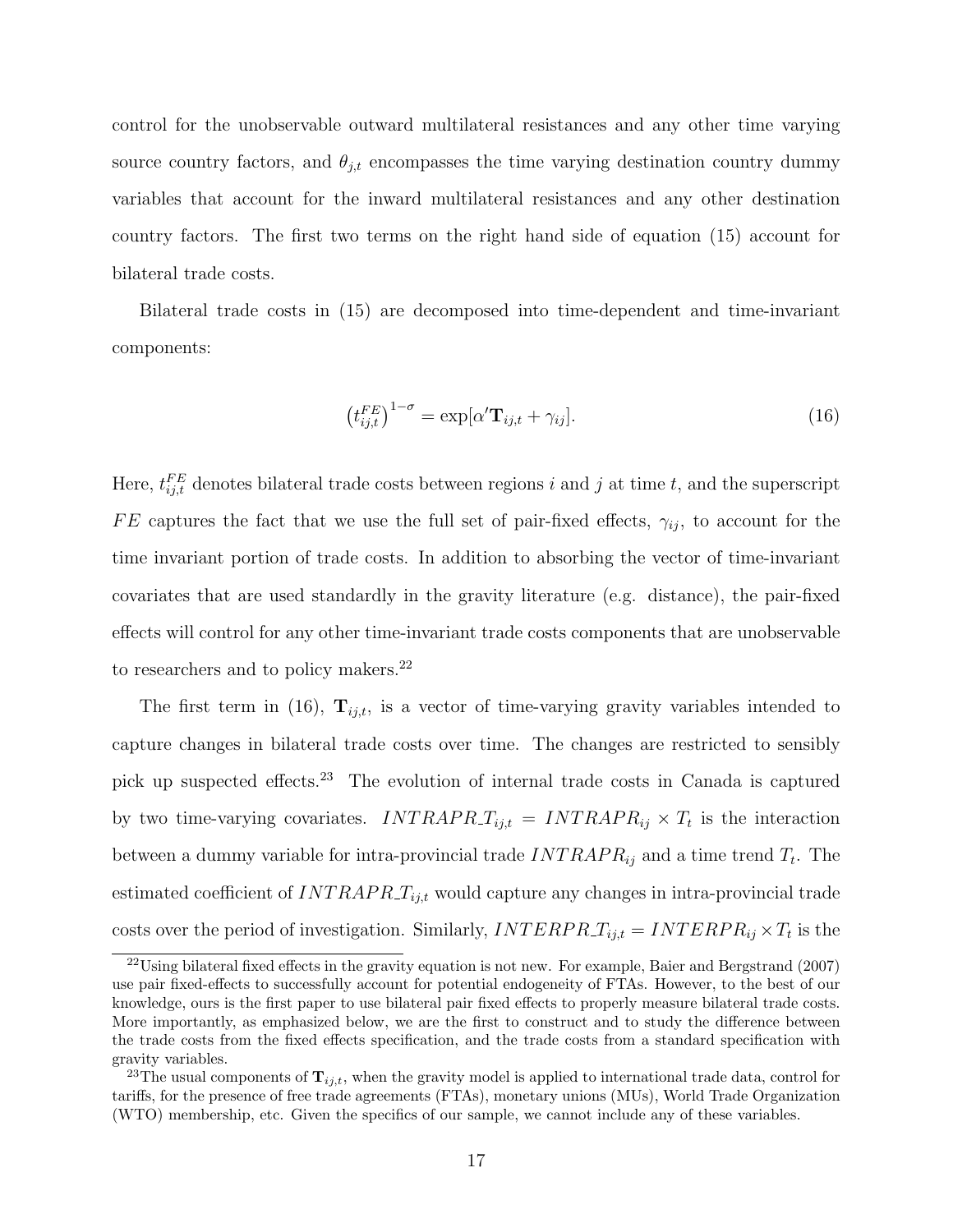control for the unobservable outward multilateral resistances and any other time varying source country factors, and $\theta_{j,t}$ encompasses the time varying destination country dummy variables that account for the inward multilateral resistances and any other destination country factors. The first two terms on the right hand side of equation (15) account for bilateral trade costs.

Bilateral trade costs in (15) are decomposed into time-dependent and time-invariant components:

$$\left(t_{ij,t}^{FE}\right)^{1-\sigma} = \exp[\alpha' \mathbf{T}_{ij,t} + \gamma_{ij}]. \tag{16}$$

Here, $t_{ij,t}^{FE}$ denotes bilateral trade costs between regions $i$ and $j$ at time $t$, and the superscript $FE$ captures the fact that we use the full set of pair-fixed effects, $\gamma_{ij}$, to account for the time invariant portion of trade costs. In addition to absorbing the vector of time-invariant covariates that are used standardly in the gravity literature (e.g. distance), the pair-fixed effects will control for any other time-invariant trade costs components that are unobservable to researchers and to policy makers.[22]

The first term in (16), $\mathbf{T}_{ij,t}$, is a vector of time-varying gravity variables intended to capture changes in bilateral trade costs over time. The changes are restricted to sensibly pick up suspected effects.[23] The evolution of internal trade costs in Canada is captured by two time-varying covariates. $INTRAPR\_T_{ij,t} = INTRAPR_{ij} \times T_t$ is the interaction between a dummy variable for intra-provincial trade $INTRAPR_{ij}$ and a time trend $T_t$. The estimated coefficient of $INTRAPR\_T_{ij,t}$ would capture any changes in intra-provincial trade costs over the period of investigation. Similarly, $INTERPR\_T_{ij,t} = INTERPR_{ij} \times T_t$ is the

[22] Using bilateral fixed effects in the gravity equation is not new. For example, Baier and Bergstrand (2007) use pair fixed-effects to successfully account for potential endogeneity of FTAs. However, to the best of our knowledge, ours is the first paper to use bilateral pair fixed effects to properly measure bilateral trade costs. More importantly, as emphasized below, we are the first to construct and to study the difference between the trade costs from the fixed effects specification, and the trade costs from a standard specification with gravity variables.

[23] The usual components of $\mathbf{T}_{ij,t}$, when the gravity model is applied to international trade data, control for tariffs, for the presence of free trade agreements (FTAs), monetary unions (MUs), World Trade Organization (WTO) membership, etc. Given the specifics of our sample, we cannot include any of these variables.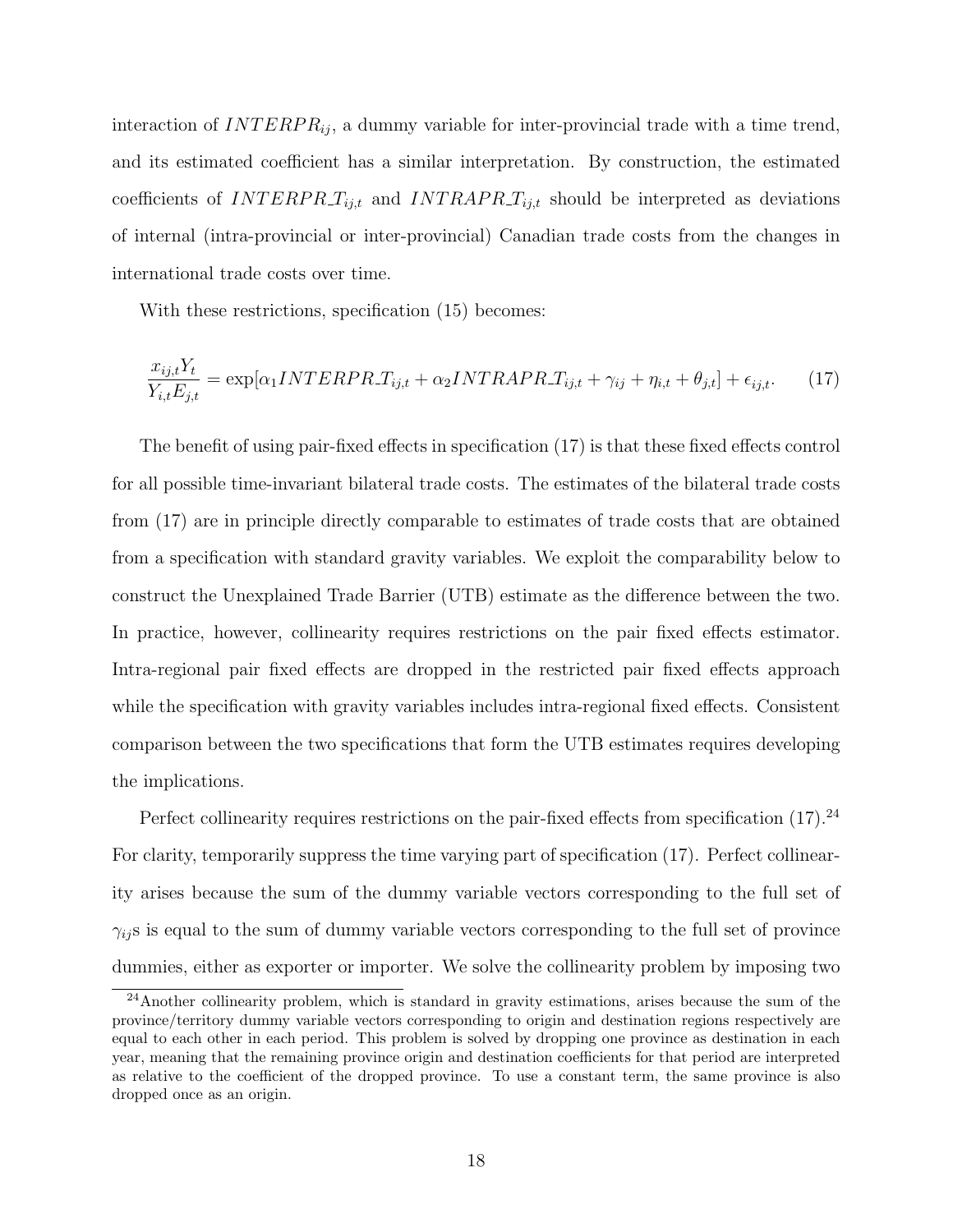interaction of $INTERPR_{ij}$, a dummy variable for inter-provincial trade with a time trend, and its estimated coefficient has a similar interpretation. By construction, the estimated coefficients of $INTERPR\_T_{ij,t}$ and $INTRAPR\_T_{ij,t}$ should be interpreted as deviations of internal (intra-provincial or inter-provincial) Canadian trade costs from the changes in international trade costs over time.

With these restrictions, specification (15) becomes:

$$\frac{x_{ij,t}Y_t}{Y_{i,t}E_{j,t}} = \exp[\alpha_1 INTERPR\_T_{ij,t} + \alpha_2 INTRAPR\_T_{ij,t} + \gamma_{ij} + \eta_{i,t} + \theta_{j,t}] + \epsilon_{ij,t}. \qquad (17)$$

The benefit of using pair-fixed effects in specification (17) is that these fixed effects control for all possible time-invariant bilateral trade costs. The estimates of the bilateral trade costs from (17) are in principle directly comparable to estimates of trade costs that are obtained from a specification with standard gravity variables. We exploit the comparability below to construct the Unexplained Trade Barrier (UTB) estimate as the difference between the two. In practice, however, collinearity requires restrictions on the pair fixed effects estimator. Intra-regional pair fixed effects are dropped in the restricted pair fixed effects approach while the specification with gravity variables includes intra-regional fixed effects. Consistent comparison between the two specifications that form the UTB estimates requires developing the implications.

Perfect collinearity requires restrictions on the pair-fixed effects from specification (17).[24] For clarity, temporarily suppress the time varying part of specification (17). Perfect collinearity arises because the sum of the dummy variable vectors corresponding to the full set of $\gamma_{ij}$s is equal to the sum of dummy variable vectors corresponding to the full set of province dummies, either as exporter or importer. We solve the collinearity problem by imposing two

[24] Another collinearity problem, which is standard in gravity estimations, arises because the sum of the province/territory dummy variable vectors corresponding to origin and destination regions respectively are equal to each other in each period. This problem is solved by dropping one province as destination in each year, meaning that the remaining province origin and destination coefficients for that period are interpreted as relative to the coefficient of the dropped province. To use a constant term, the same province is also dropped once as an origin.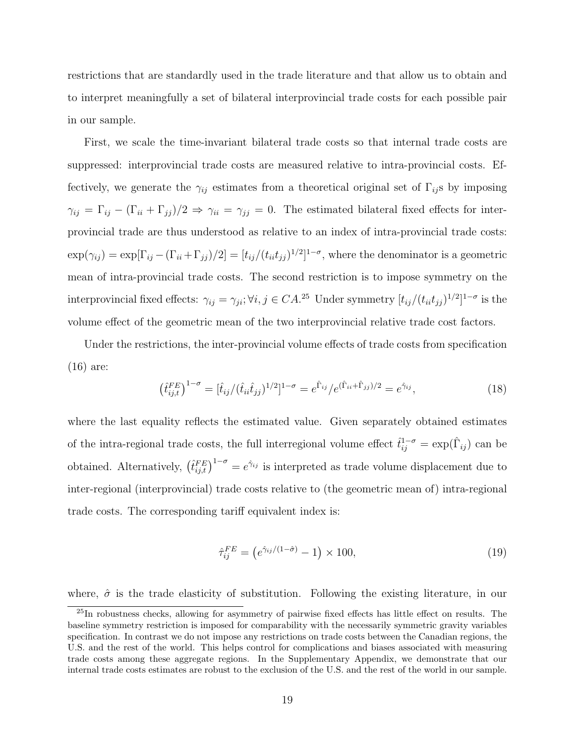restrictions that are standardly used in the trade literature and that allow us to obtain and to interpret meaningfully a set of bilateral interprovincial trade costs for each possible pair in our sample.

First, we scale the time-invariant bilateral trade costs so that internal trade costs are suppressed: interprovincial trade costs are measured relative to intra-provincial costs. Effectively, we generate the $\gamma_{ij}$ estimates from a theoretical original set of $\Gamma_{ij}$s by imposing $\gamma_{ij} = \Gamma_{ij} - (\Gamma_{ii} + \Gamma_{jj})/2 \Rightarrow \gamma_{ii} = \gamma_{jj} = 0$. The estimated bilateral fixed effects for interprovincial trade are thus understood as relative to an index of intra-provincial trade costs: $\exp(\gamma_{ij}) = \exp[\Gamma_{ij} - (\Gamma_{ii} + \Gamma_{jj})/2] = [t_{ij}/(t_{ii}t_{jj})^{1/2}]^{1-\sigma}$, where the denominator is a geometric mean of intra-provincial trade costs. The second restriction is to impose symmetry on the interprovincial fixed effects: $\gamma_{ij} = \gamma_{ji}; \forall i, j \in CA$.[25] Under symmetry $[t_{ij}/(t_{ii}t_{jj})^{1/2}]^{1-\sigma}$ is the volume effect of the geometric mean of the two interprovincial relative trade cost factors.

Under the restrictions, the inter-provincial volume effects of trade costs from specification (16) are:

$$\left(\hat{t}_{ij,t}^{FE}\right)^{1-\sigma} = [\hat{t}_{ij}/(\hat{t}_{ii}\hat{t}_{jj})^{1/2}]^{1-\sigma} = e^{\hat{\Gamma}_{ij}}/e^{(\hat{\Gamma}_{ii}+\hat{\Gamma}_{jj})/2} = e^{\hat{\gamma}_{ij}}, \tag{18}$$

where the last equality reflects the estimated value. Given separately obtained estimates of the intra-regional trade costs, the full interregional volume effect $\hat{t}_{ij}^{1-\sigma} = \exp(\hat{\Gamma}_{ij})$ can be obtained. Alternatively, $\left(\hat{t}_{ij,t}^{FE}\right)^{1-\sigma} = e^{\hat{\gamma}_{ij}}$ is interpreted as trade volume displacement due to inter-regional (interprovincial) trade costs relative to (the geometric mean of) intra-regional trade costs. The corresponding tariff equivalent index is:

$$\hat{\tau}_{ij}^{FE} = \left(e^{\hat{\gamma}_{ij}/(1-\hat{\sigma})} - 1\right) \times 100, \tag{19}$$

where, $\hat{\sigma}$ is the trade elasticity of substitution. Following the existing literature, in our

[25] In robustness checks, allowing for asymmetry of pairwise fixed effects has little effect on results. The baseline symmetry restriction is imposed for comparability with the necessarily symmetric gravity variables specification. In contrast we do not impose any restrictions on trade costs between the Canadian regions, the U.S. and the rest of the world. This helps control for complications and biases associated with measuring trade costs among these aggregate regions. In the Supplementary Appendix, we demonstrate that our internal trade costs estimates are robust to the exclusion of the U.S. and the rest of the world in our sample.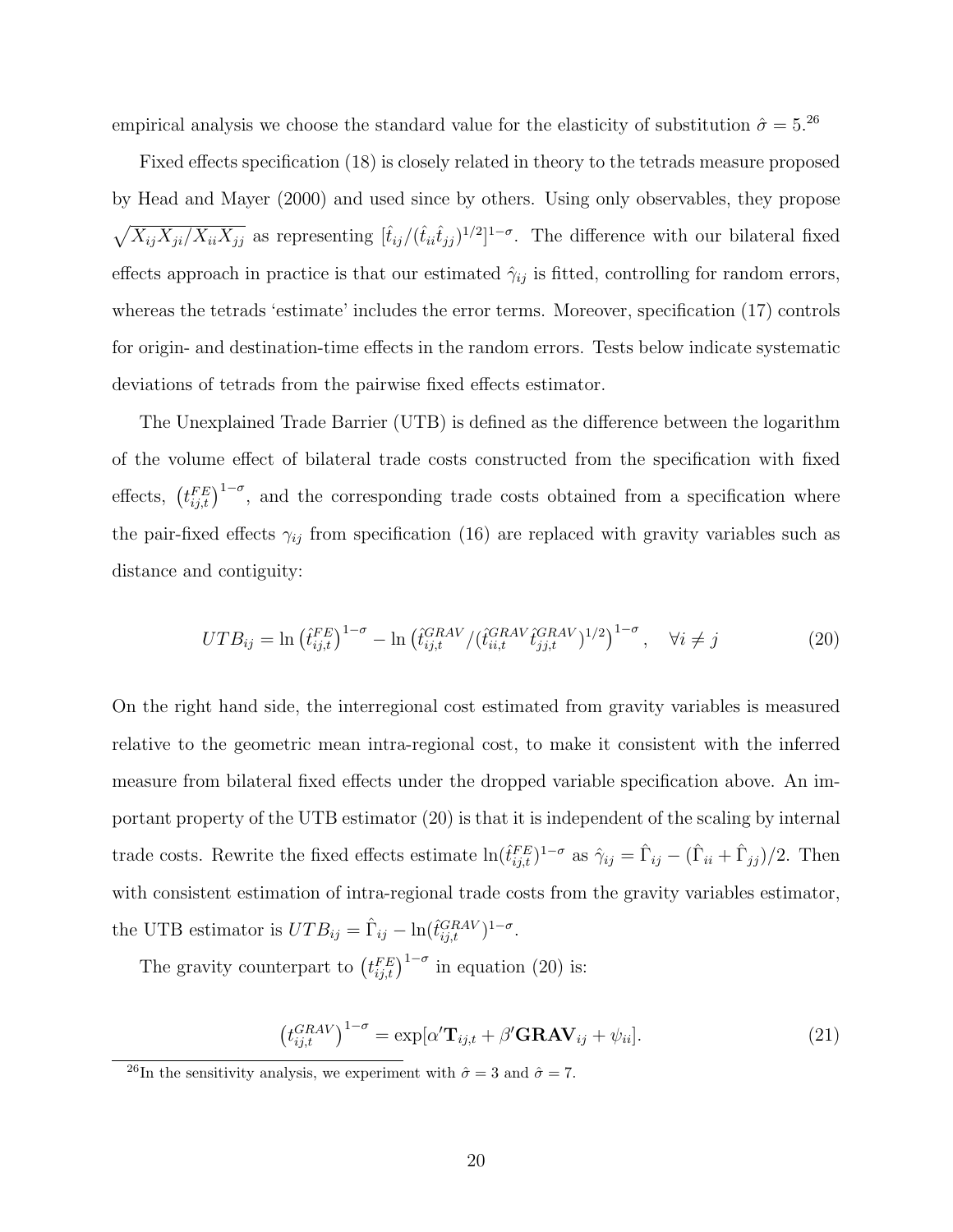empirical analysis we choose the standard value for the elasticity of substitution $\hat{\sigma} = 5$.[26]

Fixed effects specification (18) is closely related in theory to the tetrads measure proposed by Head and Mayer (2000) and used since by others. Using only observables, they propose $\sqrt{X_{ij}X_{ji}/X_{ii}X_{jj}}$ as representing $[\hat{t}_{ij}/(\hat{t}_{ii}\hat{t}_{jj})^{1/2}]^{1-\sigma}$. The difference with our bilateral fixed effects approach in practice is that our estimated $\hat{\gamma}_{ij}$ is fitted, controlling for random errors, whereas the tetrads 'estimate' includes the error terms. Moreover, specification (17) controls for origin- and destination-time effects in the random errors. Tests below indicate systematic deviations of tetrads from the pairwise fixed effects estimator.

The Unexplained Trade Barrier (UTB) is defined as the difference between the logarithm of the volume effect of bilateral trade costs constructed from the specification with fixed effects, $\left(t_{ij,t}^{FE}\right)^{1-\sigma}$, and the corresponding trade costs obtained from a specification where the pair-fixed effects $\gamma_{ij}$ from specification (16) are replaced with gravity variables such as distance and contiguity:

$$UTB_{ij} = \ln\left(\hat{t}_{ij,t}^{FE}\right)^{1-\sigma} - \ln\left(\hat{t}_{ij,t}^{GRAV}/(\hat{t}_{ii,t}^{GRAV}\hat{t}_{jj,t}^{GRAV})^{1/2}\right)^{1-\sigma}, \quad \forall i \neq j \tag{20}$$

On the right hand side, the interregional cost estimated from gravity variables is measured relative to the geometric mean intra-regional cost, to make it consistent with the inferred measure from bilateral fixed effects under the dropped variable specification above. An important property of the UTB estimator (20) is that it is independent of the scaling by internal trade costs. Rewrite the fixed effects estimate $\ln(\hat{t}_{ij,t}^{FE})^{1-\sigma}$ as $\hat{\gamma}_{ij} = \hat{\Gamma}_{ij} - (\hat{\Gamma}_{ii} + \hat{\Gamma}_{jj})/2$. Then with consistent estimation of intra-regional trade costs from the gravity variables estimator, the UTB estimator is $UTB_{ij} = \hat{\Gamma}_{ij} - \ln(\hat{t}_{ij,t}^{GRAV})^{1-\sigma}$.

The gravity counterpart to $\left(t_{ij,t}^{FE}\right)^{1-\sigma}$ in equation (20) is:

$$\left(t_{ij,t}^{GRAV}\right)^{1-\sigma} = \exp[\alpha'\mathbf{T}_{ij,t} + \beta'\mathbf{GRAV}_{ij} + \psi_{ii}]. \tag{21}$$

[26] In the sensitivity analysis, we experiment with $\hat{\sigma} = 3$ and $\hat{\sigma} = 7$.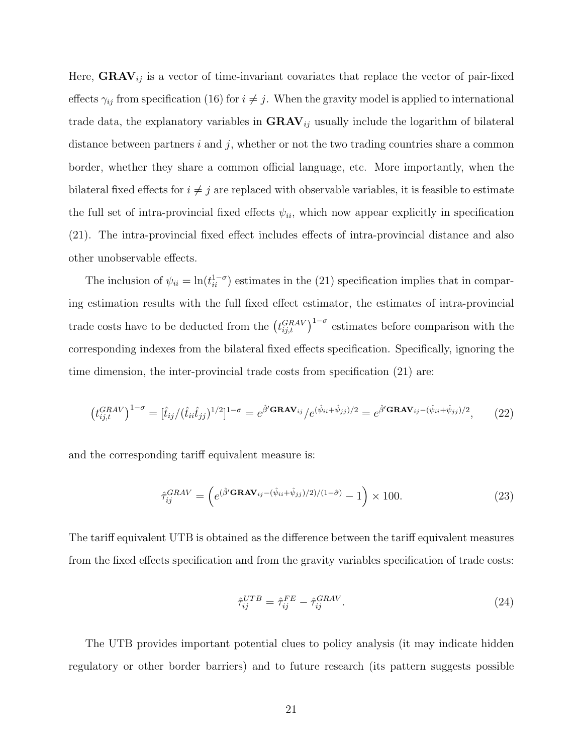Here, $\mathbf{GRAV}_{ij}$ is a vector of time-invariant covariates that replace the vector of pair-fixed effects $\gamma_{ij}$ from specification (16) for $i \neq j$. When the gravity model is applied to international trade data, the explanatory variables in $\mathbf{GRAV}_{ij}$ usually include the logarithm of bilateral distance between partners $i$ and $j$, whether or not the two trading countries share a common border, whether they share a common official language, etc. More importantly, when the bilateral fixed effects for $i \neq j$ are replaced with observable variables, it is feasible to estimate the full set of intra-provincial fixed effects $\psi_{ii}$, which now appear explicitly in specification (21). The intra-provincial fixed effect includes effects of intra-provincial distance and also other unobservable effects.

The inclusion of $\psi_{ii} = \ln(t_{ii}^{1-\sigma})$ estimates in the (21) specification implies that in comparing estimation results with the full fixed effect estimator, the estimates of intra-provincial trade costs have to be deducted from the $\left(t_{ij,t}^{GRAV}\right)^{1-\sigma}$ estimates before comparison with the corresponding indexes from the bilateral fixed effects specification. Specifically, ignoring the time dimension, the inter-provincial trade costs from specification (21) are:

$$\left(t_{ij,t}^{GRAV}\right)^{1-\sigma} = [\hat{t}_{ij}/(\hat{t}_{ii}\hat{t}_{jj})^{1/2}]^{1-\sigma} = e^{\hat{\beta}'\mathbf{GRAV}_{ij}}/e^{(\hat{\psi}_{ii}+\hat{\psi}_{jj})/2} = e^{\hat{\beta}'\mathbf{GRAV}_{ij}-(\hat{\psi}_{ii}+\hat{\psi}_{jj})/2}, \qquad (22)$$

and the corresponding tariff equivalent measure is:

$$\hat{\tau}_{ij}^{GRAV} = \left(e^{(\hat{\beta}'\mathbf{GRAV}_{ij}-(\hat{\psi}_{ii}+\hat{\psi}_{jj})/2)/(1-\hat{\sigma})} - 1\right) \times 100. \qquad (23)$$

The tariff equivalent UTB is obtained as the difference between the tariff equivalent measures from the fixed effects specification and from the gravity variables specification of trade costs:

$$\hat{\tau}_{ij}^{UTB} = \hat{\tau}_{ij}^{FE} - \hat{\tau}_{ij}^{GRAV}. \qquad (24)$$

The UTB provides important potential clues to policy analysis (it may indicate hidden regulatory or other border barriers) and to future research (its pattern suggests possible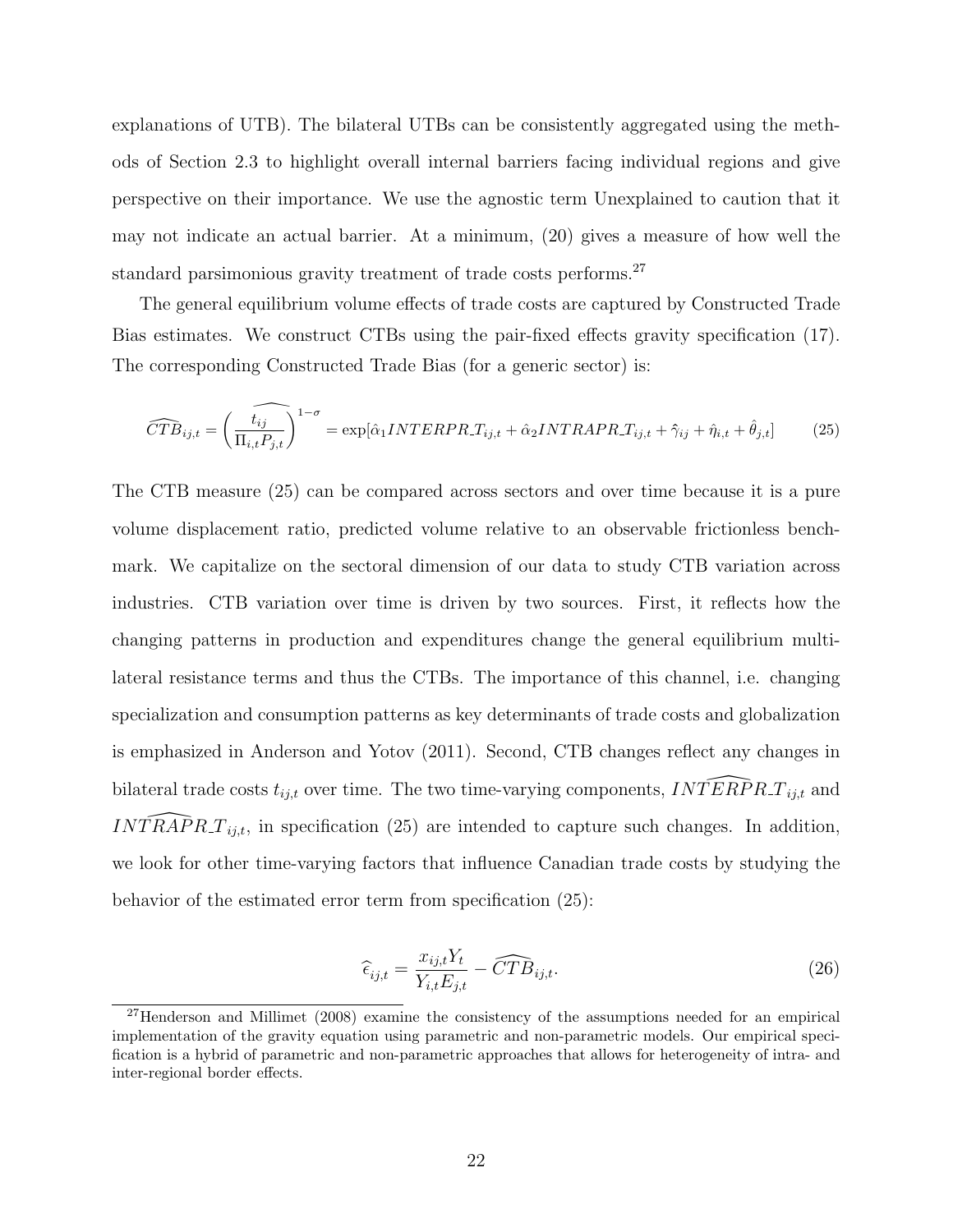explanations of UTB). The bilateral UTBs can be consistently aggregated using the methods of Section 2.3 to highlight overall internal barriers facing individual regions and give perspective on their importance. We use the agnostic term Unexplained to caution that it may not indicate an actual barrier. At a minimum, (20) gives a measure of how well the standard parsimonious gravity treatment of trade costs performs.[27]

The general equilibrium volume effects of trade costs are captured by Constructed Trade Bias estimates. We construct CTBs using the pair-fixed effects gravity specification (17). The corresponding Constructed Trade Bias (for a generic sector) is:

$$\widehat{CTB}_{ij,t} = \left(\widehat{\frac{t_{ij}}{\Pi_{i,t}P_{j,t}}}\right)^{1-\sigma} = \exp[\hat{\alpha}_1 INTERPR\_T_{ij,t} + \hat{\alpha}_2 INTRAPR\_T_{ij,t} + \hat{\gamma}_{ij} + \hat{\eta}_{i,t} + \hat{\theta}_{j,t}] \tag{25}$$

The CTB measure (25) can be compared across sectors and over time because it is a pure volume displacement ratio, predicted volume relative to an observable frictionless benchmark. We capitalize on the sectoral dimension of our data to study CTB variation across industries. CTB variation over time is driven by two sources. First, it reflects how the changing patterns in production and expenditures change the general equilibrium multilateral resistance terms and thus the CTBs. The importance of this channel, i.e. changing specialization and consumption patterns as key determinants of trade costs and globalization is emphasized in Anderson and Yotov (2011). Second, CTB changes reflect any changes in bilateral trade costs $t_{ij,t}$ over time. The two time-varying components, $\widehat{INTERPR\_T}_{ij,t}$ and $\widehat{INTRAPR\_T}_{ij,t}$, in specification (25) are intended to capture such changes. In addition, we look for other time-varying factors that influence Canadian trade costs by studying the behavior of the estimated error term from specification (25):

$$\widehat{\epsilon}_{ij,t} = \frac{x_{ij,t}Y_t}{Y_{i,t}E_{j,t}} - \widehat{CTB}_{ij,t}. \tag{26}$$

[27] Henderson and Millimet (2008) examine the consistency of the assumptions needed for an empirical implementation of the gravity equation using parametric and non-parametric models. Our empirical specification is a hybrid of parametric and non-parametric approaches that allows for heterogeneity of intra- and inter-regional border effects.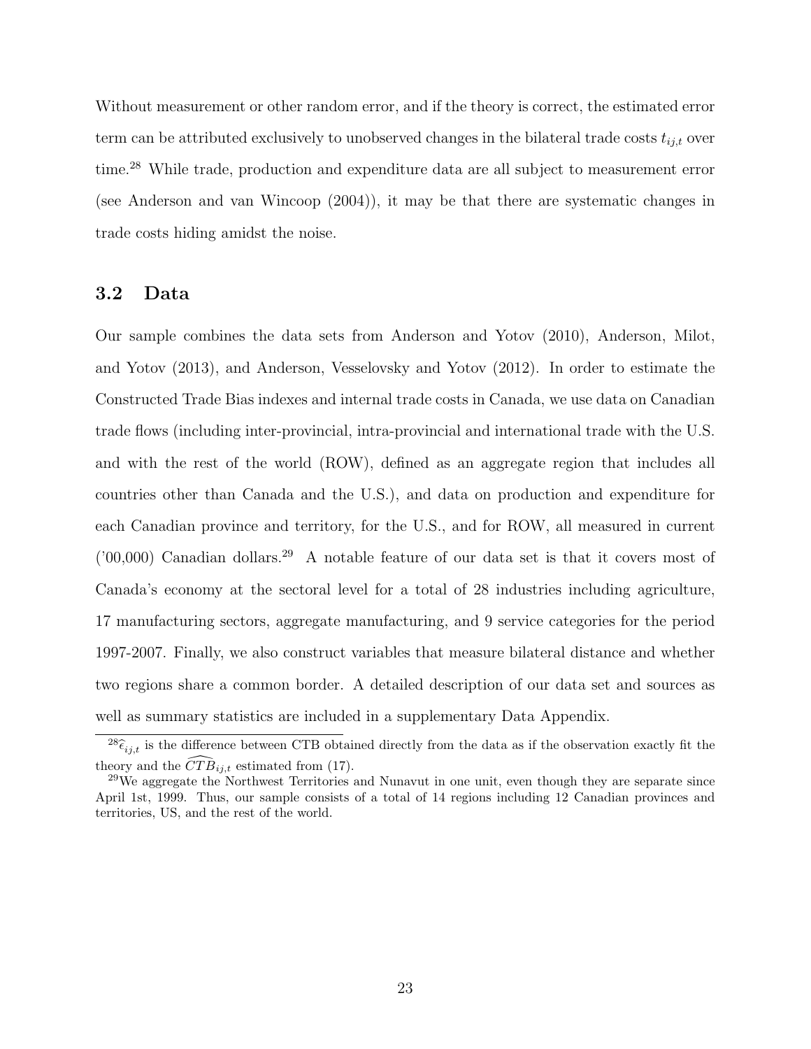Without measurement or other random error, and if the theory is correct, the estimated error term can be attributed exclusively to unobserved changes in the bilateral trade costs $t_{ij,t}$ over time.[28] While trade, production and expenditure data are all subject to measurement error (see Anderson and van Wincoop (2004)), it may be that there are systematic changes in trade costs hiding amidst the noise.

### 3.2 Data

Our sample combines the data sets from Anderson and Yotov (2010), Anderson, Milot, and Yotov (2013), and Anderson, Vesselovsky and Yotov (2012). In order to estimate the Constructed Trade Bias indexes and internal trade costs in Canada, we use data on Canadian trade flows (including inter-provincial, intra-provincial and international trade with the U.S. and with the rest of the world (ROW), defined as an aggregate region that includes all countries other than Canada and the U.S.), and data on production and expenditure for each Canadian province and territory, for the U.S., and for ROW, all measured in current ('00,000) Canadian dollars.[29] A notable feature of our data set is that it covers most of Canada's economy at the sectoral level for a total of 28 industries including agriculture, 17 manufacturing sectors, aggregate manufacturing, and 9 service categories for the period 1997-2007. Finally, we also construct variables that measure bilateral distance and whether two regions share a common border. A detailed description of our data set and sources as well as summary statistics are included in a supplementary Data Appendix.

[28] $\widehat{\epsilon}_{ij,t}$ is the difference between CTB obtained directly from the data as if the observation exactly fit the theory and the $\widehat{CTB}_{ij,t}$ estimated from (17).

[29] We aggregate the Northwest Territories and Nunavut in one unit, even though they are separate since April 1st, 1999. Thus, our sample consists of a total of 14 regions including 12 Canadian provinces and territories, US, and the rest of the world.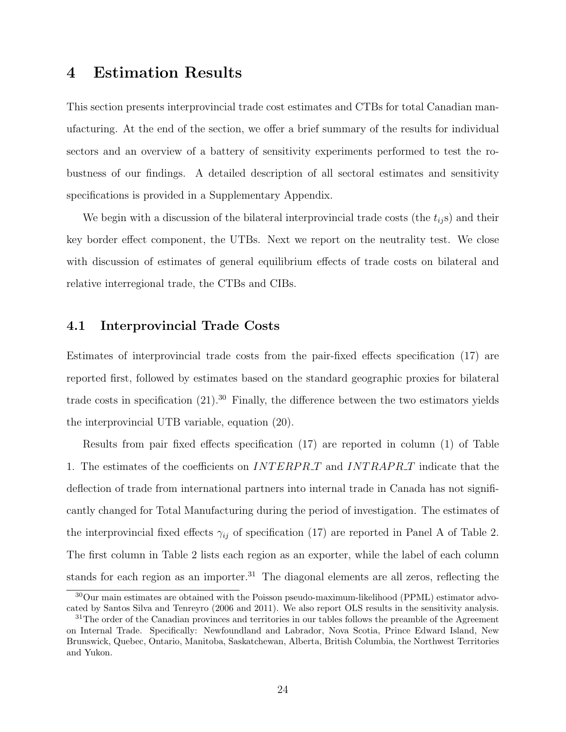# 4 Estimation Results

This section presents interprovincial trade cost estimates and CTBs for total Canadian manufacturing. At the end of the section, we offer a brief summary of the results for individual sectors and an overview of a battery of sensitivity experiments performed to test the robustness of our findings. A detailed description of all sectoral estimates and sensitivity specifications is provided in a Supplementary Appendix.

We begin with a discussion of the bilateral interprovincial trade costs (the $t_{ij}$s) and their key border effect component, the UTBs. Next we report on the neutrality test. We close with discussion of estimates of general equilibrium effects of trade costs on bilateral and relative interregional trade, the CTBs and CIBs.

## 4.1 Interprovincial Trade Costs

Estimates of interprovincial trade costs from the pair-fixed effects specification (17) are reported first, followed by estimates based on the standard geographic proxies for bilateral trade costs in specification (21).[30] Finally, the difference between the two estimators yields the interprovincial UTB variable, equation (20).

Results from pair fixed effects specification (17) are reported in column (1) of Table 1. The estimates of the coefficients on $INTERPR\_T$ and $INTRAPR\_T$ indicate that the deflection of trade from international partners into internal trade in Canada has not significantly changed for Total Manufacturing during the period of investigation. The estimates of the interprovincial fixed effects $\gamma_{ij}$ of specification (17) are reported in Panel A of Table 2. The first column in Table 2 lists each region as an exporter, while the label of each column stands for each region as an importer.[31] The diagonal elements are all zeros, reflecting the

[30] Our main estimates are obtained with the Poisson pseudo-maximum-likelihood (PPML) estimator advocated by Santos Silva and Tenreyro (2006 and 2011). We also report OLS results in the sensitivity analysis.

[31] The order of the Canadian provinces and territories in our tables follows the preamble of the Agreement on Internal Trade. Specifically: Newfoundland and Labrador, Nova Scotia, Prince Edward Island, New Brunswick, Quebec, Ontario, Manitoba, Saskatchewan, Alberta, British Columbia, the Northwest Territories and Yukon.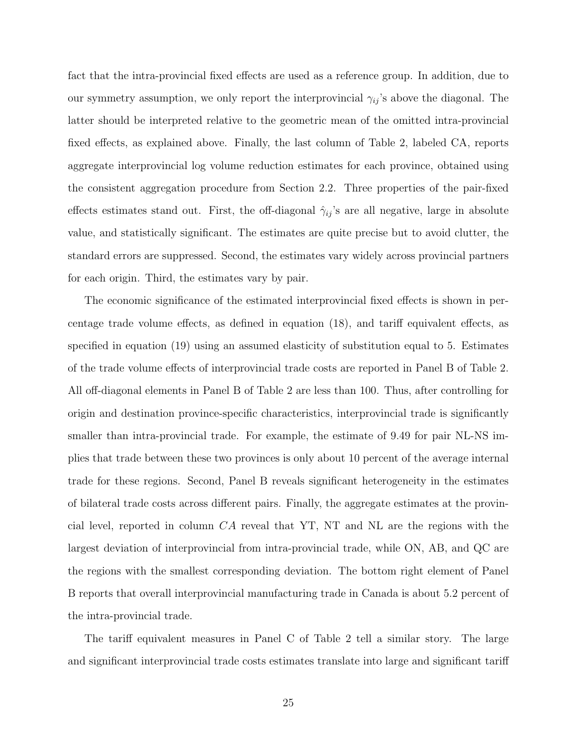fact that the intra-provincial fixed effects are used as a reference group. In addition, due to our symmetry assumption, we only report the interprovincial $\gamma_{ij}$'s above the diagonal. The latter should be interpreted relative to the geometric mean of the omitted intra-provincial fixed effects, as explained above. Finally, the last column of Table 2, labeled CA, reports aggregate interprovincial log volume reduction estimates for each province, obtained using the consistent aggregation procedure from Section 2.2. Three properties of the pair-fixed effects estimates stand out. First, the off-diagonal $\hat{\gamma}_{ij}$'s are all negative, large in absolute value, and statistically significant. The estimates are quite precise but to avoid clutter, the standard errors are suppressed. Second, the estimates vary widely across provincial partners for each origin. Third, the estimates vary by pair.

The economic significance of the estimated interprovincial fixed effects is shown in percentage trade volume effects, as defined in equation (18), and tariff equivalent effects, as specified in equation (19) using an assumed elasticity of substitution equal to 5. Estimates of the trade volume effects of interprovincial trade costs are reported in Panel B of Table 2. All off-diagonal elements in Panel B of Table 2 are less than 100. Thus, after controlling for origin and destination province-specific characteristics, interprovincial trade is significantly smaller than intra-provincial trade. For example, the estimate of 9.49 for pair NL-NS implies that trade between these two provinces is only about 10 percent of the average internal trade for these regions. Second, Panel B reveals significant heterogeneity in the estimates of bilateral trade costs across different pairs. Finally, the aggregate estimates at the provincial level, reported in column $CA$ reveal that YT, NT and NL are the regions with the largest deviation of interprovincial from intra-provincial trade, while ON, AB, and QC are the regions with the smallest corresponding deviation. The bottom right element of Panel B reports that overall interprovincial manufacturing trade in Canada is about 5.2 percent of the intra-provincial trade.

The tariff equivalent measures in Panel C of Table 2 tell a similar story. The large and significant interprovincial trade costs estimates translate into large and significant tariff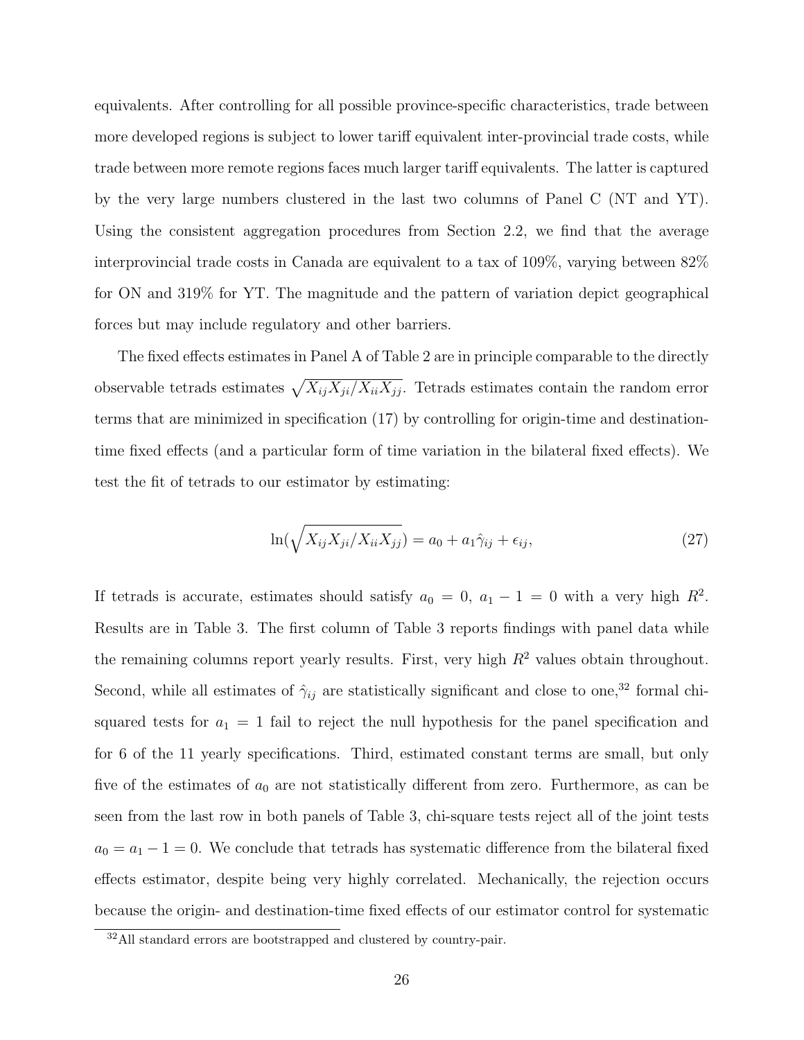equivalents. After controlling for all possible province-specific characteristics, trade between more developed regions is subject to lower tariff equivalent inter-provincial trade costs, while trade between more remote regions faces much larger tariff equivalents. The latter is captured by the very large numbers clustered in the last two columns of Panel C (NT and YT). Using the consistent aggregation procedures from Section 2.2, we find that the average interprovincial trade costs in Canada are equivalent to a tax of 109%, varying between 82% for ON and 319% for YT. The magnitude and the pattern of variation depict geographical forces but may include regulatory and other barriers.

The fixed effects estimates in Panel A of Table 2 are in principle comparable to the directly observable tetrads estimates $\sqrt{X_{ij}X_{ji}/X_{ii}X_{jj}}$. Tetrads estimates contain the random error terms that are minimized in specification (17) by controlling for origin-time and destination-time fixed effects (and a particular form of time variation in the bilateral fixed effects). We test the fit of tetrads to our estimator by estimating:

$$\ln(\sqrt{X_{ij}X_{ji}/X_{ii}X_{jj}}) = a_0 + a_1\hat{\gamma}_{ij} + \epsilon_{ij}, \tag{27}$$

If tetrads is accurate, estimates should satisfy $a_0 = 0$, $a_1 - 1 = 0$ with a very high $R^2$. Results are in Table 3. The first column of Table 3 reports findings with panel data while the remaining columns report yearly results. First, very high $R^2$ values obtain throughout. Second, while all estimates of $\hat{\gamma}_{ij}$ are statistically significant and close to one,[32] formal chi-squared tests for $a_1 = 1$ fail to reject the null hypothesis for the panel specification and for 6 of the 11 yearly specifications. Third, estimated constant terms are small, but only five of the estimates of $a_0$ are not statistically different from zero. Furthermore, as can be seen from the last row in both panels of Table 3, chi-square tests reject all of the joint tests $a_0 = a_1 - 1 = 0$. We conclude that tetrads has systematic difference from the bilateral fixed effects estimator, despite being very highly correlated. Mechanically, the rejection occurs because the origin- and destination-time fixed effects of our estimator control for systematic

[32] All standard errors are bootstrapped and clustered by country-pair.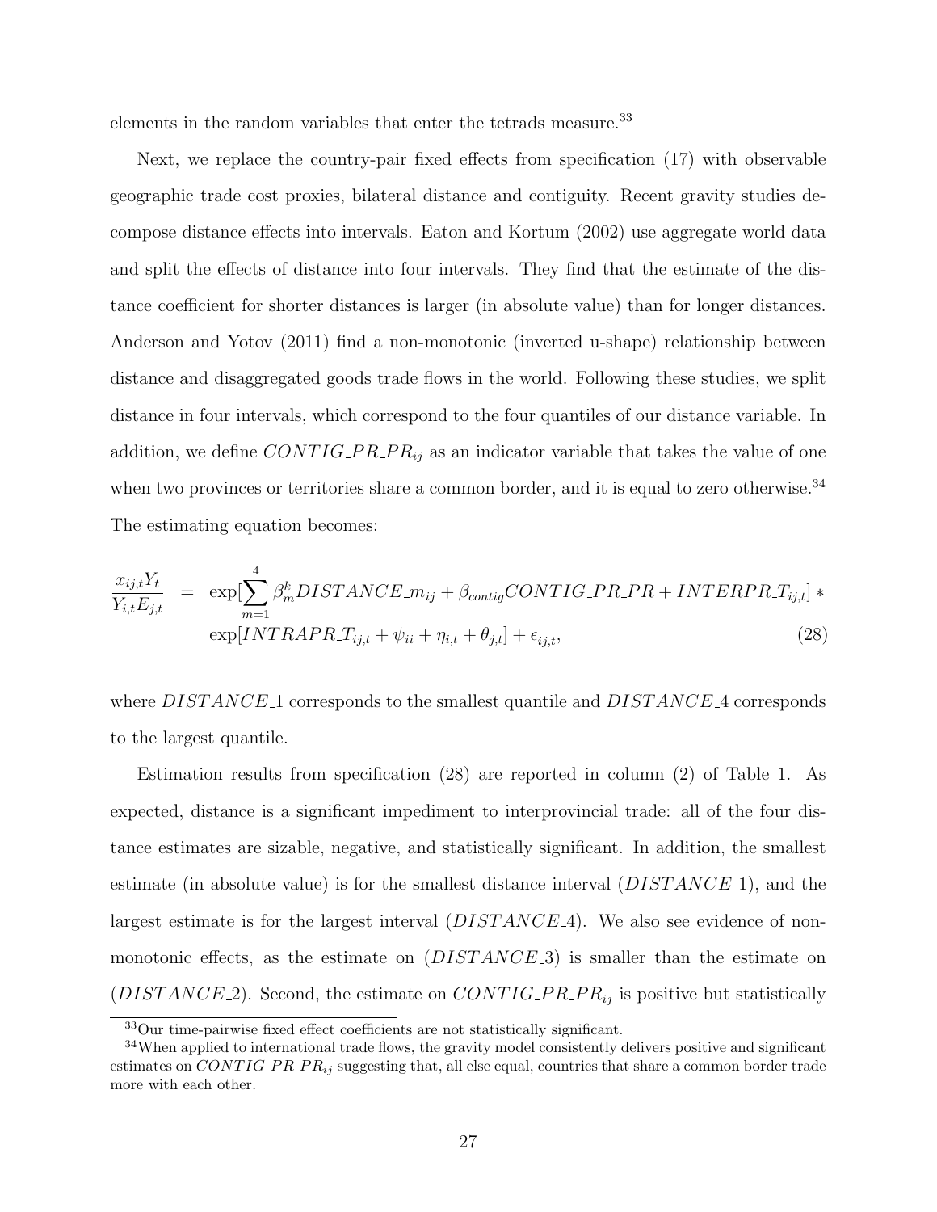elements in the random variables that enter the tetrads measure.[33]

Next, we replace the country-pair fixed effects from specification (17) with observable geographic trade cost proxies, bilateral distance and contiguity. Recent gravity studies decompose distance effects into intervals. Eaton and Kortum (2002) use aggregate world data and split the effects of distance into four intervals. They find that the estimate of the distance coefficient for shorter distances is larger (in absolute value) than for longer distances. Anderson and Yotov (2011) find a non-monotonic (inverted u-shape) relationship between distance and disaggregated goods trade flows in the world. Following these studies, we split distance in four intervals, which correspond to the four quantiles of our distance variable. In addition, we define $CONTIG\_PR\_PR_{ij}$ as an indicator variable that takes the value of one when two provinces or territories share a common border, and it is equal to zero otherwise.[34] The estimating equation becomes:

$$
\begin{aligned}
\frac{x_{ij,t}Y_t}{Y_{i,t}E_{j,t}} &= \exp[\sum_{m=1}^{4} \beta_m^k DISTANCE\_m_{ij} + \beta_{contig} CONTIG\_PR\_PR + INTERPR\_T_{ij,t}] * \\
&\quad \exp[INTRAPR\_T_{ij,t} + \psi_{ii} + \eta_{i,t} + \theta_{j,t}] + \epsilon_{ij,t}, \qquad (28)
\end{aligned}
$$

where $DISTANCE\_1$ corresponds to the smallest quantile and $DISTANCE\_4$ corresponds to the largest quantile.

Estimation results from specification (28) are reported in column (2) of Table 1. As expected, distance is a significant impediment to interprovincial trade: all of the four distance estimates are sizable, negative, and statistically significant. In addition, the smallest estimate (in absolute value) is for the smallest distance interval ($DISTANCE\_1$), and the largest estimate is for the largest interval ($DISTANCE\_4$). We also see evidence of non-monotonic effects, as the estimate on ($DISTANCE\_3$) is smaller than the estimate on ($DISTANCE\_2$). Second, the estimate on $CONTIG\_PR\_PR_{ij}$ is positive but statistically

[33] Our time-pairwise fixed effect coefficients are not statistically significant.

[34] When applied to international trade flows, the gravity model consistently delivers positive and significant estimates on $CONTIG\_PR\_PR_{ij}$ suggesting that, all else equal, countries that share a common border trade more with each other.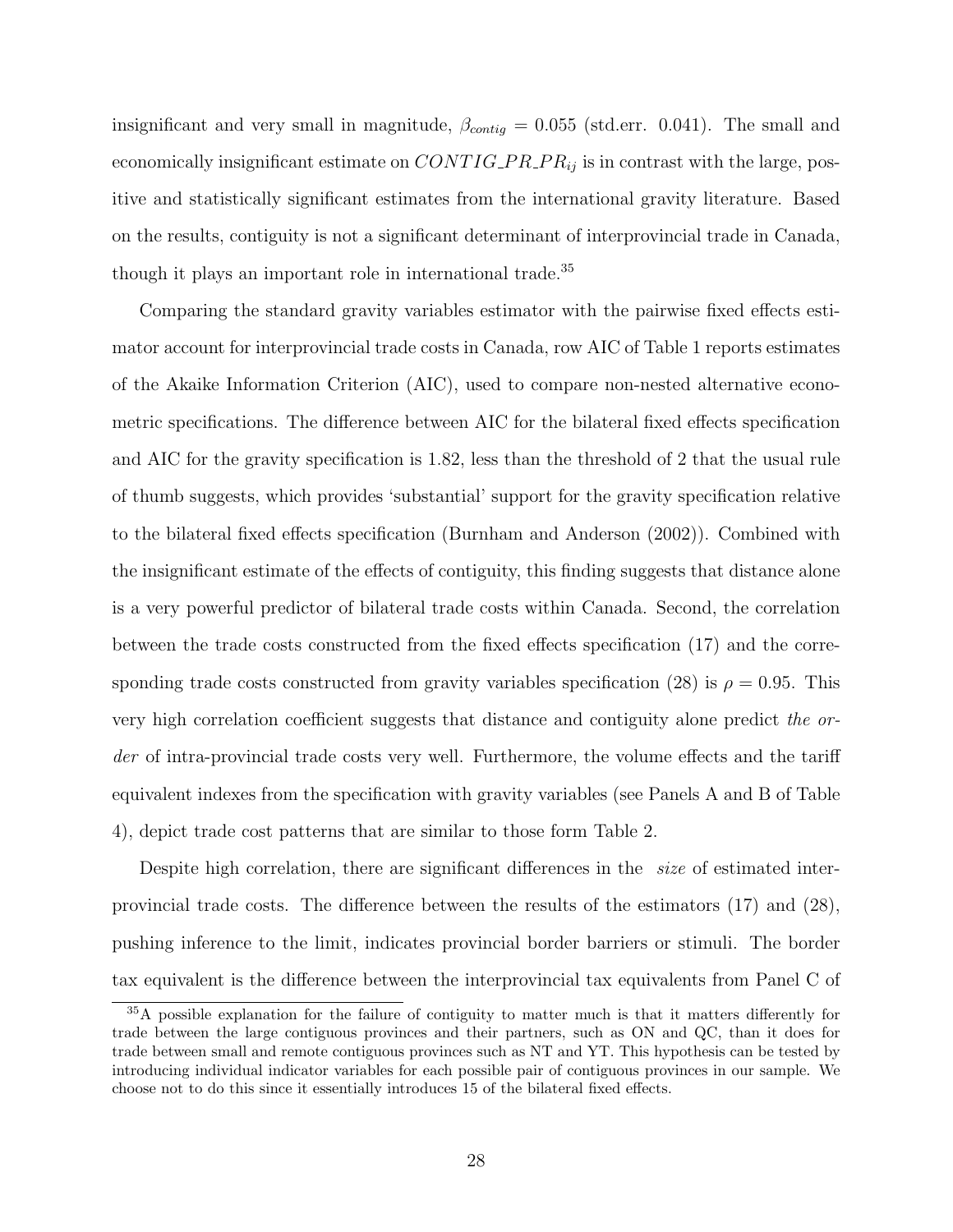insignificant and very small in magnitude, $\beta_{contig} = 0.055$ (std.err. 0.041). The small and economically insignificant estimate on $CONTIG\_PR\_PR_{ij}$ is in contrast with the large, positive and statistically significant estimates from the international gravity literature. Based on the results, contiguity is not a significant determinant of interprovincial trade in Canada, though it plays an important role in international trade.[35]

Comparing the standard gravity variables estimator with the pairwise fixed effects estimator account for interprovincial trade costs in Canada, row AIC of Table 1 reports estimates of the Akaike Information Criterion (AIC), used to compare non-nested alternative econometric specifications. The difference between AIC for the bilateral fixed effects specification and AIC for the gravity specification is 1.82, less than the threshold of 2 that the usual rule of thumb suggests, which provides 'substantial' support for the gravity specification relative to the bilateral fixed effects specification (Burnham and Anderson (2002)). Combined with the insignificant estimate of the effects of contiguity, this finding suggests that distance alone is a very powerful predictor of bilateral trade costs within Canada. Second, the correlation between the trade costs constructed from the fixed effects specification (17) and the corresponding trade costs constructed from gravity variables specification (28) is $\rho = 0.95$. This very high correlation coefficient suggests that distance and contiguity alone predict *the order* of intra-provincial trade costs very well. Furthermore, the volume effects and the tariff equivalent indexes from the specification with gravity variables (see Panels A and B of Table 4), depict trade cost patterns that are similar to those form Table 2.

Despite high correlation, there are significant differences in the *size* of estimated interprovincial trade costs. The difference between the results of the estimators (17) and (28), pushing inference to the limit, indicates provincial border barriers or stimuli. The border tax equivalent is the difference between the interprovincial tax equivalents from Panel C of

[35] A possible explanation for the failure of contiguity to matter much is that it matters differently for trade between the large contiguous provinces and their partners, such as ON and QC, than it does for trade between small and remote contiguous provinces such as NT and YT. This hypothesis can be tested by introducing individual indicator variables for each possible pair of contiguous provinces in our sample. We choose not to do this since it essentially introduces 15 of the bilateral fixed effects.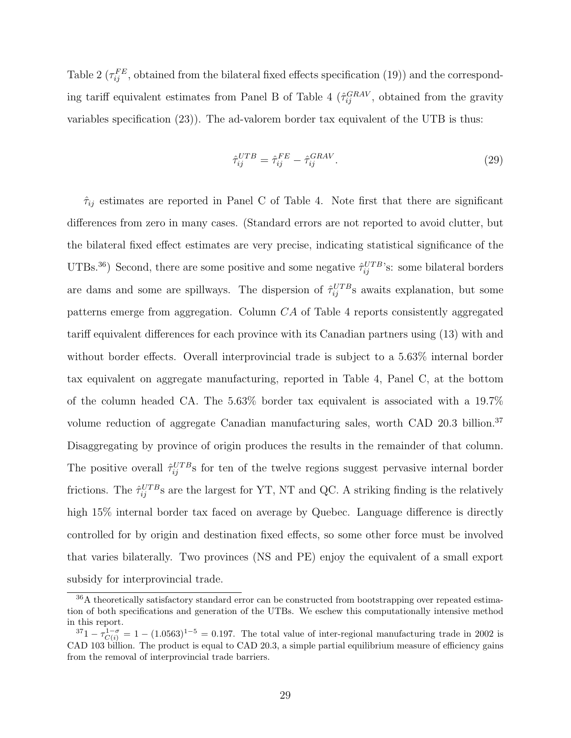Table 2 ($\tau_{ij}^{FE}$, obtained from the bilateral fixed effects specification (19)) and the corresponding tariff equivalent estimates from Panel B of Table 4 ($\hat{\tau}_{ij}^{GRAV}$, obtained from the gravity variables specification (23)). The ad-valorem border tax equivalent of the UTB is thus:

$$\hat{\tau}_{ij}^{UTB} = \hat{\tau}_{ij}^{FE} - \hat{\tau}_{ij}^{GRAV}. \tag{29}$$

$\hat{\tau}_{ij}$ estimates are reported in Panel C of Table 4. Note first that there are significant differences from zero in many cases. (Standard errors are not reported to avoid clutter, but the bilateral fixed effect estimates are very precise, indicating statistical significance of the UTBs.[36]) Second, there are some positive and some negative $\hat{\tau}_{ij}^{UTB}$'s: some bilateral borders are dams and some are spillways. The dispersion of $\hat{\tau}_{ij}^{UTB}$s awaits explanation, but some patterns emerge from aggregation. Column $CA$ of Table 4 reports consistently aggregated tariff equivalent differences for each province with its Canadian partners using (13) with and without border effects. Overall interprovincial trade is subject to a 5.63% internal border tax equivalent on aggregate manufacturing, reported in Table 4, Panel C, at the bottom of the column headed CA. The 5.63% border tax equivalent is associated with a 19.7% volume reduction of aggregate Canadian manufacturing sales, worth CAD 20.3 billion.[37] Disaggregating by province of origin produces the results in the remainder of that column. The positive overall $\hat{\tau}_{ij}^{UTB}$s for ten of the twelve regions suggest pervasive internal border frictions. The $\hat{\tau}_{ij}^{UTB}$s are the largest for YT, NT and QC. A striking finding is the relatively high 15% internal border tax faced on average by Quebec. Language difference is directly controlled for by origin and destination fixed effects, so some other force must be involved that varies bilaterally. Two provinces (NS and PE) enjoy the equivalent of a small export subsidy for interprovincial trade.

[36] A theoretically satisfactory standard error can be constructed from bootstrapping over repeated estimation of both specifications and generation of the UTBs. We eschew this computationally intensive method in this report.

[37] $1 - \tau_{C(i)}^{1-\sigma} = 1 - (1.0563)^{1-5} = 0.197$. The total value of inter-regional manufacturing trade in 2002 is CAD 103 billion. The product is equal to CAD 20.3, a simple partial equilibrium measure of efficiency gains from the removal of interprovincial trade barriers.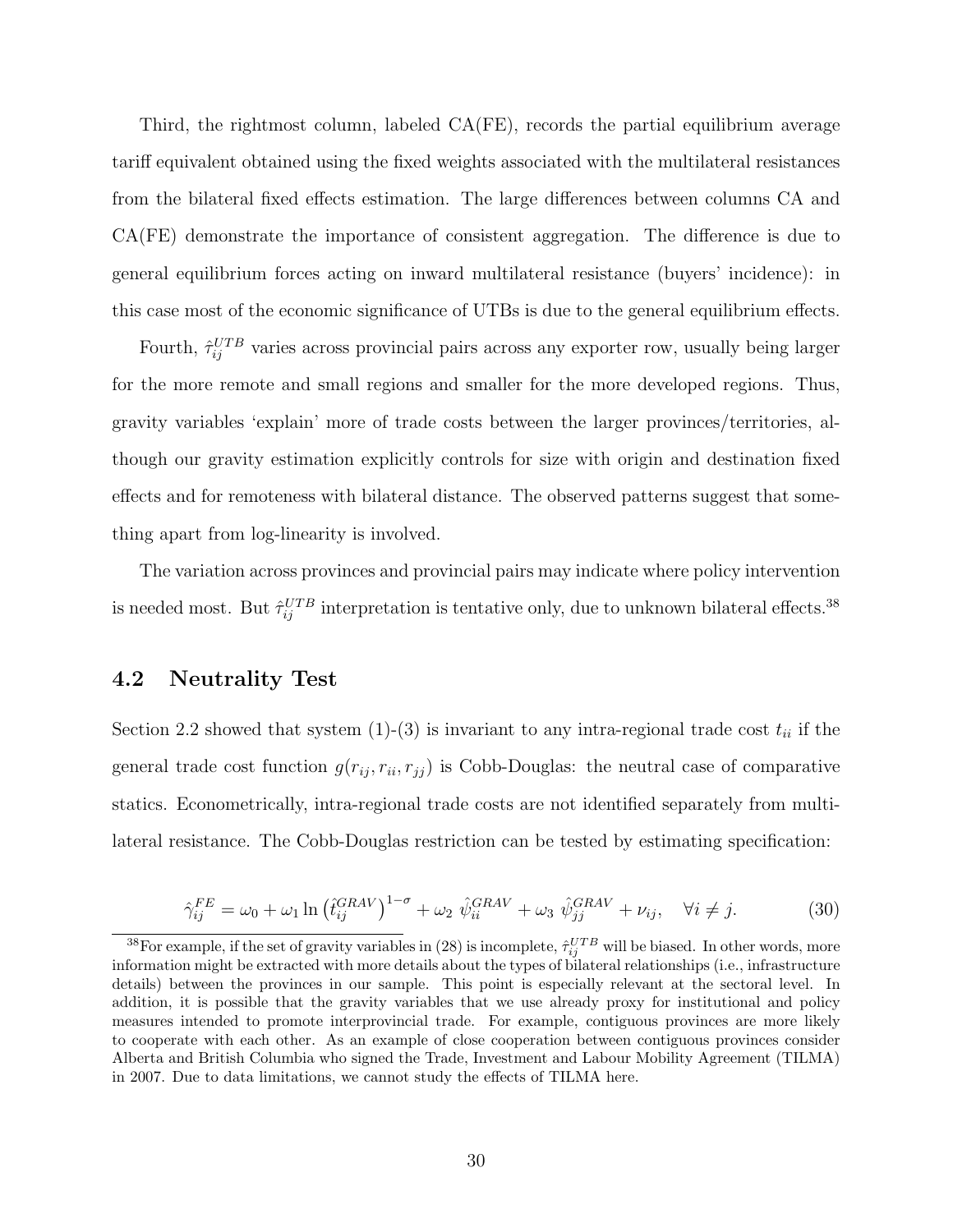Third, the rightmost column, labeled CA(FE), records the partial equilibrium average tariff equivalent obtained using the fixed weights associated with the multilateral resistances from the bilateral fixed effects estimation. The large differences between columns CA and CA(FE) demonstrate the importance of consistent aggregation. The difference is due to general equilibrium forces acting on inward multilateral resistance (buyers' incidence): in this case most of the economic significance of UTBs is due to the general equilibrium effects.

Fourth, $\hat{\tau}_{ij}^{UTB}$ varies across provincial pairs across any exporter row, usually being larger for the more remote and small regions and smaller for the more developed regions. Thus, gravity variables 'explain' more of trade costs between the larger provinces/territories, although our gravity estimation explicitly controls for size with origin and destination fixed effects and for remoteness with bilateral distance. The observed patterns suggest that something apart from log-linearity is involved.

The variation across provinces and provincial pairs may indicate where policy intervention is needed most. But $\hat{\tau}_{ij}^{UTB}$ interpretation is tentative only, due to unknown bilateral effects.[38]

## 4.2 Neutrality Test

Section 2.2 showed that system (1)-(3) is invariant to any intra-regional trade cost $t_{ii}$ if the general trade cost function $g(r_{ij}, r_{ii}, r_{jj})$ is Cobb-Douglas: the neutral case of comparative statics. Econometrically, intra-regional trade costs are not identified separately from multilateral resistance. The Cobb-Douglas restriction can be tested by estimating specification:

$$\hat{\gamma}_{ij}^{FE} = \omega_0 + \omega_1 \ln \left(\hat{t}_{ij}^{GRAV}\right)^{1-\sigma} + \omega_2 \ \hat{\psi}_{ii}^{GRAV} + \omega_3 \ \hat{\psi}_{jj}^{GRAV} + \nu_{ij}, \quad \forall i \neq j. \tag{30}$$

[38] For example, if the set of gravity variables in (28) is incomplete, $\hat{\tau}_{ij}^{UTB}$ will be biased. In other words, more information might be extracted with more details about the types of bilateral relationships (i.e., infrastructure details) between the provinces in our sample. This point is especially relevant at the sectoral level. In addition, it is possible that the gravity variables that we use already proxy for institutional and policy measures intended to promote interprovincial trade. For example, contiguous provinces are more likely to cooperate with each other. As an example of close cooperation between contiguous provinces consider Alberta and British Columbia who signed the Trade, Investment and Labour Mobility Agreement (TILMA) in 2007. Due to data limitations, we cannot study the effects of TILMA here.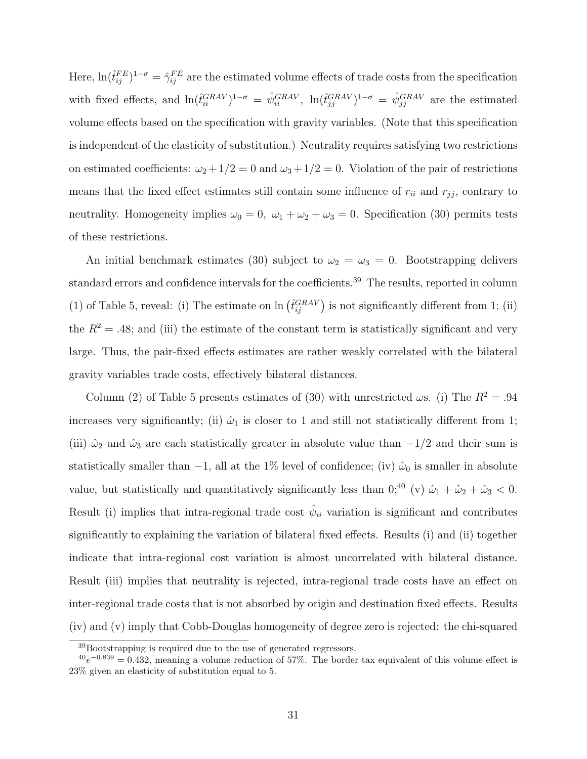Here, $\ln(\hat{t}_{ij}^{FE})^{1-\sigma} = \hat{\gamma}_{ij}^{FE}$ are the estimated volume effects of trade costs from the specification with fixed effects, and $\ln(\hat{t}_{ii}^{GRAV})^{1-\sigma} = \hat{\psi}_{ii}^{GRAV}$, $\ln(\hat{t}_{jj}^{GRAV})^{1-\sigma} = \hat{\psi}_{jj}^{GRAV}$ are the estimated volume effects based on the specification with gravity variables. (Note that this specification is independent of the elasticity of substitution.) Neutrality requires satisfying two restrictions on estimated coefficients: $\omega_2 + 1/2 = 0$ and $\omega_3 + 1/2 = 0$. Violation of the pair of restrictions means that the fixed effect estimates still contain some influence of $r_{ii}$ and $r_{jj}$, contrary to neutrality. Homogeneity implies $\omega_0 = 0$, $\omega_1 + \omega_2 + \omega_3 = 0$. Specification (30) permits tests of these restrictions.

An initial benchmark estimates (30) subject to $\omega_2 = \omega_3 = 0$. Bootstrapping delivers standard errors and confidence intervals for the coefficients.[39] The results, reported in column (1) of Table 5, reveal: (i) The estimate on $\ln\left(\hat{t}_{ij}^{GRAV}\right)$ is not significantly different from 1; (ii) the $R^2 = .48$; and (iii) the estimate of the constant term is statistically significant and very large. Thus, the pair-fixed effects estimates are rather weakly correlated with the bilateral gravity variables trade costs, effectively bilateral distances.

Column (2) of Table 5 presents estimates of (30) with unrestricted $\omega$s. (i) The $R^2 = .94$ increases very significantly; (ii) $\hat{\omega}_1$ is closer to 1 and still not statistically different from 1; (iii) $\hat{\omega}_2$ and $\hat{\omega}_3$ are each statistically greater in absolute value than $-1/2$ and their sum is statistically smaller than $-1$, all at the 1% level of confidence; (iv) $\hat{\omega}_0$ is smaller in absolute value, but statistically and quantitatively significantly less than 0;[40] (v) $\hat{\omega}_1 + \hat{\omega}_2 + \hat{\omega}_3 < 0$. Result (i) implies that intra-regional trade cost $\hat{\psi}_{ii}$ variation is significant and contributes significantly to explaining the variation of bilateral fixed effects. Results (i) and (ii) together indicate that intra-regional cost variation is almost uncorrelated with bilateral distance. Result (iii) implies that neutrality is rejected, intra-regional trade costs have an effect on inter-regional trade costs that is not absorbed by origin and destination fixed effects. Results (iv) and (v) imply that Cobb-Douglas homogeneity of degree zero is rejected: the chi-squared

[39] Bootstrapping is required due to the use of generated regressors.

[40] $e^{-0.839} = 0.432$, meaning a volume reduction of 57%. The border tax equivalent of this volume effect is 23% given an elasticity of substitution equal to 5.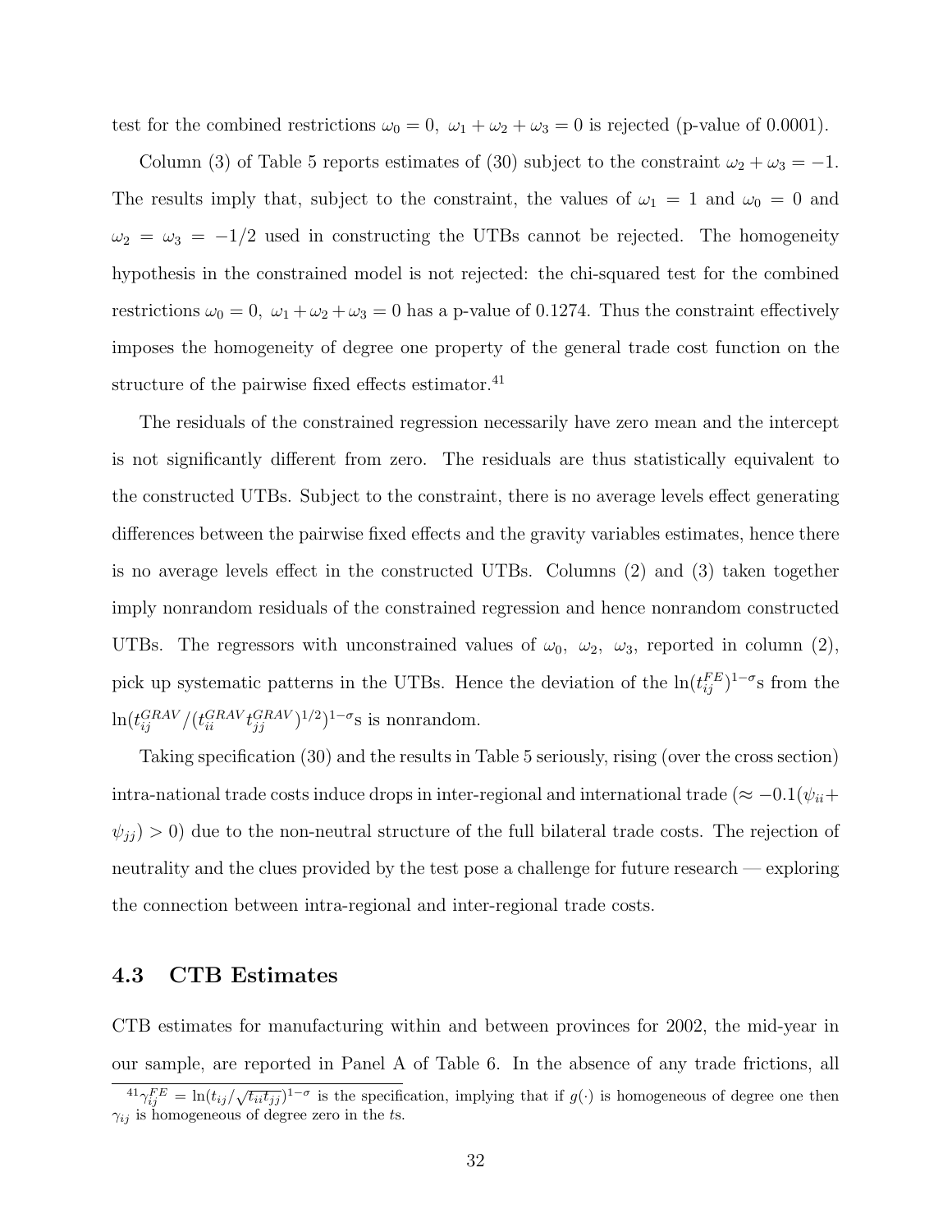test for the combined restrictions $\omega_0 = 0,\ \omega_1 + \omega_2 + \omega_3 = 0$ is rejected (p-value of 0.0001).

Column (3) of Table 5 reports estimates of (30) subject to the constraint $\omega_2 + \omega_3 = -1$. The results imply that, subject to the constraint, the values of $\omega_1 = 1$ and $\omega_0 = 0$ and $\omega_2 = \omega_3 = -1/2$ used in constructing the UTBs cannot be rejected. The homogeneity hypothesis in the constrained model is not rejected: the chi-squared test for the combined restrictions $\omega_0 = 0,\ \omega_1 + \omega_2 + \omega_3 = 0$ has a p-value of 0.1274. Thus the constraint effectively imposes the homogeneity of degree one property of the general trade cost function on the structure of the pairwise fixed effects estimator.[41]

The residuals of the constrained regression necessarily have zero mean and the intercept is not significantly different from zero. The residuals are thus statistically equivalent to the constructed UTBs. Subject to the constraint, there is no average levels effect generating differences between the pairwise fixed effects and the gravity variables estimates, hence there is no average levels effect in the constructed UTBs. Columns (2) and (3) taken together imply nonrandom residuals of the constrained regression and hence nonrandom constructed UTBs. The regressors with unconstrained values of $\omega_0,\ \omega_2,\ \omega_3$, reported in column (2), pick up systematic patterns in the UTBs. Hence the deviation of the $\ln(t_{ij}^{FE})^{1-\sigma}$s from the $\ln(t_{ij}^{GRAV}/(t_{ii}^{GRAV}t_{jj}^{GRAV})^{1/2})^{1-\sigma}$s is nonrandom.

Taking specification (30) and the results in Table 5 seriously, rising (over the cross section) intra-national trade costs induce drops in inter-regional and international trade ($\approx -0.1(\psi_{ii} + \psi_{jj}) > 0$) due to the non-neutral structure of the full bilateral trade costs. The rejection of neutrality and the clues provided by the test pose a challenge for future research — exploring the connection between intra-regional and inter-regional trade costs.

### 4.3 CTB Estimates

CTB estimates for manufacturing within and between provinces for 2002, the mid-year in our sample, are reported in Panel A of Table 6. In the absence of any trade frictions, all

[41] $\gamma_{ij}^{FE} = \ln(t_{ij}/\sqrt{t_{ii}t_{jj}})^{1-\sigma}$ is the specification, implying that if $g(\cdot)$ is homogeneous of degree one then $\gamma_{ij}$ is homogeneous of degree zero in the $t$s.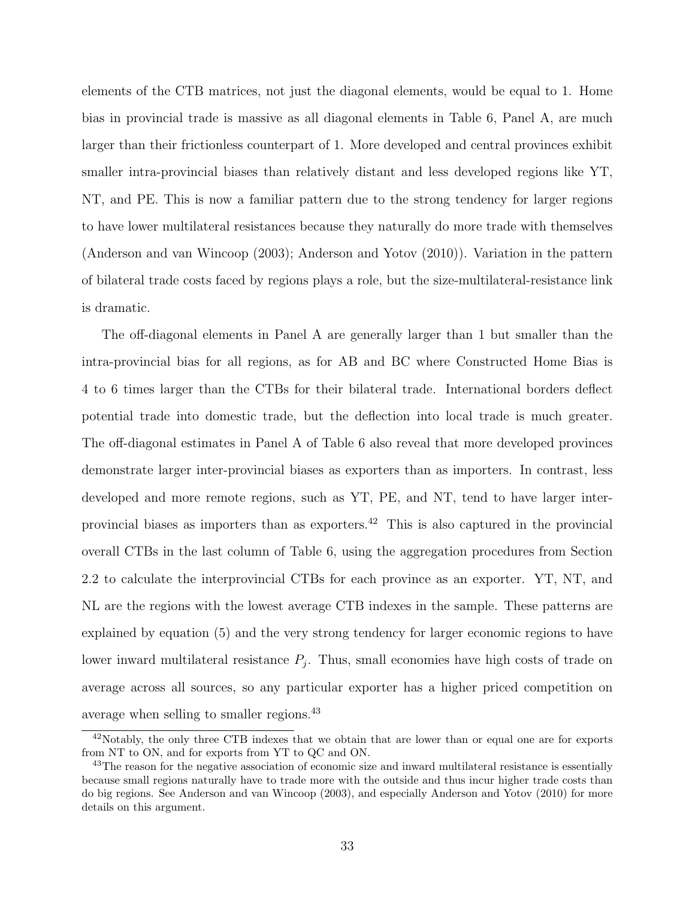elements of the CTB matrices, not just the diagonal elements, would be equal to 1. Home bias in provincial trade is massive as all diagonal elements in Table 6, Panel A, are much larger than their frictionless counterpart of 1. More developed and central provinces exhibit smaller intra-provincial biases than relatively distant and less developed regions like YT, NT, and PE. This is now a familiar pattern due to the strong tendency for larger regions to have lower multilateral resistances because they naturally do more trade with themselves (Anderson and van Wincoop (2003); Anderson and Yotov (2010)). Variation in the pattern of bilateral trade costs faced by regions plays a role, but the size-multilateral-resistance link is dramatic.

The off-diagonal elements in Panel A are generally larger than 1 but smaller than the intra-provincial bias for all regions, as for AB and BC where Constructed Home Bias is 4 to 6 times larger than the CTBs for their bilateral trade. International borders deflect potential trade into domestic trade, but the deflection into local trade is much greater. The off-diagonal estimates in Panel A of Table 6 also reveal that more developed provinces demonstrate larger inter-provincial biases as exporters than as importers. In contrast, less developed and more remote regions, such as YT, PE, and NT, tend to have larger inter-provincial biases as importers than as exporters.[42] This is also captured in the provincial overall CTBs in the last column of Table 6, using the aggregation procedures from Section 2.2 to calculate the interprovincial CTBs for each province as an exporter. YT, NT, and NL are the regions with the lowest average CTB indexes in the sample. These patterns are explained by equation (5) and the very strong tendency for larger economic regions to have lower inward multilateral resistance $P_j$. Thus, small economies have high costs of trade on average across all sources, so any particular exporter has a higher priced competition on average when selling to smaller regions.[43]

[42] Notably, the only three CTB indexes that we obtain that are lower than or equal one are for exports from NT to ON, and for exports from YT to QC and ON.

[43] The reason for the negative association of economic size and inward multilateral resistance is essentially because small regions naturally have to trade more with the outside and thus incur higher trade costs than do big regions. See Anderson and van Wincoop (2003), and especially Anderson and Yotov (2010) for more details on this argument.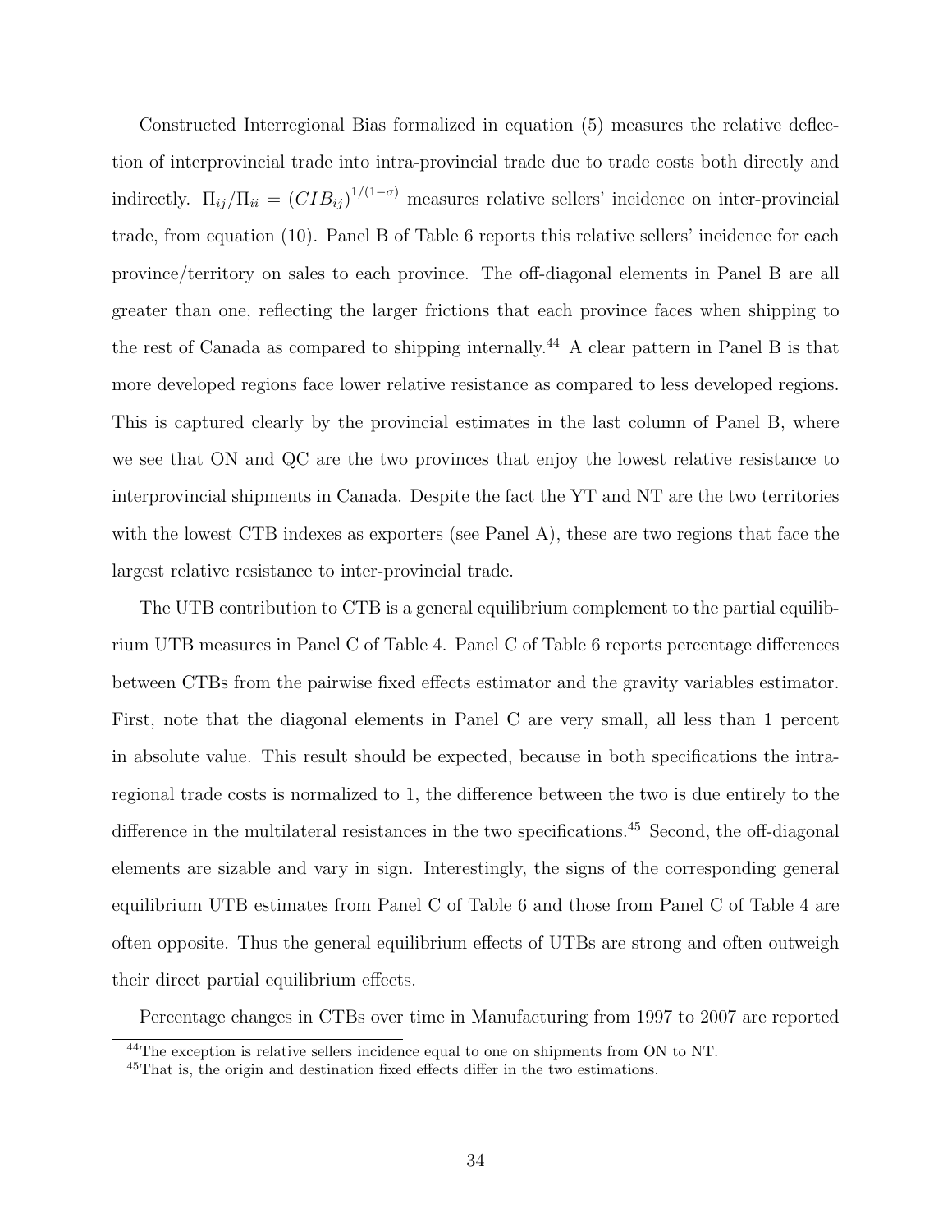Constructed Interregional Bias formalized in equation (5) measures the relative deflection of interprovincial trade into intra-provincial trade due to trade costs both directly and indirectly. $\Pi_{ij}/\Pi_{ii} = (CIB_{ij})^{1/(1-\sigma)}$ measures relative sellers' incidence on inter-provincial trade, from equation (10). Panel B of Table 6 reports this relative sellers' incidence for each province/territory on sales to each province. The off-diagonal elements in Panel B are all greater than one, reflecting the larger frictions that each province faces when shipping to the rest of Canada as compared to shipping internally.[44] A clear pattern in Panel B is that more developed regions face lower relative resistance as compared to less developed regions. This is captured clearly by the provincial estimates in the last column of Panel B, where we see that ON and QC are the two provinces that enjoy the lowest relative resistance to interprovincial shipments in Canada. Despite the fact the YT and NT are the two territories with the lowest CTB indexes as exporters (see Panel A), these are two regions that face the largest relative resistance to inter-provincial trade.

The UTB contribution to CTB is a general equilibrium complement to the partial equilibrium UTB measures in Panel C of Table 4. Panel C of Table 6 reports percentage differences between CTBs from the pairwise fixed effects estimator and the gravity variables estimator. First, note that the diagonal elements in Panel C are very small, all less than 1 percent in absolute value. This result should be expected, because in both specifications the intra-regional trade costs is normalized to 1, the difference between the two is due entirely to the difference in the multilateral resistances in the two specifications.[45] Second, the off-diagonal elements are sizable and vary in sign. Interestingly, the signs of the corresponding general equilibrium UTB estimates from Panel C of Table 6 and those from Panel C of Table 4 are often opposite. Thus the general equilibrium effects of UTBs are strong and often outweigh their direct partial equilibrium effects.

Percentage changes in CTBs over time in Manufacturing from 1997 to 2007 are reported

[44] The exception is relative sellers incidence equal to one on shipments from ON to NT.

[45] That is, the origin and destination fixed effects differ in the two estimations.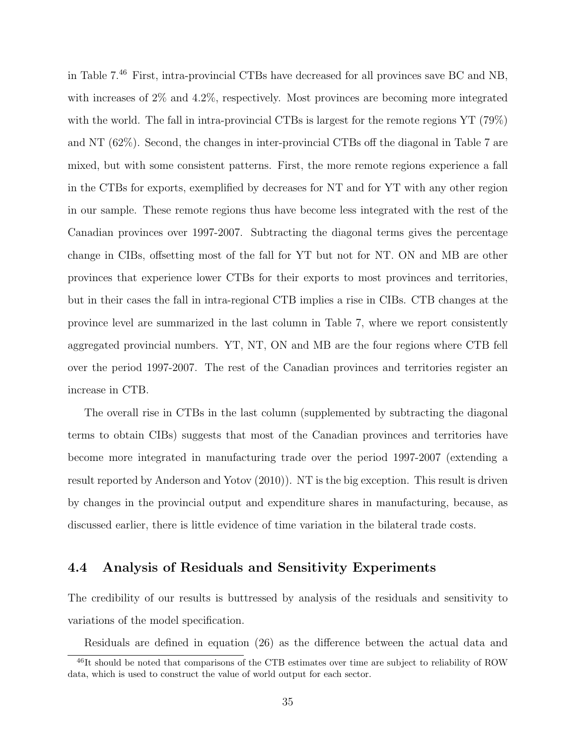in Table 7.[46] First, intra-provincial CTBs have decreased for all provinces save BC and NB, with increases of 2% and 4.2%, respectively. Most provinces are becoming more integrated with the world. The fall in intra-provincial CTBs is largest for the remote regions YT (79%) and NT (62%). Second, the changes in inter-provincial CTBs off the diagonal in Table 7 are mixed, but with some consistent patterns. First, the more remote regions experience a fall in the CTBs for exports, exemplified by decreases for NT and for YT with any other region in our sample. These remote regions thus have become less integrated with the rest of the Canadian provinces over 1997-2007. Subtracting the diagonal terms gives the percentage change in CIBs, offsetting most of the fall for YT but not for NT. ON and MB are other provinces that experience lower CTBs for their exports to most provinces and territories, but in their cases the fall in intra-regional CTB implies a rise in CIBs. CTB changes at the province level are summarized in the last column in Table 7, where we report consistently aggregated provincial numbers. YT, NT, ON and MB are the four regions where CTB fell over the period 1997-2007. The rest of the Canadian provinces and territories register an increase in CTB.

The overall rise in CTBs in the last column (supplemented by subtracting the diagonal terms to obtain CIBs) suggests that most of the Canadian provinces and territories have become more integrated in manufacturing trade over the period 1997-2007 (extending a result reported by Anderson and Yotov (2010)). NT is the big exception. This result is driven by changes in the provincial output and expenditure shares in manufacturing, because, as discussed earlier, there is little evidence of time variation in the bilateral trade costs.

## 4.4 Analysis of Residuals and Sensitivity Experiments

The credibility of our results is buttressed by analysis of the residuals and sensitivity to variations of the model specification.

Residuals are defined in equation (26) as the difference between the actual data and

[46] It should be noted that comparisons of the CTB estimates over time are subject to reliability of ROW data, which is used to construct the value of world output for each sector.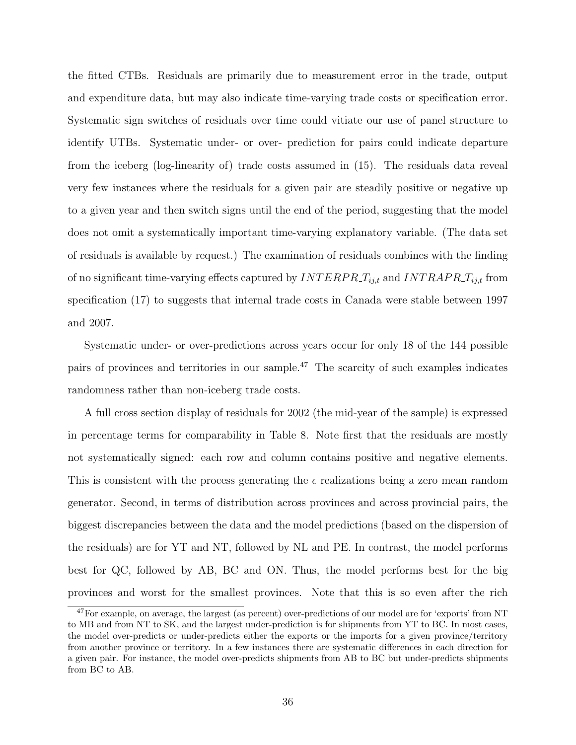the fitted CTBs. Residuals are primarily due to measurement error in the trade, output and expenditure data, but may also indicate time-varying trade costs or specification error. Systematic sign switches of residuals over time could vitiate our use of panel structure to identify UTBs. Systematic under- or over- prediction for pairs could indicate departure from the iceberg (log-linearity of) trade costs assumed in (15). The residuals data reveal very few instances where the residuals for a given pair are steadily positive or negative up to a given year and then switch signs until the end of the period, suggesting that the model does not omit a systematically important time-varying explanatory variable. (The data set of residuals is available by request.) The examination of residuals combines with the finding of no significant time-varying effects captured by $INTERPR\_T_{ij,t}$ and $INTRAPR\_T_{ij,t}$ from specification (17) to suggests that internal trade costs in Canada were stable between 1997 and 2007.

Systematic under- or over-predictions across years occur for only 18 of the 144 possible pairs of provinces and territories in our sample.[47] The scarcity of such examples indicates randomness rather than non-iceberg trade costs.

A full cross section display of residuals for 2002 (the mid-year of the sample) is expressed in percentage terms for comparability in Table 8. Note first that the residuals are mostly not systematically signed: each row and column contains positive and negative elements. This is consistent with the process generating the $\epsilon$ realizations being a zero mean random generator. Second, in terms of distribution across provinces and across provincial pairs, the biggest discrepancies between the data and the model predictions (based on the dispersion of the residuals) are for YT and NT, followed by NL and PE. In contrast, the model performs best for QC, followed by AB, BC and ON. Thus, the model performs best for the big provinces and worst for the smallest provinces. Note that this is so even after the rich

[47] For example, on average, the largest (as percent) over-predictions of our model are for 'exports' from NT to MB and from NT to SK, and the largest under-prediction is for shipments from YT to BC. In most cases, the model over-predicts or under-predicts either the exports or the imports for a given province/territory from another province or territory. In a few instances there are systematic differences in each direction for a given pair. For instance, the model over-predicts shipments from AB to BC but under-predicts shipments from BC to AB.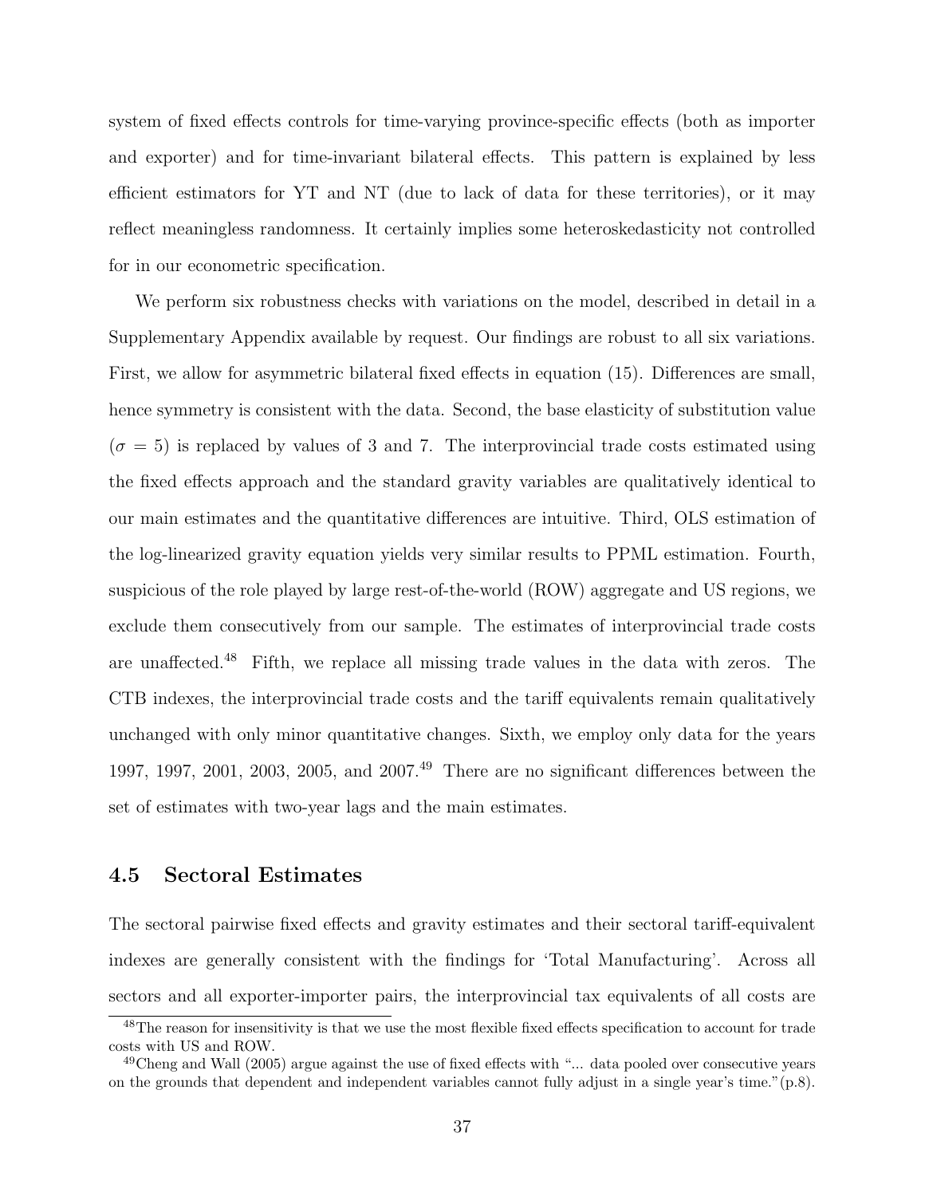system of fixed effects controls for time-varying province-specific effects (both as importer and exporter) and for time-invariant bilateral effects. This pattern is explained by less efficient estimators for YT and NT (due to lack of data for these territories), or it may reflect meaningless randomness. It certainly implies some heteroskedasticity not controlled for in our econometric specification.

We perform six robustness checks with variations on the model, described in detail in a Supplementary Appendix available by request. Our findings are robust to all six variations. First, we allow for asymmetric bilateral fixed effects in equation (15). Differences are small, hence symmetry is consistent with the data. Second, the base elasticity of substitution value ($\sigma = 5$) is replaced by values of 3 and 7. The interprovincial trade costs estimated using the fixed effects approach and the standard gravity variables are qualitatively identical to our main estimates and the quantitative differences are intuitive. Third, OLS estimation of the log-linearized gravity equation yields very similar results to PPML estimation. Fourth, suspicious of the role played by large rest-of-the-world (ROW) aggregate and US regions, we exclude them consecutively from our sample. The estimates of interprovincial trade costs are unaffected.[48] Fifth, we replace all missing trade values in the data with zeros. The CTB indexes, the interprovincial trade costs and the tariff equivalents remain qualitatively unchanged with only minor quantitative changes. Sixth, we employ only data for the years 1997, 1997, 2001, 2003, 2005, and 2007.[49] There are no significant differences between the set of estimates with two-year lags and the main estimates.

### 4.5 Sectoral Estimates

The sectoral pairwise fixed effects and gravity estimates and their sectoral tariff-equivalent indexes are generally consistent with the findings for 'Total Manufacturing'. Across all sectors and all exporter-importer pairs, the interprovincial tax equivalents of all costs are

[48]The reason for insensitivity is that we use the most flexible fixed effects specification to account for trade costs with US and ROW.

[49]Cheng and Wall (2005) argue against the use of fixed effects with "... data pooled over consecutive years on the grounds that dependent and independent variables cannot fully adjust in a single year's time."(p.8).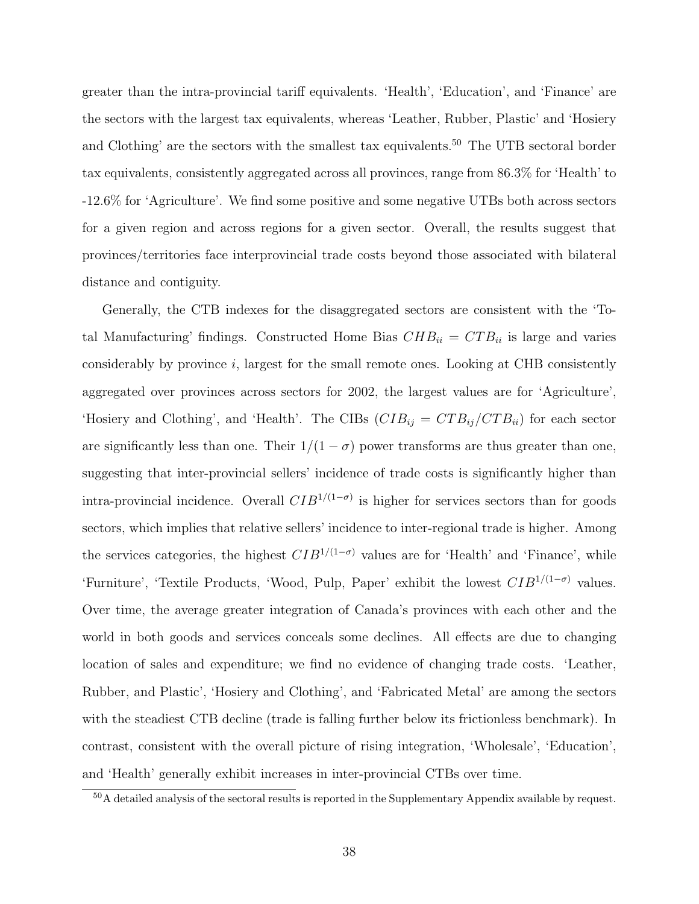greater than the intra-provincial tariff equivalents. 'Health', 'Education', and 'Finance' are the sectors with the largest tax equivalents, whereas 'Leather, Rubber, Plastic' and 'Hosiery and Clothing' are the sectors with the smallest tax equivalents.[50] The UTB sectoral border tax equivalents, consistently aggregated across all provinces, range from 86.3% for 'Health' to -12.6% for 'Agriculture'. We find some positive and some negative UTBs both across sectors for a given region and across regions for a given sector. Overall, the results suggest that provinces/territories face interprovincial trade costs beyond those associated with bilateral distance and contiguity.

Generally, the CTB indexes for the disaggregated sectors are consistent with the 'Total Manufacturing' findings. Constructed Home Bias $CHB_{ii} = CTB_{ii}$ is large and varies considerably by province $i$, largest for the small remote ones. Looking at CHB consistently aggregated over provinces across sectors for 2002, the largest values are for 'Agriculture', 'Hosiery and Clothing', and 'Health'. The CIBs ($CIB_{ij} = CTB_{ij}/CTB_{ii}$) for each sector are significantly less than one. Their $1/(1-\sigma)$ power transforms are thus greater than one, suggesting that inter-provincial sellers' incidence of trade costs is significantly higher than intra-provincial incidence. Overall $CIB^{1/(1-\sigma)}$ is higher for services sectors than for goods sectors, which implies that relative sellers' incidence to inter-regional trade is higher. Among the services categories, the highest $CIB^{1/(1-\sigma)}$ values are for 'Health' and 'Finance', while 'Furniture', 'Textile Products, 'Wood, Pulp, Paper' exhibit the lowest $CIB^{1/(1-\sigma)}$ values. Over time, the average greater integration of Canada's provinces with each other and the world in both goods and services conceals some declines. All effects are due to changing location of sales and expenditure; we find no evidence of changing trade costs. 'Leather, Rubber, and Plastic', 'Hosiery and Clothing', and 'Fabricated Metal' are among the sectors with the steadiest CTB decline (trade is falling further below its frictionless benchmark). In contrast, consistent with the overall picture of rising integration, 'Wholesale', 'Education', and 'Health' generally exhibit increases in inter-provincial CTBs over time.

[50] A detailed analysis of the sectoral results is reported in the Supplementary Appendix available by request.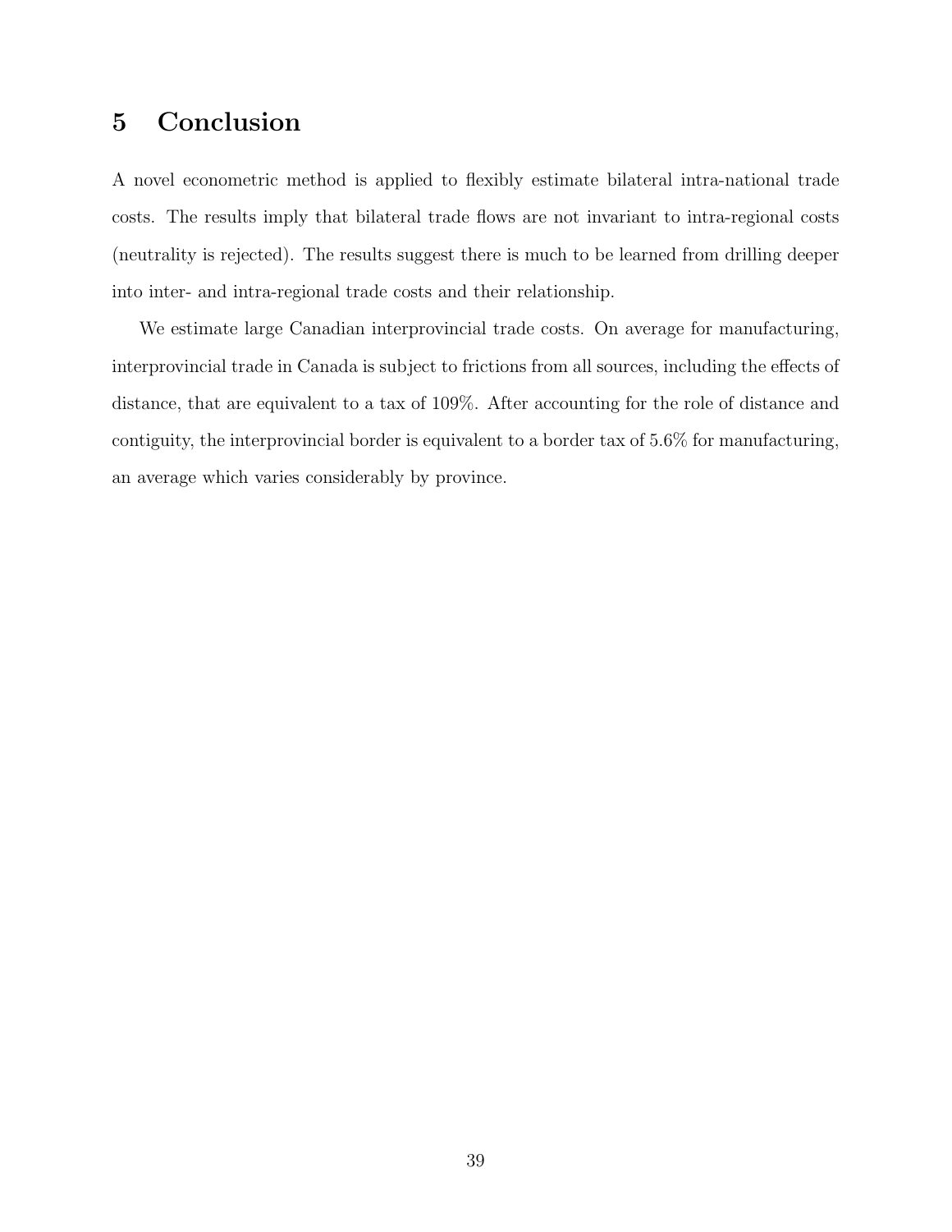# 5 Conclusion

A novel econometric method is applied to flexibly estimate bilateral intra-national trade costs. The results imply that bilateral trade flows are not invariant to intra-regional costs (neutrality is rejected). The results suggest there is much to be learned from drilling deeper into inter- and intra-regional trade costs and their relationship.

We estimate large Canadian interprovincial trade costs. On average for manufacturing, interprovincial trade in Canada is subject to frictions from all sources, including the effects of distance, that are equivalent to a tax of 109%. After accounting for the role of distance and contiguity, the interprovincial border is equivalent to a border tax of 5.6% for manufacturing, an average which varies considerably by province.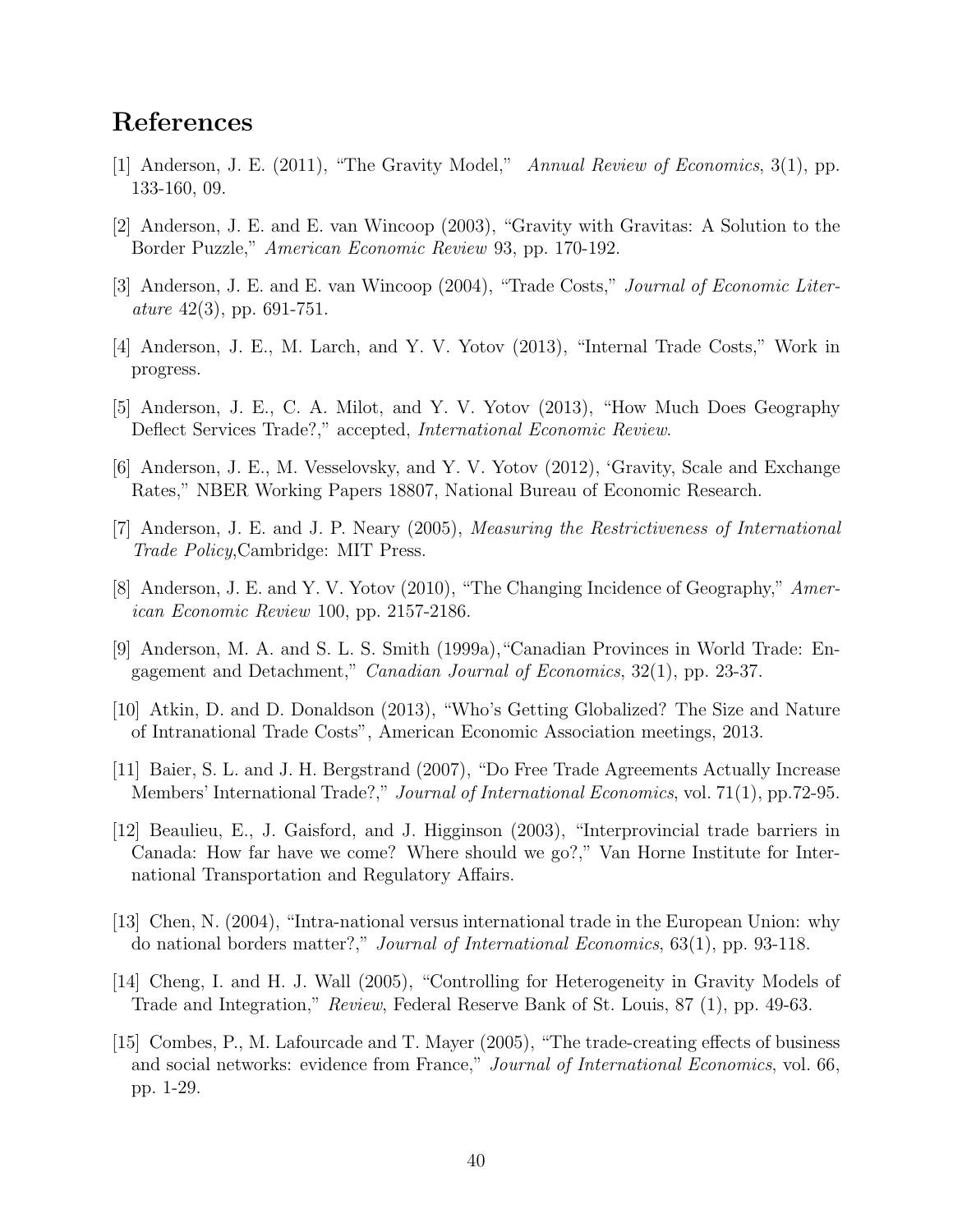# References

[1] Anderson, J. E. (2011), "The Gravity Model," *Annual Review of Economics*, 3(1), pp. 133-160, 09.

[2] Anderson, J. E. and E. van Wincoop (2003), "Gravity with Gravitas: A Solution to the Border Puzzle," *American Economic Review* 93, pp. 170-192.

[3] Anderson, J. E. and E. van Wincoop (2004), "Trade Costs," *Journal of Economic Literature* 42(3), pp. 691-751.

[4] Anderson, J. E., M. Larch, and Y. V. Yotov (2013), "Internal Trade Costs," Work in progress.

[5] Anderson, J. E., C. A. Milot, and Y. V. Yotov (2013), "How Much Does Geography Deflect Services Trade?," accepted, *International Economic Review*.

[6] Anderson, J. E., M. Vesselovsky, and Y. V. Yotov (2012), 'Gravity, Scale and Exchange Rates," NBER Working Papers 18807, National Bureau of Economic Research.

[7] Anderson, J. E. and J. P. Neary (2005), *Measuring the Restrictiveness of International Trade Policy*,Cambridge: MIT Press.

[8] Anderson, J. E. and Y. V. Yotov (2010), "The Changing Incidence of Geography," *American Economic Review* 100, pp. 2157-2186.

[9] Anderson, M. A. and S. L. S. Smith (1999a),"Canadian Provinces in World Trade: Engagement and Detachment," *Canadian Journal of Economics*, 32(1), pp. 23-37.

[10] Atkin, D. and D. Donaldson (2013), "Who's Getting Globalized? The Size and Nature of Intranational Trade Costs", American Economic Association meetings, 2013.

[11] Baier, S. L. and J. H. Bergstrand (2007), "Do Free Trade Agreements Actually Increase Members' International Trade?," *Journal of International Economics*, vol. 71(1), pp.72-95.

[12] Beaulieu, E., J. Gaisford, and J. Higginson (2003), "Interprovincial trade barriers in Canada: How far have we come? Where should we go?," Van Horne Institute for International Transportation and Regulatory Affairs.

[13] Chen, N. (2004), "Intra-national versus international trade in the European Union: why do national borders matter?," *Journal of International Economics*, 63(1), pp. 93-118.

[14] Cheng, I. and H. J. Wall (2005), "Controlling for Heterogeneity in Gravity Models of Trade and Integration," *Review*, Federal Reserve Bank of St. Louis, 87 (1), pp. 49-63.

[15] Combes, P., M. Lafourcade and T. Mayer (2005), "The trade-creating effects of business and social networks: evidence from France," *Journal of International Economics*, vol. 66, pp. 1-29.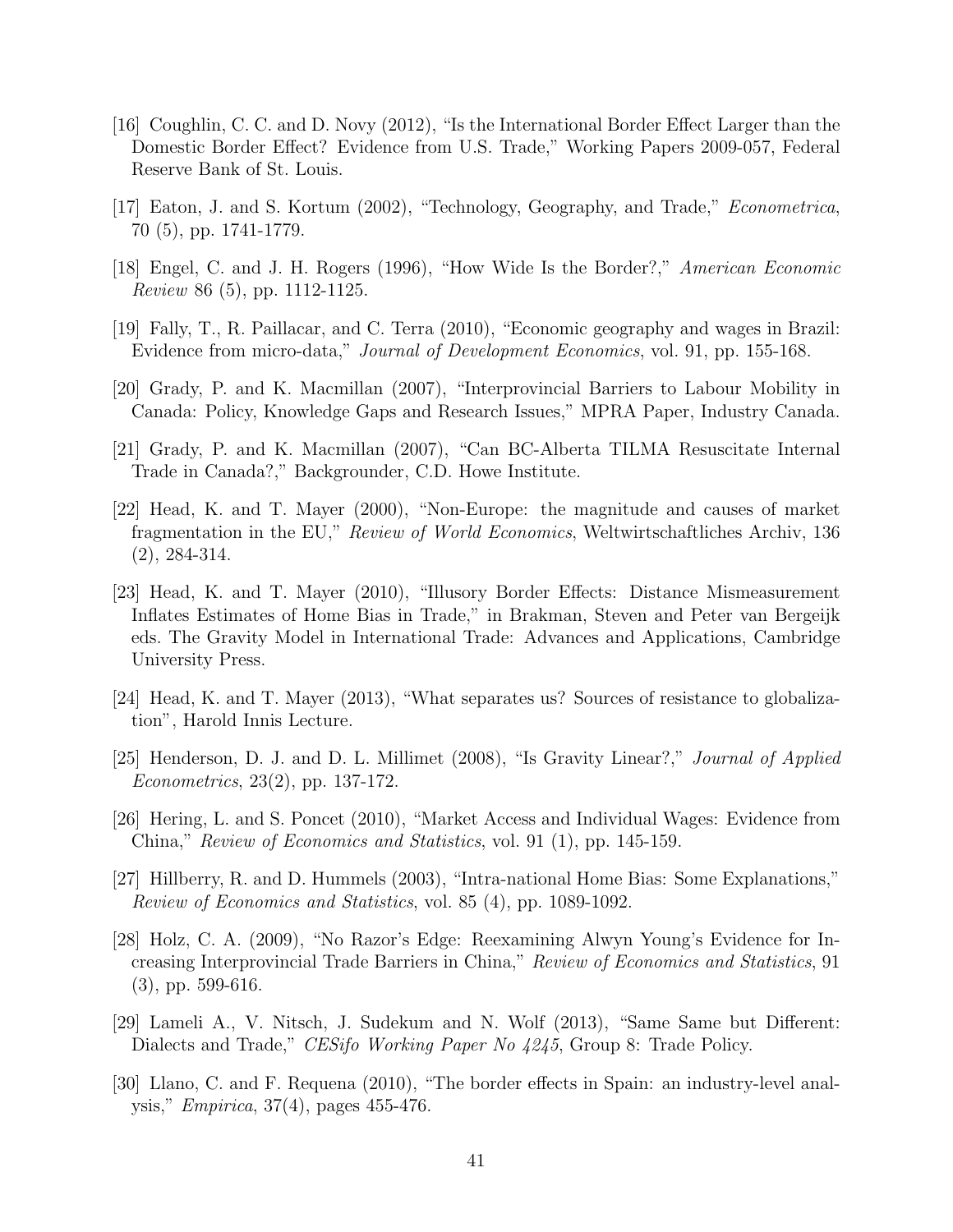[16] Coughlin, C. C. and D. Novy (2012), "Is the International Border Effect Larger than the Domestic Border Effect? Evidence from U.S. Trade," Working Papers 2009-057, Federal Reserve Bank of St. Louis.

[17] Eaton, J. and S. Kortum (2002), "Technology, Geography, and Trade," *Econometrica*, 70 (5), pp. 1741-1779.

[18] Engel, C. and J. H. Rogers (1996), "How Wide Is the Border?," *American Economic Review* 86 (5), pp. 1112-1125.

[19] Fally, T., R. Paillacar, and C. Terra (2010), "Economic geography and wages in Brazil: Evidence from micro-data," *Journal of Development Economics*, vol. 91, pp. 155-168.

[20] Grady, P. and K. Macmillan (2007), "Interprovincial Barriers to Labour Mobility in Canada: Policy, Knowledge Gaps and Research Issues," MPRA Paper, Industry Canada.

[21] Grady, P. and K. Macmillan (2007), "Can BC-Alberta TILMA Resuscitate Internal Trade in Canada?," Backgrounder, C.D. Howe Institute.

[22] Head, K. and T. Mayer (2000), "Non-Europe: the magnitude and causes of market fragmentation in the EU," *Review of World Economics*, Weltwirtschaftliches Archiv, 136 (2), 284-314.

[23] Head, K. and T. Mayer (2010), "Illusory Border Effects: Distance Mismeasurement Inflates Estimates of Home Bias in Trade," in Brakman, Steven and Peter van Bergeijk eds. The Gravity Model in International Trade: Advances and Applications, Cambridge University Press.

[24] Head, K. and T. Mayer (2013), "What separates us? Sources of resistance to globalization", Harold Innis Lecture.

[25] Henderson, D. J. and D. L. Millimet (2008), "Is Gravity Linear?," *Journal of Applied Econometrics*, 23(2), pp. 137-172.

[26] Hering, L. and S. Poncet (2010), "Market Access and Individual Wages: Evidence from China," *Review of Economics and Statistics*, vol. 91 (1), pp. 145-159.

[27] Hillberry, R. and D. Hummels (2003), "Intra-national Home Bias: Some Explanations," *Review of Economics and Statistics*, vol. 85 (4), pp. 1089-1092.

[28] Holz, C. A. (2009), "No Razor's Edge: Reexamining Alwyn Young's Evidence for Increasing Interprovincial Trade Barriers in China," *Review of Economics and Statistics*, 91 (3), pp. 599-616.

[29] Lameli A., V. Nitsch, J. Sudekum and N. Wolf (2013), "Same Same but Different: Dialects and Trade," *CESifo Working Paper No 4245*, Group 8: Trade Policy.

[30] Llano, C. and F. Requena (2010), "The border effects in Spain: an industry-level analysis," *Empirica*, 37(4), pages 455-476.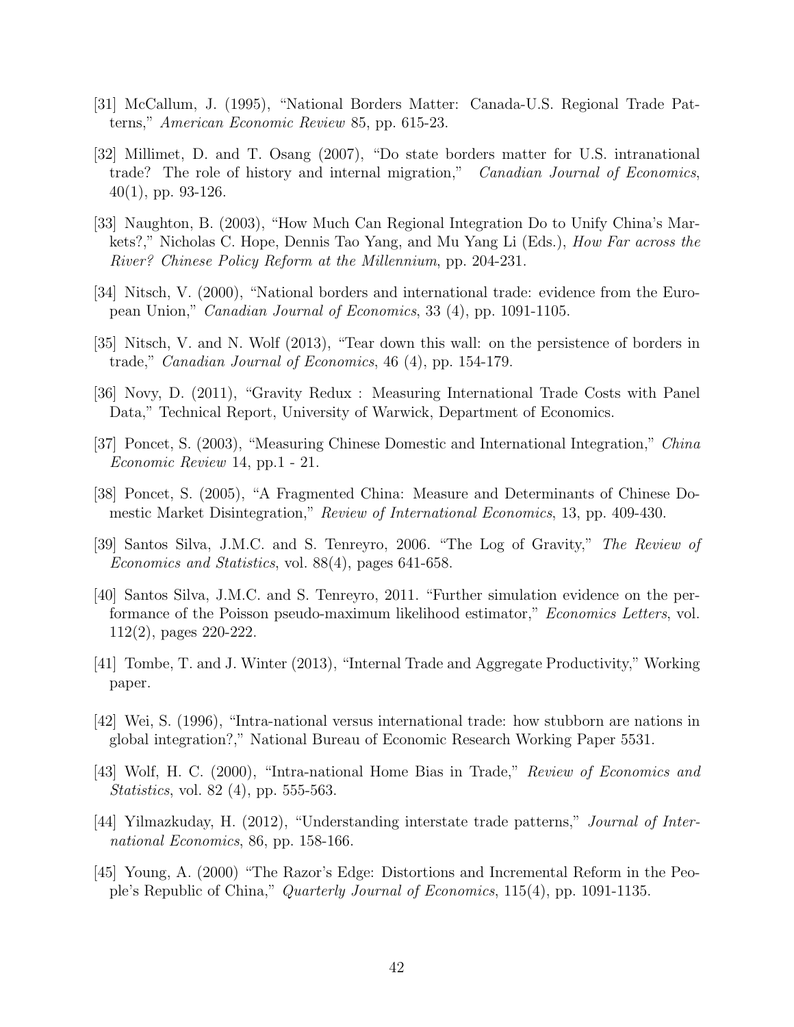[31] McCallum, J. (1995), "National Borders Matter: Canada-U.S. Regional Trade Patterns," *American Economic Review* 85, pp. 615-23.

[32] Millimet, D. and T. Osang (2007), "Do state borders matter for U.S. intranational trade? The role of history and internal migration," *Canadian Journal of Economics*, 40(1), pp. 93-126.

[33] Naughton, B. (2003), "How Much Can Regional Integration Do to Unify China's Markets?," Nicholas C. Hope, Dennis Tao Yang, and Mu Yang Li (Eds.), *How Far across the River? Chinese Policy Reform at the Millennium*, pp. 204-231.

[34] Nitsch, V. (2000), "National borders and international trade: evidence from the European Union," *Canadian Journal of Economics*, 33 (4), pp. 1091-1105.

[35] Nitsch, V. and N. Wolf (2013), "Tear down this wall: on the persistence of borders in trade," *Canadian Journal of Economics*, 46 (4), pp. 154-179.

[36] Novy, D. (2011), "Gravity Redux : Measuring International Trade Costs with Panel Data," Technical Report, University of Warwick, Department of Economics.

[37] Poncet, S. (2003), "Measuring Chinese Domestic and International Integration," *China Economic Review* 14, pp.1 - 21.

[38] Poncet, S. (2005), "A Fragmented China: Measure and Determinants of Chinese Domestic Market Disintegration," *Review of International Economics*, 13, pp. 409-430.

[39] Santos Silva, J.M.C. and S. Tenreyro, 2006. "The Log of Gravity," *The Review of Economics and Statistics*, vol. 88(4), pages 641-658.

[40] Santos Silva, J.M.C. and S. Tenreyro, 2011. "Further simulation evidence on the performance of the Poisson pseudo-maximum likelihood estimator," *Economics Letters*, vol. 112(2), pages 220-222.

[41] Tombe, T. and J. Winter (2013), "Internal Trade and Aggregate Productivity," Working paper.

[42] Wei, S. (1996), "Intra-national versus international trade: how stubborn are nations in global integration?," National Bureau of Economic Research Working Paper 5531.

[43] Wolf, H. C. (2000), "Intra-national Home Bias in Trade," *Review of Economics and Statistics*, vol. 82 (4), pp. 555-563.

[44] Yilmazkuday, H. (2012), "Understanding interstate trade patterns," *Journal of International Economics*, 86, pp. 158-166.

[45] Young, A. (2000) "The Razor's Edge: Distortions and Incremental Reform in the People's Republic of China," *Quarterly Journal of Economics*, 115(4), pp. 1091-1135.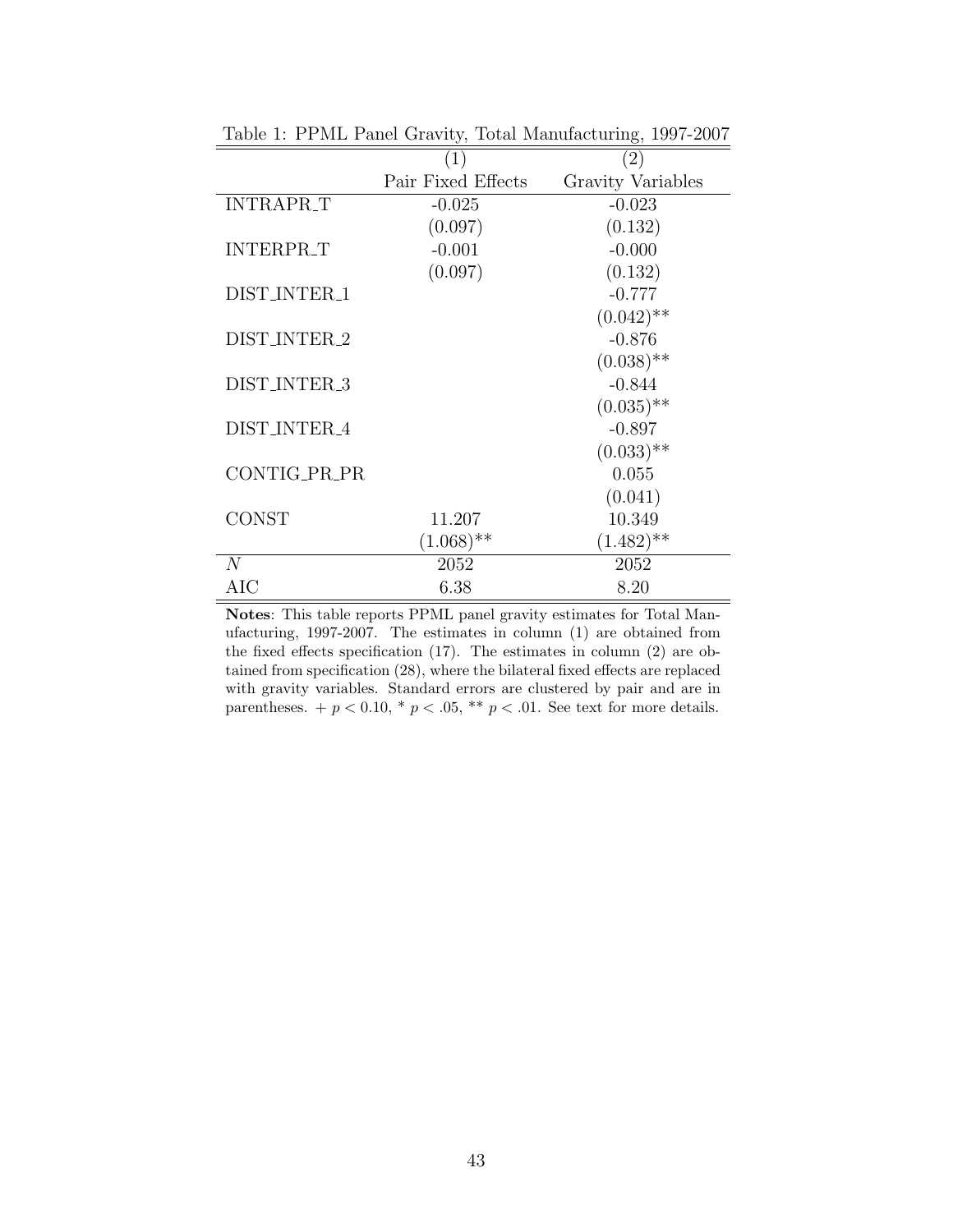Table 1: PPML Panel Gravity, Total Manufacturing, 1997-2007

| | (1) | (2) |
|---|---|---|
| | Pair Fixed Effects | Gravity Variables |
| INTRAPR_T | -0.025 | -0.023 |
| | (0.097) | (0.132) |
| INTERPR_T | -0.001 | -0.000 |
| | (0.097) | (0.132) |
| DIST_INTER_1 | | -0.777 |
| | | (0.042)** |
| DIST_INTER_2 | | -0.876 |
| | | (0.038)** |
| DIST_INTER_3 | | -0.844 |
| | | (0.035)** |
| DIST_INTER_4 | | -0.897 |
| | | (0.033)** |
| CONTIG_PR_PR | | 0.055 |
| | | (0.041) |
| CONST | 11.207 | 10.349 |
| | (1.068)** | (1.482)** |
| $N$ | 2052 | 2052 |
| AIC | 6.38 | 8.20 |

**Notes**: This table reports PPML panel gravity estimates for Total Manufacturing, 1997-2007. The estimates in column (1) are obtained from the fixed effects specification (17). The estimates in column (2) are obtained from specification (28), where the bilateral fixed effects are replaced with gravity variables. Standard errors are clustered by pair and are in parentheses. + $p < 0.10$, * $p < .05$, ** $p < .01$. See text for more details.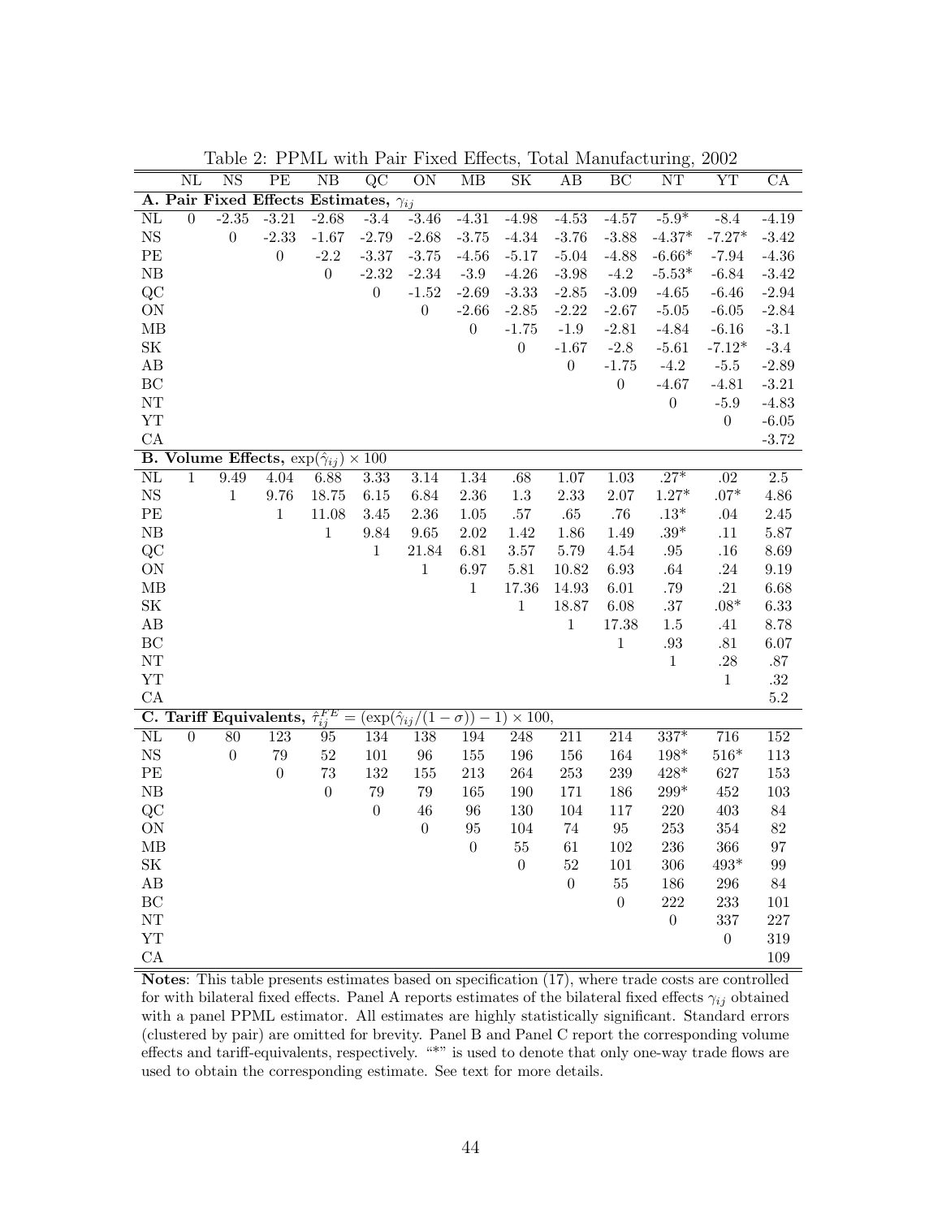Table 2: PPML with Pair Fixed Effects, Total Manufacturing, 2002

| | NL | NS | PE | NB | QC | ON | MB | SK | AB | BC | NT | YT | CA |
|---|---|---|---|---|---|---|---|---|---|---|---|---|---|
| **A. Pair Fixed Effects Estimates, $\gamma_{ij}$** | | | | | | | | | | | | | |
| NL | 0 | -2.35 | -3.21 | -2.68 | -3.4 | -3.46 | -4.31 | -4.98 | -4.53 | -4.57 | -5.9* | -8.4 | -4.19 |
| NS | | 0 | -2.33 | -1.67 | -2.79 | -2.68 | -3.75 | -4.34 | -3.76 | -3.88 | -4.37* | -7.27* | -3.42 |
| PE | | | 0 | -2.2 | -3.37 | -3.75 | -4.56 | -5.17 | -5.04 | -4.88 | -6.66* | -7.94 | -4.36 |
| NB | | | | 0 | -2.32 | -2.34 | -3.9 | -4.26 | -3.98 | -4.2 | -5.53* | -6.84 | -3.42 |
| QC | | | | | 0 | -1.52 | -2.69 | -3.33 | -2.85 | -3.09 | -4.65 | -6.46 | -2.94 |
| ON | | | | | | 0 | -2.66 | -2.85 | -2.22 | -2.67 | -5.05 | -6.05 | -2.84 |
| MB | | | | | | | 0 | -1.75 | -1.9 | -2.81 | -4.84 | -6.16 | -3.1 |
| SK | | | | | | | | 0 | -1.67 | -2.8 | -5.61 | -7.12* | -3.4 |
| AB | | | | | | | | | 0 | -1.75 | -4.2 | -5.5 | -2.89 |
| BC | | | | | | | | | | 0 | -4.67 | -4.81 | -3.21 |
| NT | | | | | | | | | | | 0 | -5.9 | -4.83 |
| YT | | | | | | | | | | | | 0 | -6.05 |
| CA | | | | | | | | | | | | | -3.72 |
| **B. Volume Effects, $\exp(\hat{\gamma}_{ij}) \times 100$** | | | | | | | | | | | | | |
| NL | 1 | 9.49 | 4.04 | 6.88 | 3.33 | 3.14 | 1.34 | .68 | 1.07 | 1.03 | .27* | .02 | 2.5 |
| NS | | 1 | 9.76 | 18.75 | 6.15 | 6.84 | 2.36 | 1.3 | 2.33 | 2.07 | 1.27* | .07* | 4.86 |
| PE | | | 1 | 11.08 | 3.45 | 2.36 | 1.05 | .57 | .65 | .76 | .13* | .04 | 2.45 |
| NB | | | | 1 | 9.84 | 9.65 | 2.02 | 1.42 | 1.86 | 1.49 | .39* | .11 | 5.87 |
| QC | | | | | 1 | 21.84 | 6.81 | 3.57 | 5.79 | 4.54 | .95 | .16 | 8.69 |
| ON | | | | | | 1 | 6.97 | 5.81 | 10.82 | 6.93 | .64 | .24 | 9.19 |
| MB | | | | | | | 1 | 17.36 | 14.93 | 6.01 | .79 | .21 | 6.68 |
| SK | | | | | | | | 1 | 18.87 | 6.08 | .37 | .08* | 6.33 |
| AB | | | | | | | | | 1 | 17.38 | 1.5 | .41 | 8.78 |
| BC | | | | | | | | | | 1 | .93 | .81 | 6.07 |
| NT | | | | | | | | | | | 1 | .28 | .87 |
| YT | | | | | | | | | | | | 1 | .32 |
| CA | | | | | | | | | | | | | 5.2 |
| **C. Tariff Equivalents, $\hat{\tau}_{ij}^{FE} = (\exp(\hat{\gamma}_{ij}/(1-\sigma)) - 1) \times 100$,** | | | | | | | | | | | | | |
| NL | 0 | 80 | 123 | 95 | 134 | 138 | 194 | 248 | 211 | 214 | 337* | 716 | 152 |
| NS | | 0 | 79 | 52 | 101 | 96 | 155 | 196 | 156 | 164 | 198* | 516* | 113 |
| PE | | | 0 | 73 | 132 | 155 | 213 | 264 | 253 | 239 | 428* | 627 | 153 |
| NB | | | | 0 | 79 | 79 | 165 | 190 | 171 | 186 | 299* | 452 | 103 |
| QC | | | | | 0 | 46 | 96 | 130 | 104 | 117 | 220 | 403 | 84 |
| ON | | | | | | 0 | 95 | 104 | 74 | 95 | 253 | 354 | 82 |
| MB | | | | | | | 0 | 55 | 61 | 102 | 236 | 366 | 97 |
| SK | | | | | | | | 0 | 52 | 101 | 306 | 493* | 99 |
| AB | | | | | | | | | 0 | 55 | 186 | 296 | 84 |
| BC | | | | | | | | | | 0 | 222 | 233 | 101 |
| NT | | | | | | | | | | | 0 | 337 | 227 |
| YT | | | | | | | | | | | | 0 | 319 |
| CA | | | | | | | | | | | | | 109 |

**Notes**: This table presents estimates based on specification (17), where trade costs are controlled for with bilateral fixed effects. Panel A reports estimates of the bilateral fixed effects $\gamma_{ij}$ obtained with a panel PPML estimator. All estimates are highly statistically significant. Standard errors (clustered by pair) are omitted for brevity. Panel B and Panel C report the corresponding volume effects and tariff-equivalents, respectively. "*" is used to denote that only one-way trade flows are used to obtain the corresponding estimate. See text for more details.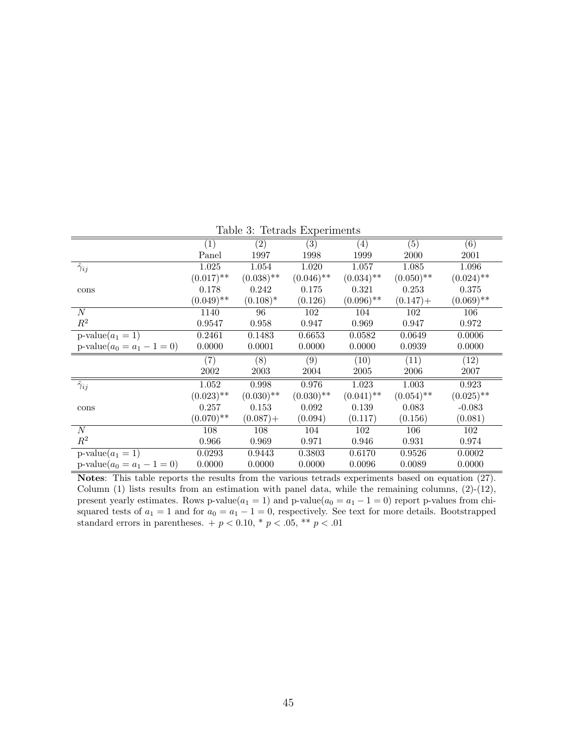Table 3: Tetrads Experiments

| | (1) | (2) | (3) | (4) | (5) | (6) |
|---|---|---|---|---|---|---|
| | Panel | 1997 | 1998 | 1999 | 2000 | 2001 |
| $\hat{\gamma}_{ij}$ | 1.025 | 1.054 | 1.020 | 1.057 | 1.085 | 1.096 |
| | (0.017)** | (0.038)** | (0.046)** | (0.034)** | (0.050)** | (0.024)** |
| cons | 0.178 | 0.242 | 0.175 | 0.321 | 0.253 | 0.375 |
| | (0.049)** | (0.108)* | (0.126) | (0.096)** | (0.147)+ | (0.069)** |
| $N$ | 1140 | 96 | 102 | 104 | 102 | 106 |
| $R^2$ | 0.9547 | 0.958 | 0.947 | 0.969 | 0.947 | 0.972 |
| p-value($a_1 = 1$) | 0.2461 | 0.1483 | 0.6653 | 0.0582 | 0.0649 | 0.0006 |
| p-value($a_0 = a_1 - 1 = 0$) | 0.0000 | 0.0001 | 0.0000 | 0.0000 | 0.0939 | 0.0000 |
| | (7) | (8) | (9) | (10) | (11) | (12) |
| | 2002 | 2003 | 2004 | 2005 | 2006 | 2007 |
| $\hat{\gamma}_{ij}$ | 1.052 | 0.998 | 0.976 | 1.023 | 1.003 | 0.923 |
| | (0.023)** | (0.030)** | (0.030)** | (0.041)** | (0.054)** | (0.025)** |
| cons | 0.257 | 0.153 | 0.092 | 0.139 | 0.083 | -0.083 |
| | (0.070)** | (0.087)+ | (0.094) | (0.117) | (0.156) | (0.081) |
| $N$ | 108 | 108 | 104 | 102 | 106 | 102 |
| $R^2$ | 0.966 | 0.969 | 0.971 | 0.946 | 0.931 | 0.974 |
| p-value($a_1 = 1$) | 0.0293 | 0.9443 | 0.3803 | 0.6170 | 0.9526 | 0.0002 |
| p-value($a_0 = a_1 - 1 = 0$) | 0.0000 | 0.0000 | 0.0000 | 0.0096 | 0.0089 | 0.0000 |

**Notes**: This table reports the results from the various tetrads experiments based on equation (27). Column (1) lists results from an estimation with panel data, while the remaining columns, (2)-(12), present yearly estimates. Rows p-value($a_1 = 1$) and p-value($a_0 = a_1 - 1 = 0$) report p-values from chi-squared tests of $a_1 = 1$ and for $a_0 = a_1 - 1 = 0$, respectively. See text for more details. Bootstrapped standard errors in parentheses. + $p < 0.10$, * $p < .05$, ** $p < .01$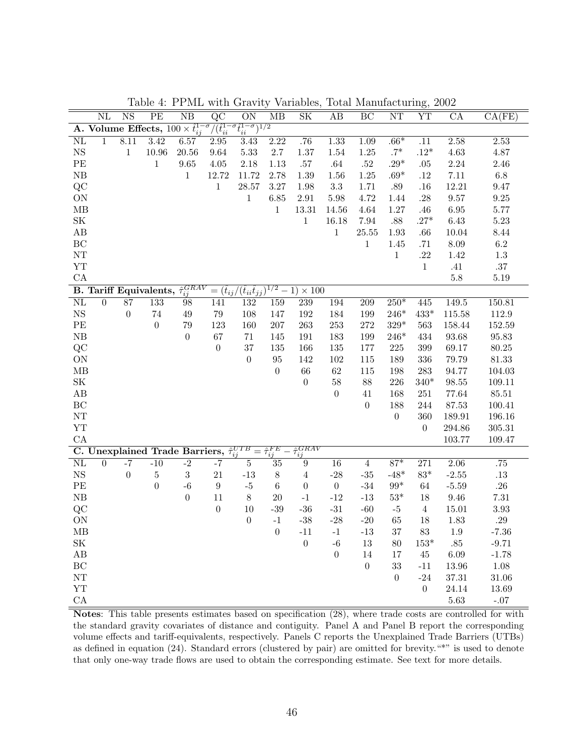Table 4: PPML with Gravity Variables, Total Manufacturing, 2002

| | NL | NS | PE | NB | QC | ON | MB | SK | AB | BC | NT | YT | CA | CA(FE) |
|---|---|---|---|---|---|---|---|---|---|---|---|---|---|---|
| **A. Volume Effects,** $100 \times \hat{t}_{ij}^{1-\sigma}/(\hat{t}_{ii}^{1-\sigma}\hat{t}_{ii}^{1-\sigma})^{1/2}$ | | | | | | | | | | | | | | |
| NL | 1 | 8.11 | 3.42 | 6.57 | 2.95 | 3.43 | 2.22 | .76 | 1.33 | 1.09 | .66* | .11 | 2.58 | 2.53 |
| NS | | 1 | 10.96 | 20.56 | 9.64 | 5.33 | 2.7 | 1.37 | 1.54 | 1.25 | .7* | .12* | 4.63 | 4.87 |
| PE | | | 1 | 9.65 | 4.05 | 2.18 | 1.13 | .57 | .64 | .52 | .29* | .05 | 2.24 | 2.46 |
| NB | | | | 1 | 12.72 | 11.72 | 2.78 | 1.39 | 1.56 | 1.25 | .69* | .12 | 7.11 | 6.8 |
| QC | | | | | 1 | 28.57 | 3.27 | 1.98 | 3.3 | 1.71 | .89 | .16 | 12.21 | 9.47 |
| ON | | | | | | 1 | 6.85 | 2.91 | 5.98 | 4.72 | 1.44 | .28 | 9.57 | 9.25 |
| MB | | | | | | | 1 | 13.31 | 14.56 | 4.64 | 1.27 | .46 | 6.95 | 5.77 |
| SK | | | | | | | | 1 | 16.18 | 7.94 | .88 | .27* | 6.43 | 5.23 |
| AB | | | | | | | | | 1 | 25.55 | 1.93 | .66 | 10.04 | 8.44 |
| BC | | | | | | | | | | 1 | 1.45 | .71 | 8.09 | 6.2 |
| NT | | | | | | | | | | | 1 | .22 | 1.42 | 1.3 |
| YT | | | | | | | | | | | | 1 | .41 | .37 |
| CA | | | | | | | | | | | | | 5.8 | 5.19 |
| **B. Tariff Equivalents,** $\hat{\tau}_{ij}^{GRAV} = (\hat{t}_{ij}/(\hat{t}_{ii}\hat{t}_{jj})^{1/2} - 1) \times 100$ | | | | | | | | | | | | | | |
| NL | 0 | 87 | 133 | 98 | 141 | 132 | 159 | 239 | 194 | 209 | 250* | 445 | 149.5 | 150.81 |
| NS | | 0 | 74 | 49 | 79 | 108 | 147 | 192 | 184 | 199 | 246* | 433* | 115.58 | 112.9 |
| PE | | | 0 | 79 | 123 | 160 | 207 | 263 | 253 | 272 | 329* | 563 | 158.44 | 152.59 |
| NB | | | | 0 | 67 | 71 | 145 | 191 | 183 | 199 | 246* | 434 | 93.68 | 95.83 |
| QC | | | | | 0 | 37 | 135 | 166 | 135 | 177 | 225 | 399 | 69.17 | 80.25 |
| ON | | | | | | 0 | 95 | 142 | 102 | 115 | 189 | 336 | 79.79 | 81.33 |
| MB | | | | | | | 0 | 66 | 62 | 115 | 198 | 283 | 94.77 | 104.03 |
| SK | | | | | | | | 0 | 58 | 88 | 226 | 340* | 98.55 | 109.11 |
| AB | | | | | | | | | 0 | 41 | 168 | 251 | 77.64 | 85.51 |
| BC | | | | | | | | | | 0 | 188 | 244 | 87.53 | 100.41 |
| NT | | | | | | | | | | | 0 | 360 | 189.91 | 196.16 |
| YT | | | | | | | | | | | | 0 | 294.86 | 305.31 |
| CA | | | | | | | | | | | | | 103.77 | 109.47 |
| **C. Unexplained Trade Barriers,** $\hat{\tau}_{ij}^{UTB} = \hat{\tau}_{ij}^{FE} - \hat{\tau}_{ij}^{GRAV}$ | | | | | | | | | | | | | | |
| NL | 0 | -7 | -10 | -2 | -7 | 5 | 35 | 9 | 16 | 4 | 87* | 271 | 2.06 | .75 |
| NS | | 0 | 5 | 3 | 21 | -13 | 8 | 4 | -28 | -35 | -48* | 83* | -2.55 | .13 |
| PE | | | 0 | -6 | 9 | -5 | 6 | 0 | 0 | -34 | 99* | 64 | -5.59 | .26 |
| NB | | | | 0 | 11 | 8 | 20 | -1 | -12 | -13 | 53* | 18 | 9.46 | 7.31 |
| QC | | | | | 0 | 10 | -39 | -36 | -31 | -60 | -5 | 4 | 15.01 | 3.93 |
| ON | | | | | | 0 | -1 | -38 | -28 | -20 | 65 | 18 | 1.83 | .29 |
| MB | | | | | | | 0 | -11 | -1 | -13 | 37 | 83 | 1.9 | -7.36 |
| SK | | | | | | | | 0 | -6 | 13 | 80 | 153* | .85 | -9.71 |
| AB | | | | | | | | | 0 | 14 | 17 | 45 | 6.09 | -1.78 |
| BC | | | | | | | | | | 0 | 33 | -11 | 13.96 | 1.08 |
| NT | | | | | | | | | | | 0 | -24 | 37.31 | 31.06 |
| YT | | | | | | | | | | | | 0 | 24.14 | 13.69 |
| CA | | | | | | | | | | | | | 5.63 | -.07 |

**Notes**: This table presents estimates based on specification (28), where trade costs are controlled for with the standard gravity covariates of distance and contiguity. Panel A and Panel B report the corresponding volume effects and tariff-equivalents, respectively. Panels C reports the Unexplained Trade Barriers (UTBs) as defined in equation (24). Standard errors (clustered by pair) are omitted for brevity."*" is used to denote that only one-way trade flows are used to obtain the corresponding estimate. See text for more details.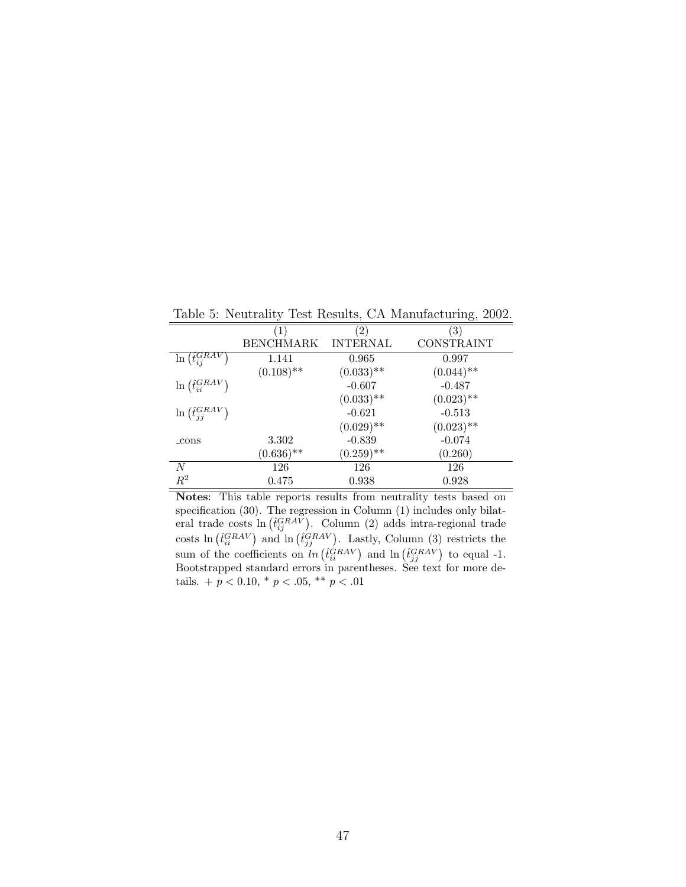Table 5: Neutrality Test Results, CA Manufacturing, 2002.

| | (1) | (2) | (3) |
|---|---|---|---|
| | BENCHMARK | INTERNAL | CONSTRAINT |
| $\ln\left(\hat{t}_{ij}^{GRAV}\right)$ | 1.141 | 0.965 | 0.997 |
| | $(0.108)^{**}$ | $(0.033)^{**}$ | $(0.044)^{**}$ |
| $\ln\left(\hat{t}_{ii}^{GRAV}\right)$ | | -0.607 | -0.487 |
| | | $(0.033)^{**}$ | $(0.023)^{**}$ |
| $\ln\left(\hat{t}_{jj}^{GRAV}\right)$ | | -0.621 | -0.513 |
| | | $(0.029)^{**}$ | $(0.023)^{**}$ |
| _cons | 3.302 | -0.839 | -0.074 |
| | $(0.636)^{**}$ | $(0.259)^{**}$ | (0.260) |
| $N$ | 126 | 126 | 126 |
| $R^2$ | 0.475 | 0.938 | 0.928 |

**Notes**: This table reports results from neutrality tests based on specification (30). The regression in Column (1) includes only bilateral trade costs $\ln\left(\hat{t}_{ij}^{GRAV}\right)$. Column (2) adds intra-regional trade costs $\ln\left(\hat{t}_{ii}^{GRAV}\right)$ and $\ln\left(\hat{t}_{jj}^{GRAV}\right)$. Lastly, Column (3) restricts the sum of the coefficients on $ln\left(\hat{t}_{ii}^{GRAV}\right)$ and $\ln\left(\hat{t}_{jj}^{GRAV}\right)$ to equal -1. Bootstrapped standard errors in parentheses. See text for more details. + $p < 0.10$, * $p < .05$, ** $p < .01$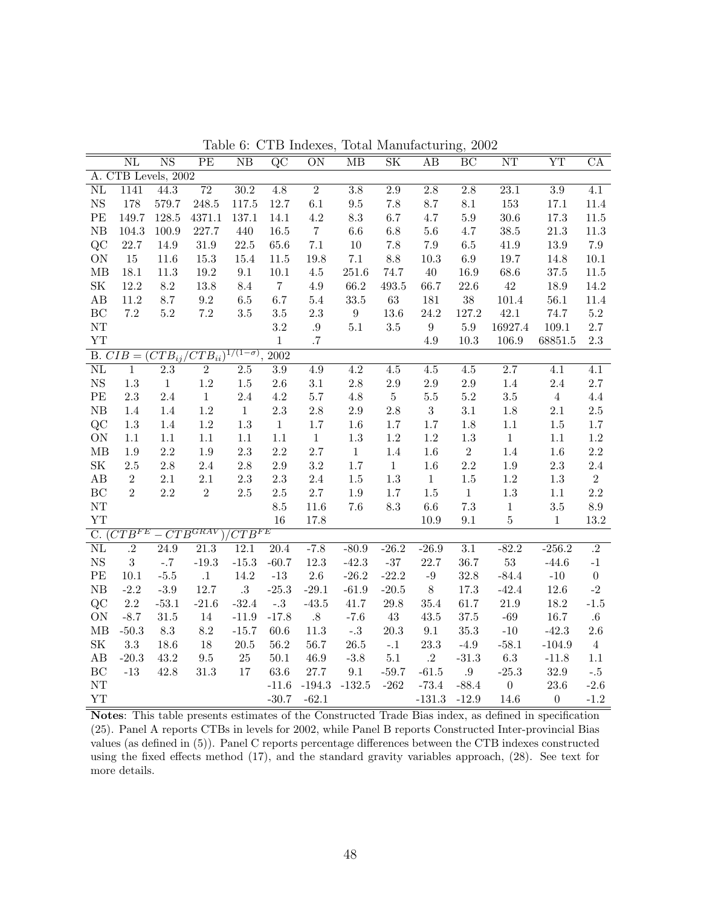Table 6: CTB Indexes, Total Manufacturing, 2002

| | NL | NS | PE | NB | QC | ON | MB | SK | AB | BC | NT | YT | CA |
|---|---|---|---|---|---|---|---|---|---|---|---|---|---|
| A. CTB Levels, 2002 | | | | | | | | | | | | | |
| NL | 1141 | 44.3 | 72 | 30.2 | 4.8 | 2 | 3.8 | 2.9 | 2.8 | 2.8 | 23.1 | 3.9 | 4.1 |
| NS | 178 | 579.7 | 248.5 | 117.5 | 12.7 | 6.1 | 9.5 | 7.8 | 8.7 | 8.1 | 153 | 17.1 | 11.4 |
| PE | 149.7 | 128.5 | 4371.1 | 137.1 | 14.1 | 4.2 | 8.3 | 6.7 | 4.7 | 5.9 | 30.6 | 17.3 | 11.5 |
| NB | 104.3 | 100.9 | 227.7 | 440 | 16.5 | 7 | 6.6 | 6.8 | 5.6 | 4.7 | 38.5 | 21.3 | 11.3 |
| QC | 22.7 | 14.9 | 31.9 | 22.5 | 65.6 | 7.1 | 10 | 7.8 | 7.9 | 6.5 | 41.9 | 13.9 | 7.9 |
| ON | 15 | 11.6 | 15.3 | 15.4 | 11.5 | 19.8 | 7.1 | 8.8 | 10.3 | 6.9 | 19.7 | 14.8 | 10.1 |
| MB | 18.1 | 11.3 | 19.2 | 9.1 | 10.1 | 4.5 | 251.6 | 74.7 | 40 | 16.9 | 68.6 | 37.5 | 11.5 |
| SK | 12.2 | 8.2 | 13.8 | 8.4 | 7 | 4.9 | 66.2 | 493.5 | 66.7 | 22.6 | 42 | 18.9 | 14.2 |
| AB | 11.2 | 8.7 | 9.2 | 6.5 | 6.7 | 5.4 | 33.5 | 63 | 181 | 38 | 101.4 | 56.1 | 11.4 |
| BC | 7.2 | 5.2 | 7.2 | 3.5 | 3.5 | 2.3 | 9 | 13.6 | 24.2 | 127.2 | 42.1 | 74.7 | 5.2 |
| NT | | | | | 3.2 | .9 | 5.1 | 3.5 | 9 | 5.9 | 16927.4 | 109.1 | 2.7 |
| YT | | | | | 1 | .7 | | | 4.9 | 10.3 | 106.9 | 68851.5 | 2.3 |
| B. $CIB = (CTB_{ij}/CTB_{ii})^{1/(1-\sigma)}$, 2002 | | | | | | | | | | | | | |
| NL | 1 | 2.3 | 2 | 2.5 | 3.9 | 4.9 | 4.2 | 4.5 | 4.5 | 4.5 | 2.7 | 4.1 | 4.1 |
| NS | 1.3 | 1 | 1.2 | 1.5 | 2.6 | 3.1 | 2.8 | 2.9 | 2.9 | 2.9 | 1.4 | 2.4 | 2.7 |
| PE | 2.3 | 2.4 | 1 | 2.4 | 4.2 | 5.7 | 4.8 | 5 | 5.5 | 5.2 | 3.5 | 4 | 4.4 |
| NB | 1.4 | 1.4 | 1.2 | 1 | 2.3 | 2.8 | 2.9 | 2.8 | 3 | 3.1 | 1.8 | 2.1 | 2.5 |
| QC | 1.3 | 1.4 | 1.2 | 1.3 | 1 | 1.7 | 1.6 | 1.7 | 1.7 | 1.8 | 1.1 | 1.5 | 1.7 |
| ON | 1.1 | 1.1 | 1.1 | 1.1 | 1.1 | 1 | 1.3 | 1.2 | 1.2 | 1.3 | 1 | 1.1 | 1.2 |
| MB | 1.9 | 2.2 | 1.9 | 2.3 | 2.2 | 2.7 | 1 | 1.4 | 1.6 | 2 | 1.4 | 1.6 | 2.2 |
| SK | 2.5 | 2.8 | 2.4 | 2.8 | 2.9 | 3.2 | 1.7 | 1 | 1.6 | 2.2 | 1.9 | 2.3 | 2.4 |
| AB | 2 | 2.1 | 2.1 | 2.3 | 2.3 | 2.4 | 1.5 | 1.3 | 1 | 1.5 | 1.2 | 1.3 | 2 |
| BC | 2 | 2.2 | 2 | 2.5 | 2.5 | 2.7 | 1.9 | 1.7 | 1.5 | 1 | 1.3 | 1.1 | 2.2 |
| NT | | | | | 8.5 | 11.6 | 7.6 | 8.3 | 6.6 | 7.3 | 1 | 3.5 | 8.9 |
| YT | | | | | 16 | 17.8 | | | 10.9 | 9.1 | 5 | 1 | 13.2 |
| C. $(CTB^{FE} - CTB^{GRAV})/CTB^{FE}$ | | | | | | | | | | | | | |
| NL | .2 | 24.9 | 21.3 | 12.1 | 20.4 | -7.8 | -80.9 | -26.2 | -26.9 | 3.1 | -82.2 | -256.2 | .2 |
| NS | 3 | -.7 | -19.3 | -15.3 | -60.7 | 12.3 | -42.3 | -37 | 22.7 | 36.7 | 53 | -44.6 | -1 |
| PE | 10.1 | -5.5 | .1 | 14.2 | -13 | 2.6 | -26.2 | -22.2 | -9 | 32.8 | -84.4 | -10 | 0 |
| NB | -2.2 | -3.9 | 12.7 | .3 | -25.3 | -29.1 | -61.9 | -20.5 | 8 | 17.3 | -42.4 | 12.6 | -2 |
| QC | 2.2 | -53.1 | -21.6 | -32.4 | -.3 | -43.5 | 41.7 | 29.8 | 35.4 | 61.7 | 21.9 | 18.2 | -1.5 |
| ON | -8.7 | 31.5 | 14 | -11.9 | -17.8 | .8 | -7.6 | 43 | 43.5 | 37.5 | -69 | 16.7 | .6 |
| MB | -50.3 | 8.3 | 8.2 | -15.7 | 60.6 | 11.3 | -.3 | 20.3 | 9.1 | 35.3 | -10 | -42.3 | 2.6 |
| SK | 3.3 | 18.6 | 18 | 20.5 | 56.2 | 56.7 | 26.5 | -.1 | 23.3 | -4.9 | -58.1 | -104.9 | 4 |
| AB | -20.3 | 43.2 | 9.5 | 25 | 50.1 | 46.9 | -3.8 | 5.1 | .2 | -31.3 | 6.3 | -11.8 | 1.1 |
| BC | -13 | 42.8 | 31.3 | 17 | 63.6 | 27.7 | 9.1 | -59.7 | -61.5 | .9 | -25.3 | 32.9 | -.5 |
| NT | | | | | -11.6 | -194.3 | -132.5 | -262 | -73.4 | -88.4 | 0 | 23.6 | -2.6 |
| YT | | | | | -30.7 | -62.1 | | | -131.3 | -12.9 | 14.6 | 0 | -1.2 |

**Notes**: This table presents estimates of the Constructed Trade Bias index, as defined in specification (25). Panel A reports CTBs in levels for 2002, while Panel B reports Constructed Inter-provincial Bias values (as defined in (5)). Panel C reports percentage differences between the CTB indexes constructed using the fixed effects method (17), and the standard gravity variables approach, (28). See text for more details.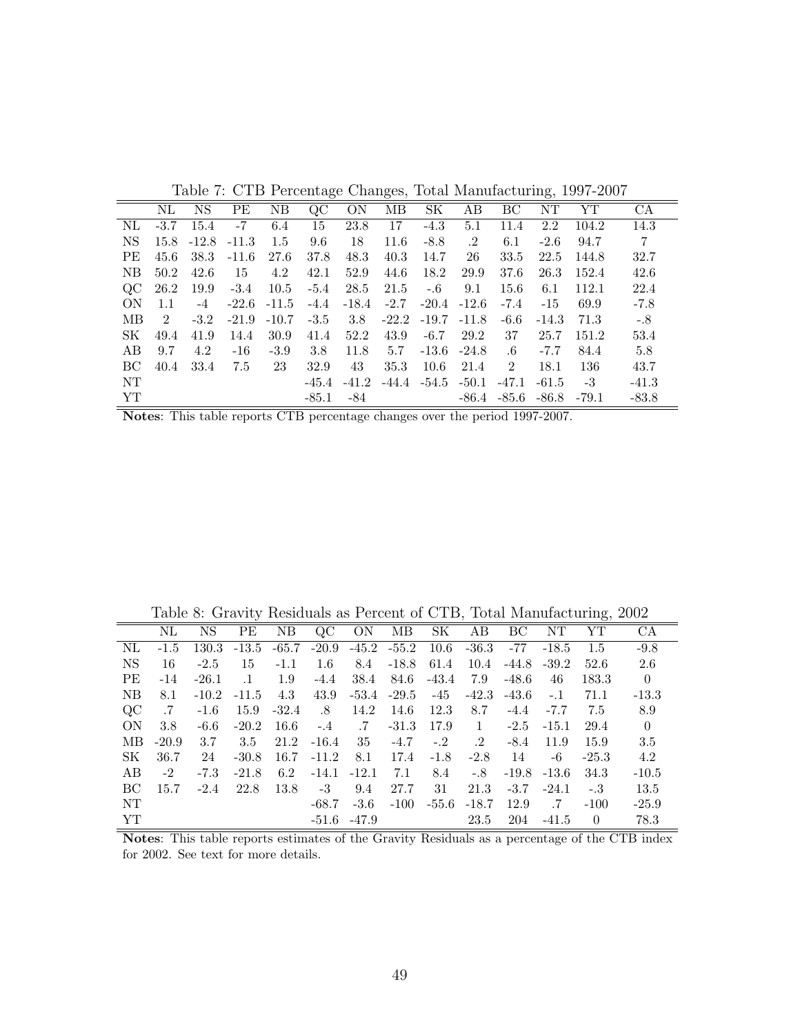Table 7: CTB Percentage Changes, Total Manufacturing, 1997-2007

| | NL | NS | PE | NB | QC | ON | MB | SK | AB | BC | NT | YT | CA |
|---|---|---|---|---|---|---|---|---|---|---|---|---|---|
| NL | -3.7 | 15.4 | -7 | 6.4 | 15 | 23.8 | 17 | -4.3 | 5.1 | 11.4 | 2.2 | 104.2 | 14.3 |
| NS | 15.8 | -12.8 | -11.3 | 1.5 | 9.6 | 18 | 11.6 | -8.8 | .2 | 6.1 | -2.6 | 94.7 | 7 |
| PE | 45.6 | 38.3 | -11.6 | 27.6 | 37.8 | 48.3 | 40.3 | 14.7 | 26 | 33.5 | 22.5 | 144.8 | 32.7 |
| NB | 50.2 | 42.6 | 15 | 4.2 | 42.1 | 52.9 | 44.6 | 18.2 | 29.9 | 37.6 | 26.3 | 152.4 | 42.6 |
| QC | 26.2 | 19.9 | -3.4 | 10.5 | -5.4 | 28.5 | 21.5 | -.6 | 9.1 | 15.6 | 6.1 | 112.1 | 22.4 |
| ON | 1.1 | -4 | -22.6 | -11.5 | -4.4 | -18.4 | -2.7 | -20.4 | -12.6 | -7.4 | -15 | 69.9 | -7.8 |
| MB | 2 | -3.2 | -21.9 | -10.7 | -3.5 | 3.8 | -22.2 | -19.7 | -11.8 | -6.6 | -14.3 | 71.3 | -.8 |
| SK | 49.4 | 41.9 | 14.4 | 30.9 | 41.4 | 52.2 | 43.9 | -6.7 | 29.2 | 37 | 25.7 | 151.2 | 53.4 |
| AB | 9.7 | 4.2 | -16 | -3.9 | 3.8 | 11.8 | 5.7 | -13.6 | -24.8 | .6 | -7.7 | 84.4 | 5.8 |
| BC | 40.4 | 33.4 | 7.5 | 23 | 32.9 | 43 | 35.3 | 10.6 | 21.4 | 2 | 18.1 | 136 | 43.7 |
| NT | | | | | -45.4 | -41.2 | -44.4 | -54.5 | -50.1 | -47.1 | -61.5 | -3 | -41.3 |
| YT | | | | | -85.1 | -84 | | | -86.4 | -85.6 | -86.8 | -79.1 | -83.8 |

**Notes**: This table reports CTB percentage changes over the period 1997-2007.

Table 8: Gravity Residuals as Percent of CTB, Total Manufacturing, 2002

| | NL | NS | PE | NB | QC | ON | MB | SK | AB | BC | NT | YT | CA |
|---|---|---|---|---|---|---|---|---|---|---|---|---|---|
| NL | -1.5 | 130.3 | -13.5 | -65.7 | -20.9 | -45.2 | -55.2 | 10.6 | -36.3 | -77 | -18.5 | 1.5 | -9.8 |
| NS | 16 | -2.5 | 15 | -1.1 | 1.6 | 8.4 | -18.8 | 61.4 | 10.4 | -44.8 | -39.2 | 52.6 | 2.6 |
| PE | -14 | -26.1 | .1 | 1.9 | -4.4 | 38.4 | 84.6 | -43.4 | 7.9 | -48.6 | 46 | 183.3 | 0 |
| NB | 8.1 | -10.2 | -11.5 | 4.3 | 43.9 | -53.4 | -29.5 | -45 | -42.3 | -43.6 | -.1 | 71.1 | -13.3 |
| QC | .7 | -1.6 | 15.9 | -32.4 | .8 | 14.2 | 14.6 | 12.3 | 8.7 | -4.4 | -7.7 | 7.5 | 8.9 |
| ON | 3.8 | -6.6 | -20.2 | 16.6 | -.4 | .7 | -31.3 | 17.9 | 1 | -2.5 | -15.1 | 29.4 | 0 |
| MB | -20.9 | 3.7 | 3.5 | 21.2 | -16.4 | 35 | -4.7 | -.2 | .2 | -8.4 | 11.9 | 15.9 | 3.5 |
| SK | 36.7 | 24 | -30.8 | 16.7 | -11.2 | 8.1 | 17.4 | -1.8 | -2.8 | 14 | -6 | -25.3 | 4.2 |
| AB | -2 | -7.3 | -21.8 | 6.2 | -14.1 | -12.1 | 7.1 | 8.4 | -.8 | -19.8 | -13.6 | 34.3 | -10.5 |
| BC | 15.7 | -2.4 | 22.8 | 13.8 | -3 | 9.4 | 27.7 | 31 | 21.3 | -3.7 | -24.1 | -.3 | 13.5 |
| NT | | | | | -68.7 | -3.6 | -100 | -55.6 | -18.7 | 12.9 | .7 | -100 | -25.9 |
| YT | | | | | -51.6 | -47.9 | | | 23.5 | 204 | -41.5 | 0 | 78.3 |

**Notes**: This table reports estimates of the Gravity Residuals as a percentage of the CTB index for 2002. See text for more details.